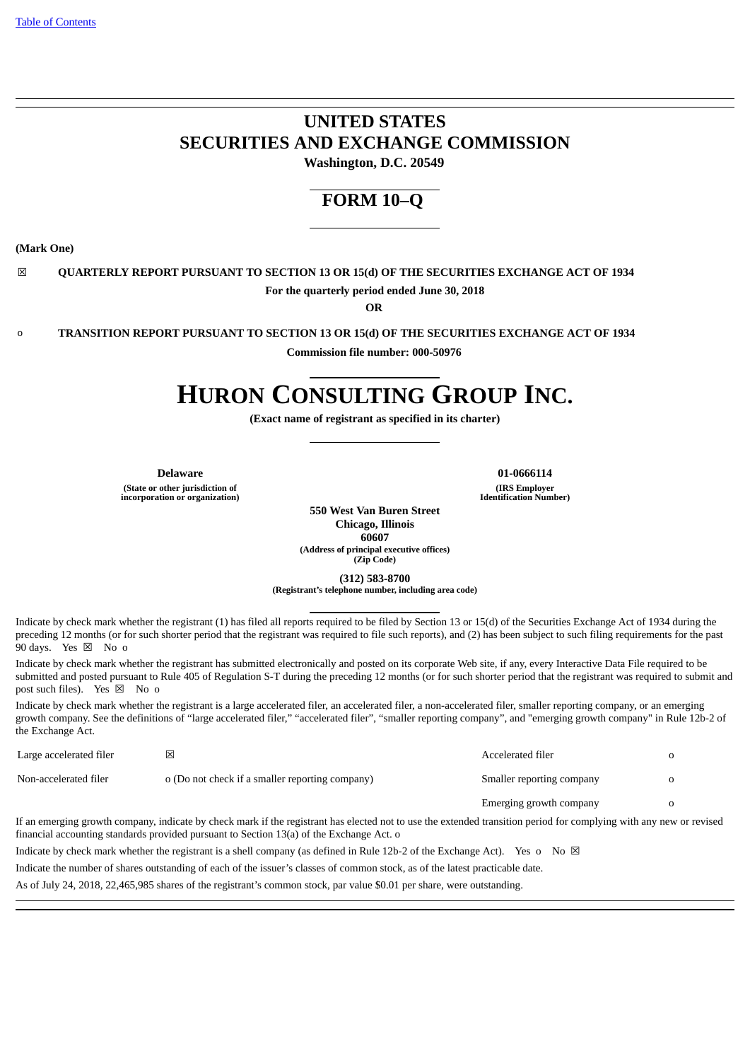Table of Contents

# UNITED STATES
# SECURITIES AND EXCHANGE COMMISSION

**Washington, D.C. 20549**

## FORM 10–Q

**(Mark One)**

☒ **QUARTERLY REPORT PURSUANT TO SECTION 13 OR 15(d) OF THE SECURITIES EXCHANGE ACT OF 1934**

**For the quarterly period ended June 30, 2018**

**OR**

o **TRANSITION REPORT PURSUANT TO SECTION 13 OR 15(d) OF THE SECURITIES EXCHANGE ACT OF 1934**

**Commission file number: 000-50976**

# HURON CONSULTING GROUP INC.

**(Exact name of registrant as specified in its charter)**

| **Delaware** | **01-0666114** |
|---|---|
| **(State or other jurisdiction of incorporation or organization)** | **(IRS Employer Identification Number)** |

**550 West Van Buren Street**
**Chicago, Illinois**
**60607**
**(Address of principal executive offices)**
**(Zip Code)**

**(312) 583-8700**
**(Registrant's telephone number, including area code)**

Indicate by check mark whether the registrant (1) has filed all reports required to be filed by Section 13 or 15(d) of the Securities Exchange Act of 1934 during the preceding 12 months (or for such shorter period that the registrant was required to file such reports), and (2) has been subject to such filing requirements for the past 90 days. Yes ☒ No o

Indicate by check mark whether the registrant has submitted electronically and posted on its corporate Web site, if any, every Interactive Data File required to be submitted and posted pursuant to Rule 405 of Regulation S-T during the preceding 12 months (or for such shorter period that the registrant was required to submit and post such files). Yes ☒ No o

Indicate by check mark whether the registrant is a large accelerated filer, an accelerated filer, a non-accelerated filer, smaller reporting company, or an emerging growth company. See the definitions of "large accelerated filer," "accelerated filer", "smaller reporting company", and "emerging growth company" in Rule 12b-2 of the Exchange Act.

| | | | |
|---|---|---|---|
| Large accelerated filer | ☒ | Accelerated filer | o |
| Non-accelerated filer | o (Do not check if a smaller reporting company) | Smaller reporting company | o |
| | | Emerging growth company | o |

If an emerging growth company, indicate by check mark if the registrant has elected not to use the extended transition period for complying with any new or revised financial accounting standards provided pursuant to Section 13(a) of the Exchange Act. o

Indicate by check mark whether the registrant is a shell company (as defined in Rule 12b-2 of the Exchange Act). Yes o No ☒

Indicate the number of shares outstanding of each of the issuer's classes of common stock, as of the latest practicable date.

As of July 24, 2018, 22,465,985 shares of the registrant's common stock, par value $0.01 per share, were outstanding.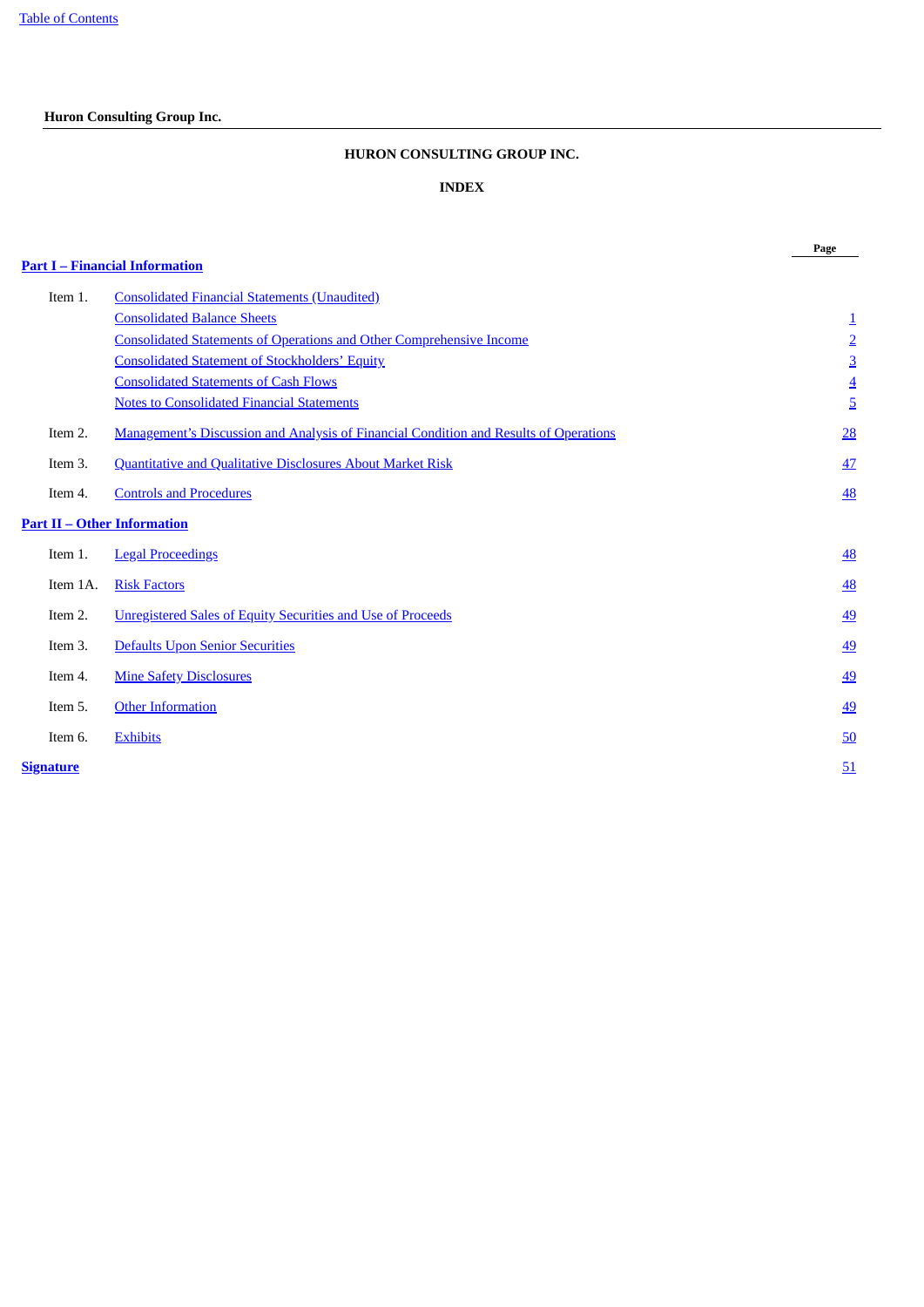**Hurron Consulting Group Inc.**

# HURON CONSULTING GROUP INC.

## INDEX

| | | Page |
|---|---|---|
| **Part I – Financial Information** | | |
| Item 1. | Consolidated Financial Statements (Unaudited) | |
| | Consolidated Balance Sheets | 1 |
| | Consolidated Statements of Operations and Other Comprehensive Income | 2 |
| | Consolidated Statement of Stockholders' Equity | 3 |
| | Consolidated Statements of Cash Flows | 4 |
| | Notes to Consolidated Financial Statements | 5 |
| Item 2. | Management's Discussion and Analysis of Financial Condition and Results of Operations | 28 |
| Item 3. | Quantitative and Qualitative Disclosures About Market Risk | 47 |
| Item 4. | Controls and Procedures | 48 |
| **Part II – Other Information** | | |
| Item 1. | Legal Proceedings | 48 |
| Item 1A. | Risk Factors | 48 |
| Item 2. | Unregistered Sales of Equity Securities and Use of Proceeds | 49 |
| Item 3. | Defaults Upon Senior Securities | 49 |
| Item 4. | Mine Safety Disclosures | 49 |
| Item 5. | Other Information | 49 |
| Item 6. | Exhibits | 50 |
| **Signature** | | 51 |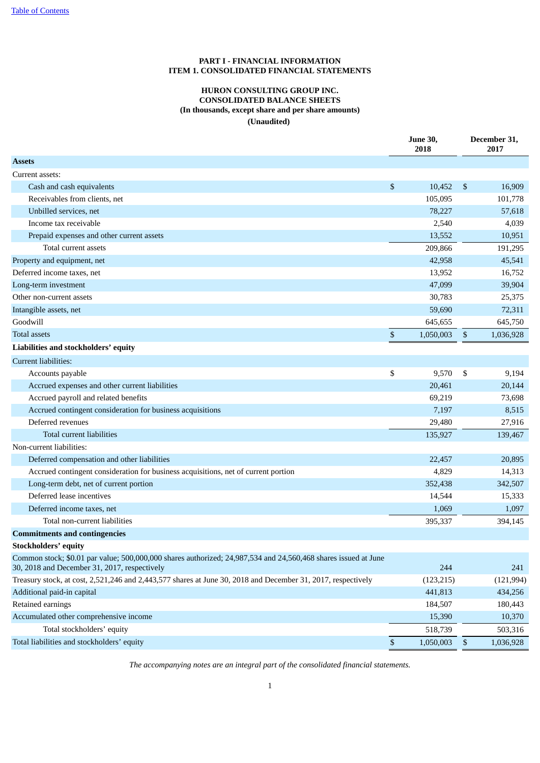# PART I - FINANCIAL INFORMATION
## ITEM 1. CONSOLIDATED FINANCIAL STATEMENTS

### HURON CONSULTING GROUP INC.
### CONSOLIDATED BALANCE SHEETS
### (In thousands, except share and per share amounts)
### (Unaudited)

| | June 30, 2018 | December 31, 2017 |
|---|---|---|
| **Assets** | | |
| Current assets: | | |
| Cash and cash equivalents | $ 10,452 | $ 16,909 |
| Receivables from clients, net | 105,095 | 101,778 |
| Unbilled services, net | 78,227 | 57,618 |
| Income tax receivable | 2,540 | 4,039 |
| Prepaid expenses and other current assets | 13,552 | 10,951 |
| Total current assets | 209,866 | 191,295 |
| Property and equipment, net | 42,958 | 45,541 |
| Deferred income taxes, net | 13,952 | 16,752 |
| Long-term investment | 47,099 | 39,904 |
| Other non-current assets | 30,783 | 25,375 |
| Intangible assets, net | 59,690 | 72,311 |
| Goodwill | 645,655 | 645,750 |
| Total assets | $ 1,050,003 | $ 1,036,928 |
| **Liabilities and stockholders' equity** | | |
| Current liabilities: | | |
| Accounts payable | $ 9,570 | $ 9,194 |
| Accrued expenses and other current liabilities | 20,461 | 20,144 |
| Accrued payroll and related benefits | 69,219 | 73,698 |
| Accrued contingent consideration for business acquisitions | 7,197 | 8,515 |
| Deferred revenues | 29,480 | 27,916 |
| Total current liabilities | 135,927 | 139,467 |
| Non-current liabilities: | | |
| Deferred compensation and other liabilities | 22,457 | 20,895 |
| Accrued contingent consideration for business acquisitions, net of current portion | 4,829 | 14,313 |
| Long-term debt, net of current portion | 352,438 | 342,507 |
| Deferred lease incentives | 14,544 | 15,333 |
| Deferred income taxes, net | 1,069 | 1,097 |
| Total non-current liabilities | 395,337 | 394,145 |
| **Commitments and contingencies** | | |
| **Stockholders' equity** | | |
| Common stock; $0.01 par value; 500,000,000 shares authorized; 24,987,534 and 24,560,468 shares issued at June 30, 2018 and December 31, 2017, respectively | 244 | 241 |
| Treasury stock, at cost, 2,521,246 and 2,443,577 shares at June 30, 2018 and December 31, 2017, respectively | (123,215) | (121,994) |
| Additional paid-in capital | 441,813 | 434,256 |
| Retained earnings | 184,507 | 180,443 |
| Accumulated other comprehensive income | 15,390 | 10,370 |
| Total stockholders' equity | 518,739 | 503,316 |
| Total liabilities and stockholders' equity | $ 1,050,003 | $ 1,036,928 |

*The accompanying notes are an integral part of the consolidated financial statements.*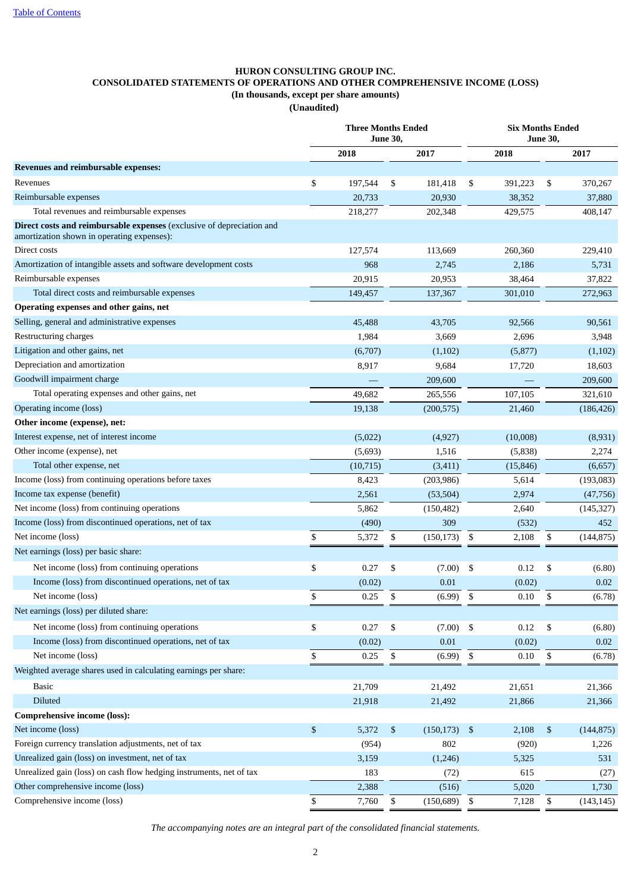[Table of Contents](#)

**HURON CONSULTING GROUP INC.**
**CONSOLIDATED STATEMENTS OF OPERATIONS AND OTHER COMPREHENSIVE INCOME (LOSS)**
**(In thousands, except per share amounts)**
**(Unaudited)**

| | Three Months Ended June 30, | | Six Months Ended June 30, | |
|---|---|---|---|---|
| | 2018 | 2017 | 2018 | 2017 |
| **Revenues and reimbursable expenses:** | | | | |
| Revenues | $ 197,544 | $ 181,418 | $ 391,223 | $ 370,267 |
| Reimbursable expenses | 20,733 | 20,930 | 38,352 | 37,880 |
| Total revenues and reimbursable expenses | 218,277 | 202,348 | 429,575 | 408,147 |
| **Direct costs and reimbursable expenses** (exclusive of depreciation and amortization shown in operating expenses): | | | | |
| Direct costs | 127,574 | 113,669 | 260,360 | 229,410 |
| Amortization of intangible assets and software development costs | 968 | 2,745 | 2,186 | 5,731 |
| Reimbursable expenses | 20,915 | 20,953 | 38,464 | 37,822 |
| Total direct costs and reimbursable expenses | 149,457 | 137,367 | 301,010 | 272,963 |
| **Operating expenses and other gains, net** | | | | |
| Selling, general and administrative expenses | 45,488 | 43,705 | 92,566 | 90,561 |
| Restructuring charges | 1,984 | 3,669 | 2,696 | 3,948 |
| Litigation and other gains, net | (6,707) | (1,102) | (5,877) | (1,102) |
| Depreciation and amortization | 8,917 | 9,684 | 17,720 | 18,603 |
| Goodwill impairment charge | — | 209,600 | — | 209,600 |
| Total operating expenses and other gains, net | 49,682 | 265,556 | 107,105 | 321,610 |
| Operating income (loss) | 19,138 | (200,575) | 21,460 | (186,426) |
| **Other income (expense), net:** | | | | |
| Interest expense, net of interest income | (5,022) | (4,927) | (10,008) | (8,931) |
| Other income (expense), net | (5,693) | 1,516 | (5,838) | 2,274 |
| Total other expense, net | (10,715) | (3,411) | (15,846) | (6,657) |
| Income (loss) from continuing operations before taxes | 8,423 | (203,986) | 5,614 | (193,083) |
| Income tax expense (benefit) | 2,561 | (53,504) | 2,974 | (47,756) |
| Net income (loss) from continuing operations | 5,862 | (150,482) | 2,640 | (145,327) |
| Income (loss) from discontinued operations, net of tax | (490) | 309 | (532) | 452 |
| Net income (loss) | $ 5,372 | $ (150,173) | $ 2,108 | $ (144,875) |
| Net earnings (loss) per basic share: | | | | |
| Net income (loss) from continuing operations | $ 0.27 | $ (7.00) | $ 0.12 | $ (6.80) |
| Income (loss) from discontinued operations, net of tax | (0.02) | 0.01 | (0.02) | 0.02 |
| Net income (loss) | $ 0.25 | $ (6.99) | $ 0.10 | $ (6.78) |
| Net earnings (loss) per diluted share: | | | | |
| Net income (loss) from continuing operations | $ 0.27 | $ (7.00) | $ 0.12 | $ (6.80) |
| Income (loss) from discontinued operations, net of tax | (0.02) | 0.01 | (0.02) | 0.02 |
| Net income (loss) | $ 0.25 | $ (6.99) | $ 0.10 | $ (6.78) |
| Weighted average shares used in calculating earnings per share: | | | | |
| Basic | 21,709 | 21,492 | 21,651 | 21,366 |
| Diluted | 21,918 | 21,492 | 21,866 | 21,366 |
| **Comprehensive income (loss):** | | | | |
| Net income (loss) | $ 5,372 | $ (150,173) | $ 2,108 | $ (144,875) |
| Foreign currency translation adjustments, net of tax | (954) | 802 | (920) | 1,226 |
| Unrealized gain (loss) on investment, net of tax | 3,159 | (1,246) | 5,325 | 531 |
| Unrealized gain (loss) on cash flow hedging instruments, net of tax | 183 | (72) | 615 | (27) |
| Other comprehensive income (loss) | 2,388 | (516) | 5,020 | 1,730 |
| Comprehensive income (loss) | $ 7,760 | $ (150,689) | $ 7,128 | $ (143,145) |

*The accompanying notes are an integral part of the consolidated financial statements.*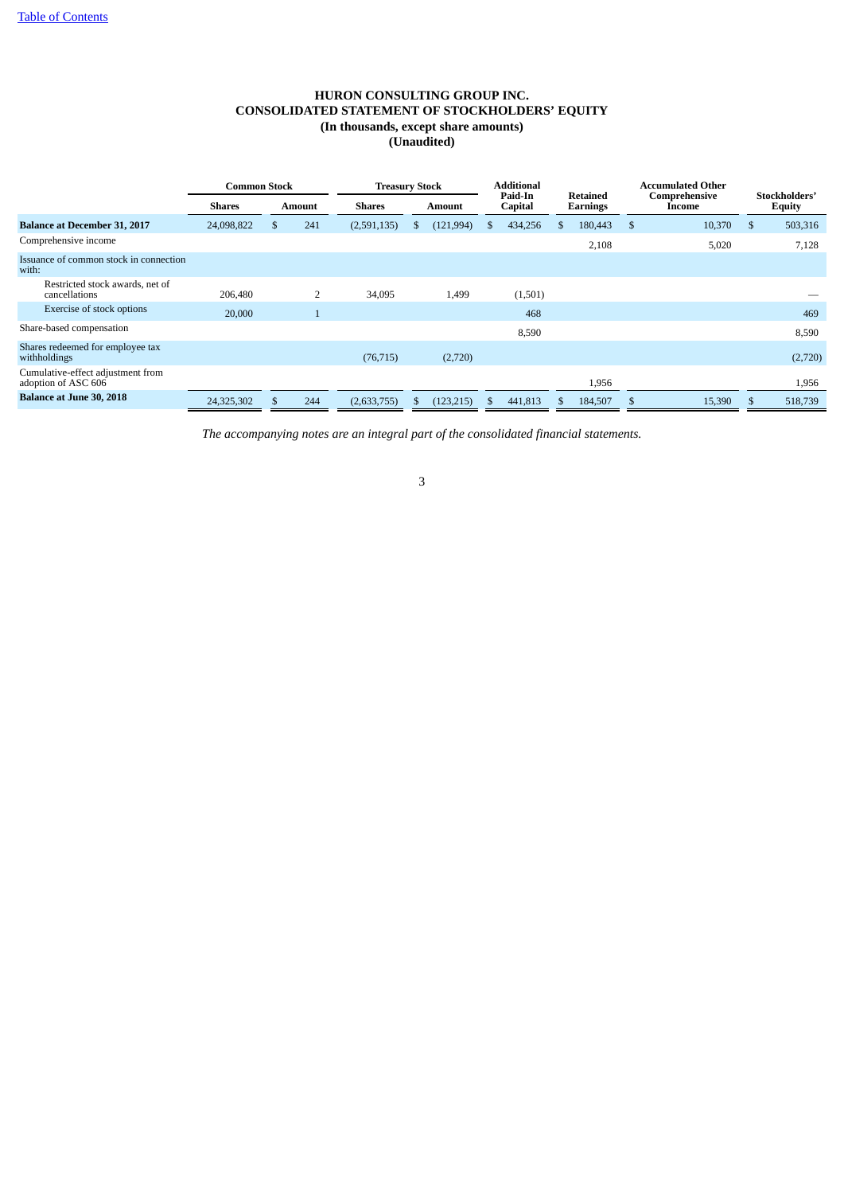# HURON CONSULTING GROUP INC.
# CONSOLIDATED STATEMENT OF STOCKHOLDERS' EQUITY
## (In thousands, except share amounts)
## (Unaudited)

| | Common Stock | | Treasury Stock | | Additional Paid-In Capital | Retained Earnings | Accumulated Other Comprehensive Income | Stockholders' Equity |
|---|---|---|---|---|---|---|---|---|
| | Shares | Amount | Shares | Amount | | | | |
| **Balance at December 31, 2017** | 24,098,822 | $ 241 | (2,591,135) | $ (121,994) | $ 434,256 | $ 180,443 | $ 10,370 | $ 503,316 |
| Comprehensive income | | | | | | 2,108 | 5,020 | 7,128 |
| Issuance of common stock in connection with: | | | | | | | | |
| Restricted stock awards, net of cancellations | 206,480 | 2 | 34,095 | 1,499 | (1,501) | | | — |
| Exercise of stock options | 20,000 | 1 | | | 468 | | | 469 |
| Share-based compensation | | | | | 8,590 | | | 8,590 |
| Shares redeemed for employee tax withholdings | | | (76,715) | (2,720) | | | | (2,720) |
| Cumulative-effect adjustment from adoption of ASC 606 | | | | | | 1,956 | | 1,956 |
| **Balance at June 30, 2018** | 24,325,302 | $ 244 | (2,633,755) | $ (123,215) | $ 441,813 | $ 184,507 | $ 15,390 | $ 518,739 |

*The accompanying notes are an integral part of the consolidated financial statements.*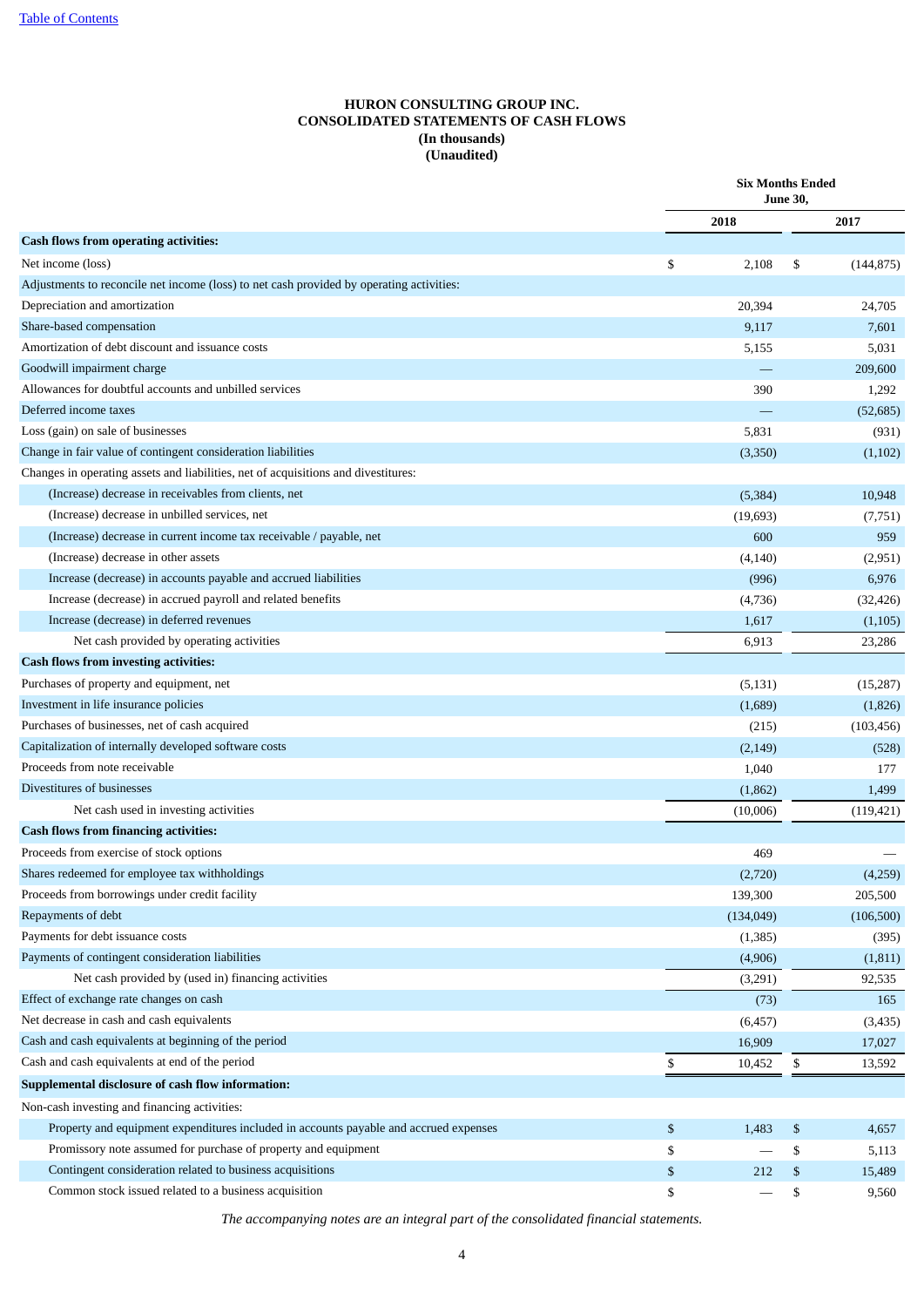[Table of Contents]

**HURON CONSULTING GROUP INC.**
**CONSOLIDATED STATEMENTS OF CASH FLOWS**
**(In thousands)**
**(Unaudited)**

| | Six Months Ended June 30, | |
|---|---|---|
| | 2018 | 2017 |
| **Cash flows from operating activities:** | | |
| Net income (loss) | $ 2,108 | $ (144,875) |
| Adjustments to reconcile net income (loss) to net cash provided by operating activities: | | |
| Depreciation and amortization | 20,394 | 24,705 |
| Share-based compensation | 9,117 | 7,601 |
| Amortization of debt discount and issuance costs | 5,155 | 5,031 |
| Goodwill impairment charge | — | 209,600 |
| Allowances for doubtful accounts and unbilled services | 390 | 1,292 |
| Deferred income taxes | — | (52,685) |
| Loss (gain) on sale of businesses | 5,831 | (931) |
| Change in fair value of contingent consideration liabilities | (3,350) | (1,102) |
| Changes in operating assets and liabilities, net of acquisitions and divestitures: | | |
| (Increase) decrease in receivables from clients, net | (5,384) | 10,948 |
| (Increase) decrease in unbilled services, net | (19,693) | (7,751) |
| (Increase) decrease in current income tax receivable / payable, net | 600 | 959 |
| (Increase) decrease in other assets | (4,140) | (2,951) |
| Increase (decrease) in accounts payable and accrued liabilities | (996) | 6,976 |
| Increase (decrease) in accrued payroll and related benefits | (4,736) | (32,426) |
| Increase (decrease) in deferred revenues | 1,617 | (1,105) |
| Net cash provided by operating activities | 6,913 | 23,286 |
| **Cash flows from investing activities:** | | |
| Purchases of property and equipment, net | (5,131) | (15,287) |
| Investment in life insurance policies | (1,689) | (1,826) |
| Purchases of businesses, net of cash acquired | (215) | (103,456) |
| Capitalization of internally developed software costs | (2,149) | (528) |
| Proceeds from note receivable | 1,040 | 177 |
| Divestitures of businesses | (1,862) | 1,499 |
| Net cash used in investing activities | (10,006) | (119,421) |
| **Cash flows from financing activities:** | | |
| Proceeds from exercise of stock options | 469 | — |
| Shares redeemed for employee tax withholdings | (2,720) | (4,259) |
| Proceeds from borrowings under credit facility | 139,300 | 205,500 |
| Repayments of debt | (134,049) | (106,500) |
| Payments for debt issuance costs | (1,385) | (395) |
| Payments of contingent consideration liabilities | (4,906) | (1,811) |
| Net cash provided by (used in) financing activities | (3,291) | 92,535 |
| Effect of exchange rate changes on cash | (73) | 165 |
| Net decrease in cash and cash equivalents | (6,457) | (3,435) |
| Cash and cash equivalents at beginning of the period | 16,909 | 17,027 |
| Cash and cash equivalents at end of the period | $ 10,452 | $ 13,592 |
| **Supplemental disclosure of cash flow information:** | | |
| Non-cash investing and financing activities: | | |
| Property and equipment expenditures included in accounts payable and accrued expenses | $ 1,483 | $ 4,657 |
| Promissory note assumed for purchase of property and equipment | $ — | $ 5,113 |
| Contingent consideration related to business acquisitions | $ 212 | $ 15,489 |
| Common stock issued related to a business acquisition | $ — | $ 9,560 |

*The accompanying notes are an integral part of the consolidated financial statements.*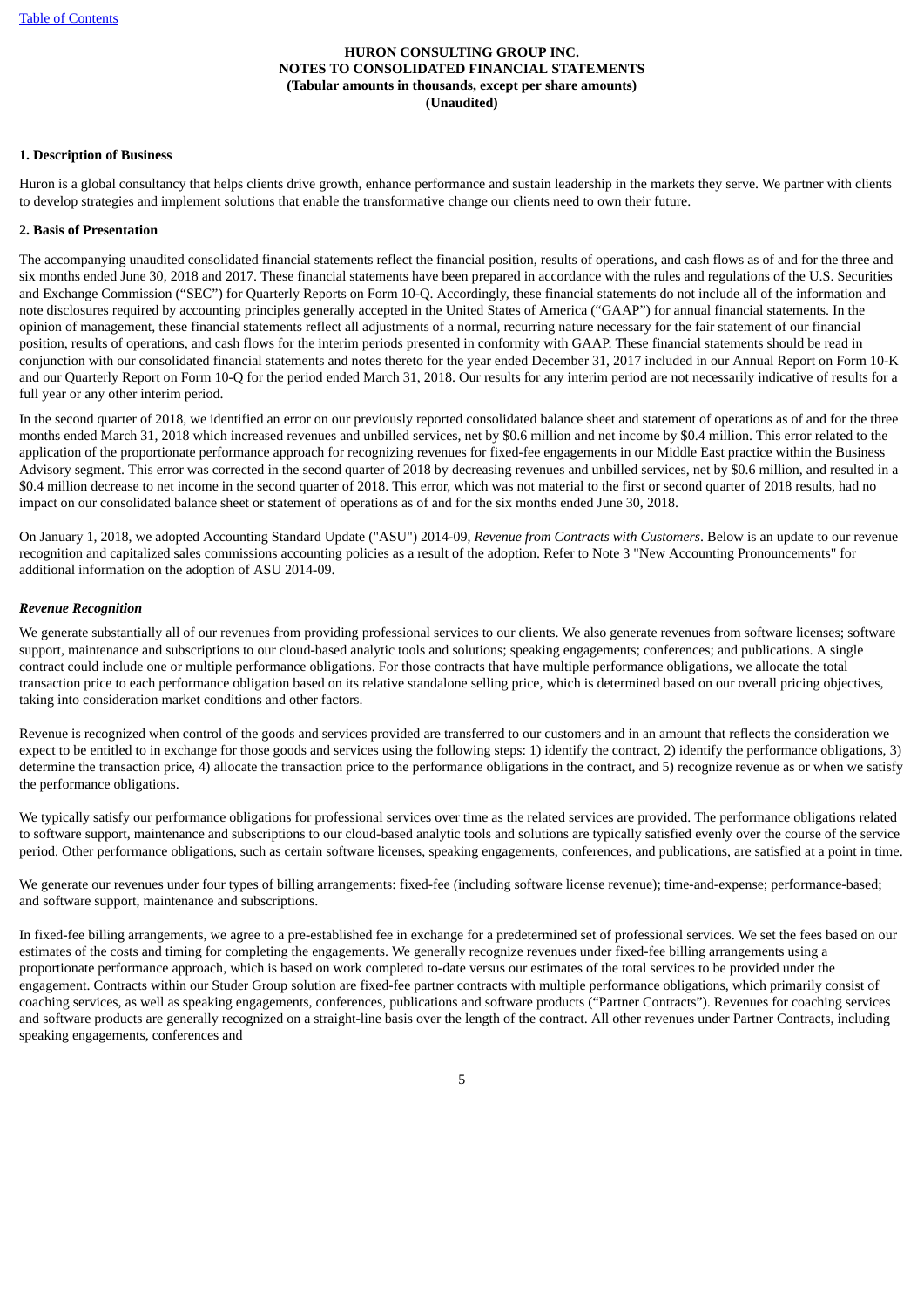**HURON CONSULTING GROUP INC.**
**NOTES TO CONSOLIDATED FINANCIAL STATEMENTS**
**(Tabular amounts in thousands, except per share amounts)**
**(Unaudited)**

**1. Description of Business**

Huron is a global consultancy that helps clients drive growth, enhance performance and sustain leadership in the markets they serve. We partner with clients to develop strategies and implement solutions that enable the transformative change our clients need to own their future.

**2. Basis of Presentation**

The accompanying unaudited consolidated financial statements reflect the financial position, results of operations, and cash flows as of and for the three and six months ended June 30, 2018 and 2017. These financial statements have been prepared in accordance with the rules and regulations of the U.S. Securities and Exchange Commission ("SEC") for Quarterly Reports on Form 10-Q. Accordingly, these financial statements do not include all of the information and note disclosures required by accounting principles generally accepted in the United States of America ("GAAP") for annual financial statements. In the opinion of management, these financial statements reflect all adjustments of a normal, recurring nature necessary for the fair statement of our financial position, results of operations, and cash flows for the interim periods presented in conformity with GAAP. These financial statements should be read in conjunction with our consolidated financial statements and notes thereto for the year ended December 31, 2017 included in our Annual Report on Form 10-K and our Quarterly Report on Form 10-Q for the period ended March 31, 2018. Our results for any interim period are not necessarily indicative of results for a full year or any other interim period.

In the second quarter of 2018, we identified an error on our previously reported consolidated balance sheet and statement of operations as of and for the three months ended March 31, 2018 which increased revenues and unbilled services, net by $0.6 million and net income by $0.4 million. This error related to the application of the proportionate performance approach for recognizing revenues for fixed-fee engagements in our Middle East practice within the Business Advisory segment. This error was corrected in the second quarter of 2018 by decreasing revenues and unbilled services, net by $0.6 million, and resulted in a $0.4 million decrease to net income in the second quarter of 2018. This error, which was not material to the first or second quarter of 2018 results, had no impact on our consolidated balance sheet or statement of operations as of and for the six months ended June 30, 2018.

On January 1, 2018, we adopted Accounting Standard Update ("ASU") 2014-09, *Revenue from Contracts with Customers*. Below is an update to our revenue recognition and capitalized sales commissions accounting policies as a result of the adoption. Refer to Note 3 "New Accounting Pronouncements" for additional information on the adoption of ASU 2014-09.

***Revenue Recognition***

We generate substantially all of our revenues from providing professional services to our clients. We also generate revenues from software licenses; software support, maintenance and subscriptions to our cloud-based analytic tools and solutions; speaking engagements; conferences; and publications. A single contract could include one or multiple performance obligations. For those contracts that have multiple performance obligations, we allocate the total transaction price to each performance obligation based on its relative standalone selling price, which is determined based on our overall pricing objectives, taking into consideration market conditions and other factors.

Revenue is recognized when control of the goods and services provided are transferred to our customers and in an amount that reflects the consideration we expect to be entitled to in exchange for those goods and services using the following steps: 1) identify the contract, 2) identify the performance obligations, 3) determine the transaction price, 4) allocate the transaction price to the performance obligations in the contract, and 5) recognize revenue as or when we satisfy the performance obligations.

We typically satisfy our performance obligations for professional services over time as the related services are provided. The performance obligations related to software support, maintenance and subscriptions to our cloud-based analytic tools and solutions are typically satisfied evenly over the course of the service period. Other performance obligations, such as certain software licenses, speaking engagements, conferences, and publications, are satisfied at a point in time.

We generate our revenues under four types of billing arrangements: fixed-fee (including software license revenue); time-and-expense; performance-based; and software support, maintenance and subscriptions.

In fixed-fee billing arrangements, we agree to a pre-established fee in exchange for a predetermined set of professional services. We set the fees based on our estimates of the costs and timing for completing the engagements. We generally recognize revenues under fixed-fee billing arrangements using a proportionate performance approach, which is based on work completed to-date versus our estimates of the total services to be provided under the engagement. Contracts within our Studer Group solution are fixed-fee partner contracts with multiple performance obligations, which primarily consist of coaching services, as well as speaking engagements, conferences, publications and software products ("Partner Contracts"). Revenues for coaching services and software products are generally recognized on a straight-line basis over the length of the contract. All other revenues under Partner Contracts, including speaking engagements, conferences and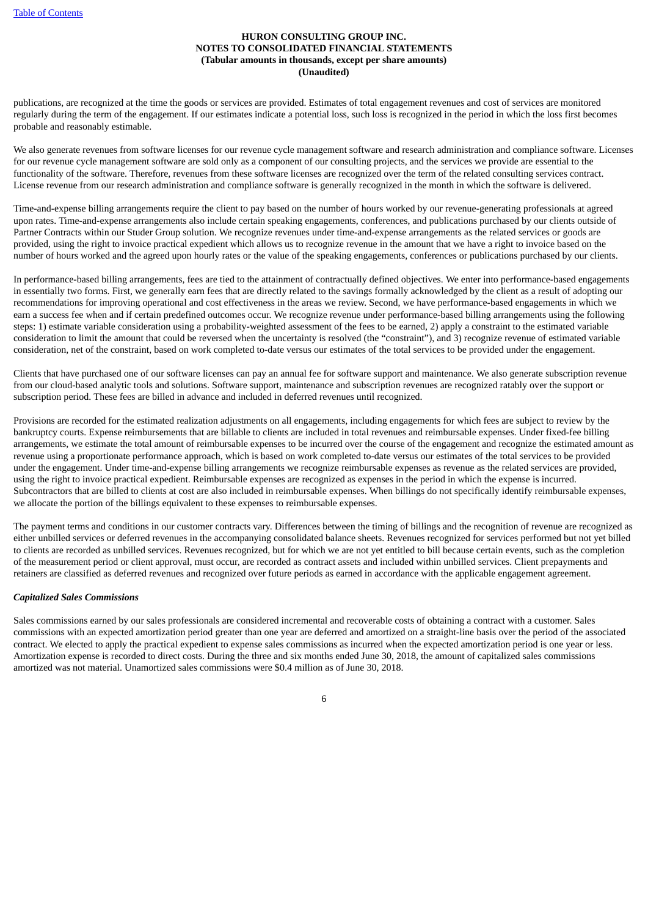publications, are recognized at the time the goods or services are provided. Estimates of total engagement revenues and cost of services are monitored regularly during the term of the engagement. If our estimates indicate a potential loss, such loss is recognized in the period in which the loss first becomes probable and reasonably estimable.

We also generate revenues from software licenses for our revenue cycle management software and research administration and compliance software. Licenses for our revenue cycle management software are sold only as a component of our consulting projects, and the services we provide are essential to the functionality of the software. Therefore, revenues from these software licenses are recognized over the term of the related consulting services contract. License revenue from our research administration and compliance software is generally recognized in the month in which the software is delivered.

Time-and-expense billing arrangements require the client to pay based on the number of hours worked by our revenue-generating professionals at agreed upon rates. Time-and-expense arrangements also include certain speaking engagements, conferences, and publications purchased by our clients outside of Partner Contracts within our Studer Group solution. We recognize revenues under time-and-expense arrangements as the related services or goods are provided, using the right to invoice practical expedient which allows us to recognize revenue in the amount that we have a right to invoice based on the number of hours worked and the agreed upon hourly rates or the value of the speaking engagements, conferences or publications purchased by our clients.

In performance-based billing arrangements, fees are tied to the attainment of contractually defined objectives. We enter into performance-based engagements in essentially two forms. First, we generally earn fees that are directly related to the savings formally acknowledged by the client as a result of adopting our recommendations for improving operational and cost effectiveness in the areas we review. Second, we have performance-based engagements in which we earn a success fee when and if certain predefined outcomes occur. We recognize revenue under performance-based billing arrangements using the following steps: 1) estimate variable consideration using a probability-weighted assessment of the fees to be earned, 2) apply a constraint to the estimated variable consideration to limit the amount that could be reversed when the uncertainty is resolved (the "constraint"), and 3) recognize revenue of estimated variable consideration, net of the constraint, based on work completed to-date versus our estimates of the total services to be provided under the engagement.

Clients that have purchased one of our software licenses can pay an annual fee for software support and maintenance. We also generate subscription revenue from our cloud-based analytic tools and solutions. Software support, maintenance and subscription revenues are recognized ratably over the support or subscription period. These fees are billed in advance and included in deferred revenues until recognized.

Provisions are recorded for the estimated realization adjustments on all engagements, including engagements for which fees are subject to review by the bankruptcy courts. Expense reimbursements that are billable to clients are included in total revenues and reimbursable expenses. Under fixed-fee billing arrangements, we estimate the total amount of reimbursable expenses to be incurred over the course of the engagement and recognize the estimated amount as revenue using a proportionate performance approach, which is based on work completed to-date versus our estimates of the total services to be provided under the engagement. Under time-and-expense billing arrangements we recognize reimbursable expenses as revenue as the related services are provided, using the right to invoice practical expedient. Reimbursable expenses are recognized as expenses in the period in which the expense is incurred. Subcontractors that are billed to clients at cost are also included in reimbursable expenses. When billings do not specifically identify reimbursable expenses, we allocate the portion of the billings equivalent to these expenses to reimbursable expenses.

The payment terms and conditions in our customer contracts vary. Differences between the timing of billings and the recognition of revenue are recognized as either unbilled services or deferred revenues in the accompanying consolidated balance sheets. Revenues recognized for services performed but not yet billed to clients are recorded as unbilled services. Revenues recognized, but for which we are not yet entitled to bill because certain events, such as the completion of the measurement period or client approval, must occur, are recorded as contract assets and included within unbilled services. Client prepayments and retainers are classified as deferred revenues and recognized over future periods as earned in accordance with the applicable engagement agreement.

***Capitalized Sales Commissions***

Sales commissions earned by our sales professionals are considered incremental and recoverable costs of obtaining a contract with a customer. Sales commissions with an expected amortization period greater than one year are deferred and amortized on a straight-line basis over the period of the associated contract. We elected to apply the practical expedient to expense sales commissions as incurred when the expected amortization period is one year or less. Amortization expense is recorded to direct costs. During the three and six months ended June 30, 2018, the amount of capitalized sales commissions amortized was not material. Unamortized sales commissions were $0.4 million as of June 30, 2018.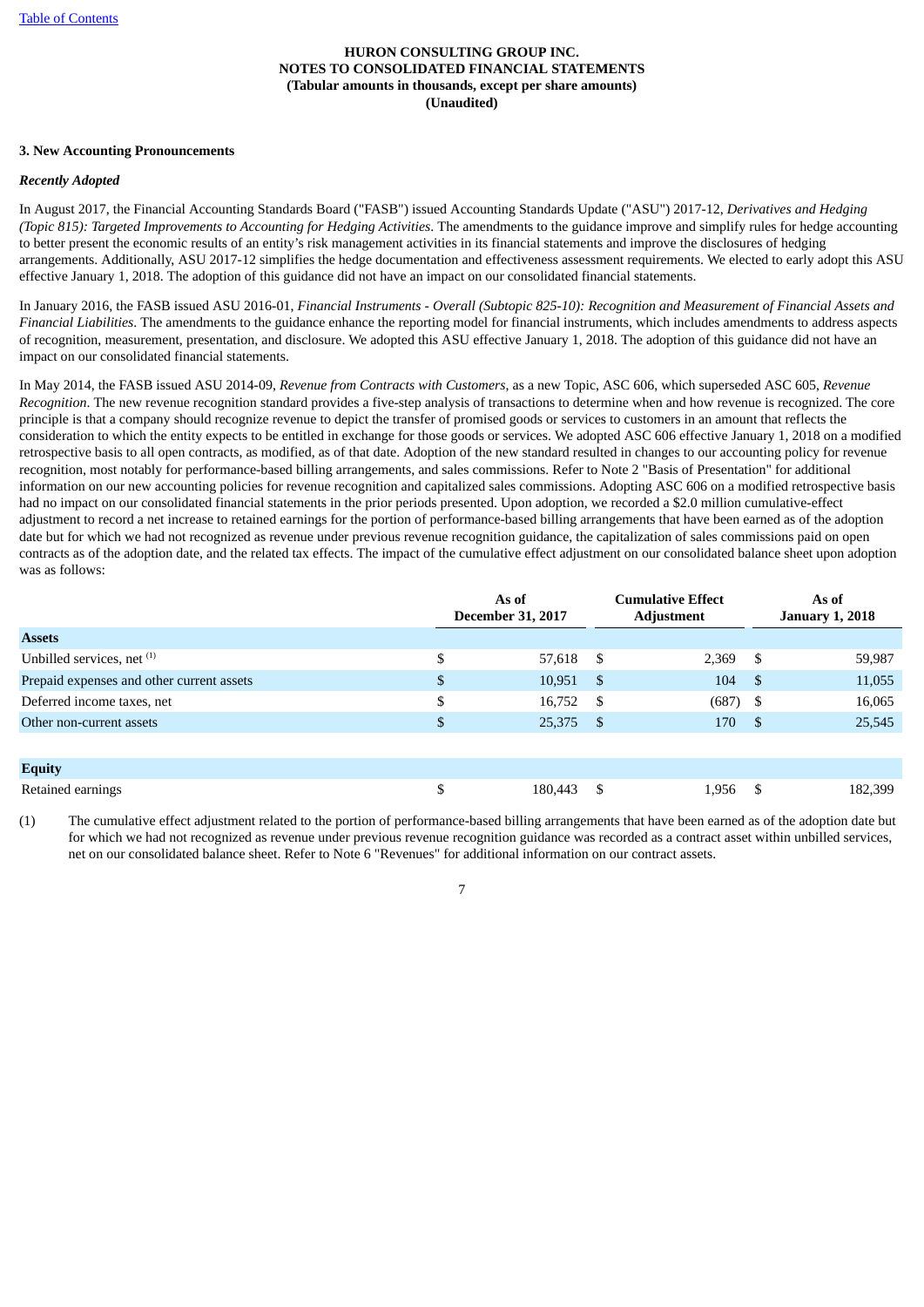**HURON CONSULTING GROUP INC.**
**NOTES TO CONSOLIDATED FINANCIAL STATEMENTS**
**(Tabular amounts in thousands, except per share amounts)**
**(Unaudited)**

### 3. New Accounting Pronouncements

***Recently Adopted***

In August 2017, the Financial Accounting Standards Board ("FASB") issued Accounting Standards Update ("ASU") 2017-12, *Derivatives and Hedging (Topic 815): Targeted Improvements to Accounting for Hedging Activities*. The amendments to the guidance improve and simplify rules for hedge accounting to better present the economic results of an entity's risk management activities in its financial statements and improve the disclosures of hedging arrangements. Additionally, ASU 2017-12 simplifies the hedge documentation and effectiveness assessment requirements. We elected to early adopt this ASU effective January 1, 2018. The adoption of this guidance did not have an impact on our consolidated financial statements.

In January 2016, the FASB issued ASU 2016-01, *Financial Instruments - Overall (Subtopic 825-10): Recognition and Measurement of Financial Assets and Financial Liabilities*. The amendments to the guidance enhance the reporting model for financial instruments, which includes amendments to address aspects of recognition, measurement, presentation, and disclosure. We adopted this ASU effective January 1, 2018. The adoption of this guidance did not have an impact on our consolidated financial statements.

In May 2014, the FASB issued ASU 2014-09, *Revenue from Contracts with Customers*, as a new Topic, ASC 606, which superseded ASC 605, *Revenue Recognition*. The new revenue recognition standard provides a five-step analysis of transactions to determine when and how revenue is recognized. The core principle is that a company should recognize revenue to depict the transfer of promised goods or services to customers in an amount that reflects the consideration to which the entity expects to be entitled in exchange for those goods or services. We adopted ASC 606 effective January 1, 2018 on a modified retrospective basis to all open contracts, as modified, as of that date. Adoption of the new standard resulted in changes to our accounting policy for revenue recognition, most notably for performance-based billing arrangements, and sales commissions. Refer to Note 2 "Basis of Presentation" for additional information on our new accounting policies for revenue recognition and capitalized sales commissions. Adopting ASC 606 on a modified retrospective basis had no impact on our consolidated financial statements in the prior periods presented. Upon adoption, we recorded a $2.0 million cumulative-effect adjustment to record a net increase to retained earnings for the portion of performance-based billing arrangements that have been earned as of the adoption date but for which we had not recognized as revenue under previous revenue recognition guidance, the capitalization of sales commissions paid on open contracts as of the adoption date, and the related tax effects. The impact of the cumulative effect adjustment on our consolidated balance sheet upon adoption was as follows:

| | As of December 31, 2017 | Cumulative Effect Adjustment | As of January 1, 2018 |
|---|---|---|---|
| **Assets** | | | |
| Unbilled services, net [(1)] | $ 57,618 | $ 2,369 | $ 59,987 |
| Prepaid expenses and other current assets | $ 10,951 | $ 104 | $ 11,055 |
| Deferred income taxes, net | $ 16,752 | $ (687) | $ 16,065 |
| Other non-current assets | $ 25,375 | $ 170 | $ 25,545 |
| | | | |
| **Equity** | | | |
| Retained earnings | $ 180,443 | $ 1,956 | $ 182,399 |

(1) The cumulative effect adjustment related to the portion of performance-based billing arrangements that have been earned as of the adoption date but for which we had not recognized as revenue under previous revenue recognition guidance was recorded as a contract asset within unbilled services, net on our consolidated balance sheet. Refer to Note 6 "Revenues" for additional information on our contract assets.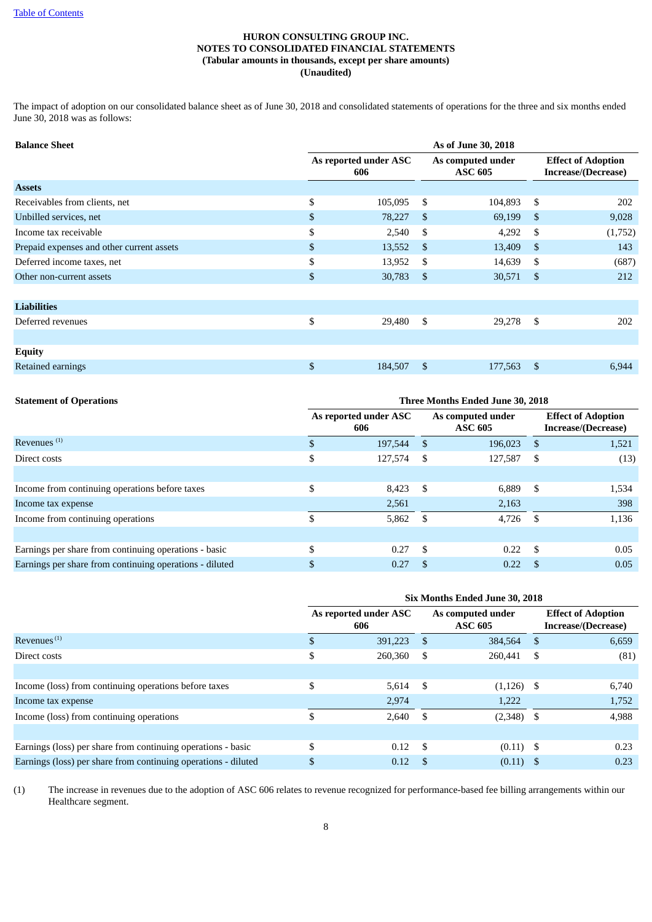**HURON CONSULTING GROUP INC.**
**NOTES TO CONSOLIDATED FINANCIAL STATEMENTS**
**(Tabular amounts in thousands, except per share amounts)**
**(Unaudited)**

The impact of adoption on our consolidated balance sheet as of June 30, 2018 and consolidated statements of operations for the three and six months ended June 30, 2018 was as follows:

| **Balance Sheet** | **As of June 30, 2018** | | |
|---|---|---|---|
| | **As reported under ASC 606** | **As computed under ASC 605** | **Effect of Adoption Increase/(Decrease)** |
| **Assets** | | | |
| Receivables from clients, net | $ 105,095 | $ 104,893 | $ 202 |
| Unbilled services, net | $ 78,227 | $ 69,199 | $ 9,028 |
| Income tax receivable | $ 2,540 | $ 4,292 | $ (1,752) |
| Prepaid expenses and other current assets | $ 13,552 | $ 13,409 | $ 143 |
| Deferred income taxes, net | $ 13,952 | $ 14,639 | $ (687) |
| Other non-current assets | $ 30,783 | $ 30,571 | $ 212 |
| | | | |
| **Liabilities** | | | |
| Deferred revenues | $ 29,480 | $ 29,278 | $ 202 |
| | | | |
| **Equity** | | | |
| Retained earnings | $ 184,507 | $ 177,563 | $ 6,944 |

| **Statement of Operations** | **Three Months Ended June 30, 2018** | | |
|---|---|---|---|
| | **As reported under ASC 606** | **As computed under ASC 605** | **Effect of Adoption Increase/(Decrease)** |
| Revenues [(1)] | $ 197,544 | $ 196,023 | $ 1,521 |
| Direct costs | $ 127,574 | $ 127,587 | $ (13) |
| | | | |
| Income from continuing operations before taxes | $ 8,423 | $ 6,889 | $ 1,534 |
| Income tax expense | 2,561 | 2,163 | 398 |
| Income from continuing operations | $ 5,862 | $ 4,726 | $ 1,136 |
| | | | |
| Earnings per share from continuing operations - basic | $ 0.27 | $ 0.22 | $ 0.05 |
| Earnings per share from continuing operations - diluted | $ 0.27 | $ 0.22 | $ 0.05 |

| | **Six Months Ended June 30, 2018** | | |
|---|---|---|---|
| | **As reported under ASC 606** | **As computed under ASC 605** | **Effect of Adoption Increase/(Decrease)** |
| Revenues [(1)] | $ 391,223 | $ 384,564 | $ 6,659 |
| Direct costs | $ 260,360 | $ 260,441 | $ (81) |
| | | | |
| Income (loss) from continuing operations before taxes | $ 5,614 | $ (1,126) | $ 6,740 |
| Income tax expense | 2,974 | 1,222 | 1,752 |
| Income (loss) from continuing operations | $ 2,640 | $ (2,348) | $ 4,988 |
| | | | |
| Earnings (loss) per share from continuing operations - basic | $ 0.12 | $ (0.11) | $ 0.23 |
| Earnings (loss) per share from continuing operations - diluted | $ 0.12 | $ (0.11) | $ 0.23 |

(1) The increase in revenues due to the adoption of ASC 606 relates to revenue recognized for performance-based fee billing arrangements within our Healthcare segment.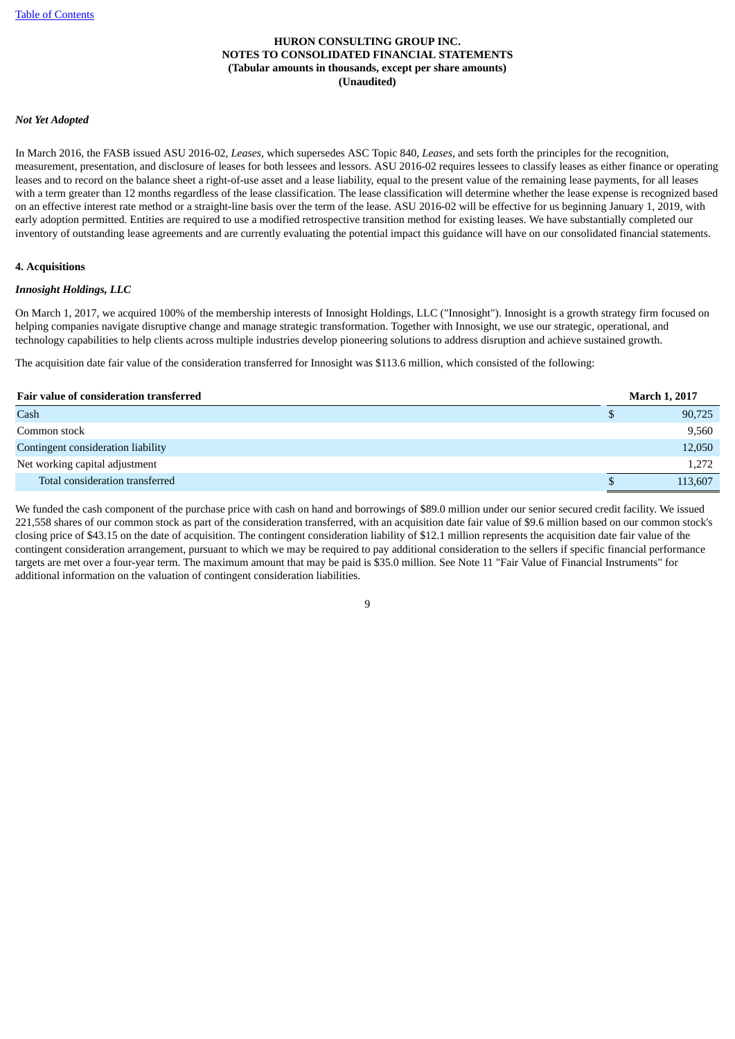**HURON CONSULTING GROUP INC.**
**NOTES TO CONSOLIDATED FINANCIAL STATEMENTS**
**(Tabular amounts in thousands, except per share amounts)**
**(Unaudited)**

***Not Yet Adopted***

In March 2016, the FASB issued ASU 2016-02, *Leases*, which supersedes ASC Topic 840, *Leases*, and sets forth the principles for the recognition, measurement, presentation, and disclosure of leases for both lessees and lessors. ASU 2016-02 requires lessees to classify leases as either finance or operating leases and to record on the balance sheet a right-of-use asset and a lease liability, equal to the present value of the remaining lease payments, for all leases with a term greater than 12 months regardless of the lease classification. The lease classification will determine whether the lease expense is recognized based on an effective interest rate method or a straight-line basis over the term of the lease. ASU 2016-02 will be effective for us beginning January 1, 2019, with early adoption permitted. Entities are required to use a modified retrospective transition method for existing leases. We have substantially completed our inventory of outstanding lease agreements and are currently evaluating the potential impact this guidance will have on our consolidated financial statements.

**4. Acquisitions**

***Innosight Holdings, LLC***

On March 1, 2017, we acquired 100% of the membership interests of Innosight Holdings, LLC ("Innosight"). Innosight is a growth strategy firm focused on helping companies navigate disruptive change and manage strategic transformation. Together with Innosight, we use our strategic, operational, and technology capabilities to help clients across multiple industries develop pioneering solutions to address disruption and achieve sustained growth.

The acquisition date fair value of the consideration transferred for Innosight was $113.6 million, which consisted of the following:

| Fair value of consideration transferred | March 1, 2017 |
|---|---|
| Cash | $ 90,725 |
| Common stock | 9,560 |
| Contingent consideration liability | 12,050 |
| Net working capital adjustment | 1,272 |
| Total consideration transferred | $ 113,607 |

We funded the cash component of the purchase price with cash on hand and borrowings of $89.0 million under our senior secured credit facility. We issued 221,558 shares of our common stock as part of the consideration transferred, with an acquisition date fair value of $9.6 million based on our common stock's closing price of $43.15 on the date of acquisition. The contingent consideration liability of $12.1 million represents the acquisition date fair value of the contingent consideration arrangement, pursuant to which we may be required to pay additional consideration to the sellers if specific financial performance targets are met over a four-year term. The maximum amount that may be paid is $35.0 million. See Note 11 "Fair Value of Financial Instruments" for additional information on the valuation of contingent consideration liabilities.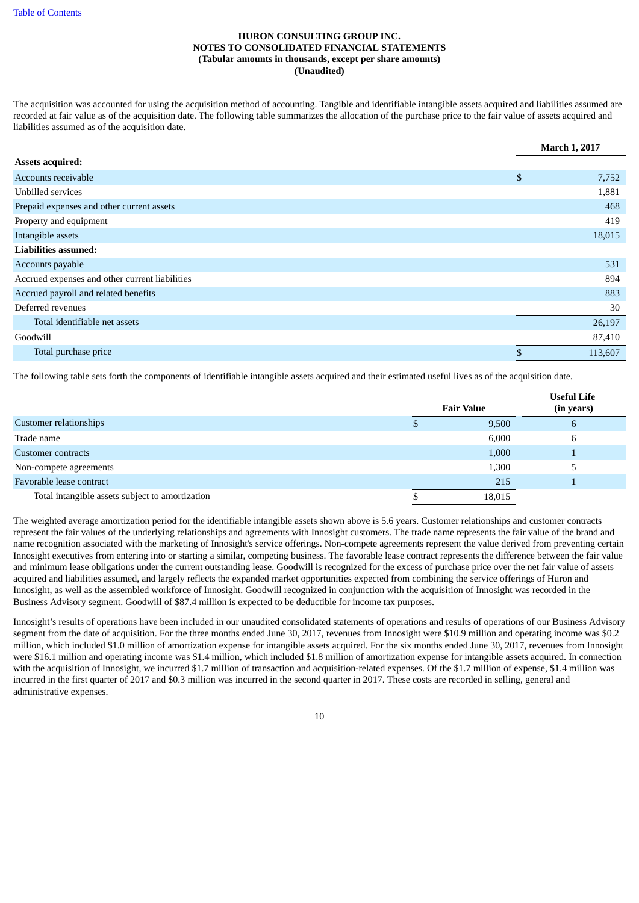**HURON CONSULTING GROUP INC.**
**NOTES TO CONSOLIDATED FINANCIAL STATEMENTS**
**(Tabular amounts in thousands, except per share amounts)**
**(Unaudited)**

The acquisition was accounted for using the acquisition method of accounting. Tangible and identifiable intangible assets acquired and liabilities assumed are recorded at fair value as of the acquisition date. The following table summarizes the allocation of the purchase price to the fair value of assets acquired and liabilities assumed as of the acquisition date.

| | March 1, 2017 |
|---|---|
| **Assets acquired:** | |
| Accounts receivable | $ 7,752 |
| Unbilled services | 1,881 |
| Prepaid expenses and other current assets | 468 |
| Property and equipment | 419 |
| Intangible assets | 18,015 |
| **Liabilities assumed:** | |
| Accounts payable | 531 |
| Accrued expenses and other current liabilities | 894 |
| Accrued payroll and related benefits | 883 |
| Deferred revenues | 30 |
| Total identifiable net assets | 26,197 |
| Goodwill | 87,410 |
| Total purchase price | $ 113,607 |

The following table sets forth the components of identifiable intangible assets acquired and their estimated useful lives as of the acquisition date.

| | Fair Value | Useful Life (in years) |
|---|---|---|
| Customer relationships | $ 9,500 | 6 |
| Trade name | 6,000 | 6 |
| Customer contracts | 1,000 | 1 |
| Non-compete agreements | 1,300 | 5 |
| Favorable lease contract | 215 | 1 |
| Total intangible assets subject to amortization | $ 18,015 | |

The weighted average amortization period for the identifiable intangible assets shown above is 5.6 years. Customer relationships and customer contracts represent the fair values of the underlying relationships and agreements with Innosight customers. The trade name represents the fair value of the brand and name recognition associated with the marketing of Innosight's service offerings. Non-compete agreements represent the value derived from preventing certain Innosight executives from entering into or starting a similar, competing business. The favorable lease contract represents the difference between the fair value and minimum lease obligations under the current outstanding lease. Goodwill is recognized for the excess of purchase price over the net fair value of assets acquired and liabilities assumed, and largely reflects the expanded market opportunities expected from combining the service offerings of Huron and Innosight, as well as the assembled workforce of Innosight. Goodwill recognized in conjunction with the acquisition of Innosight was recorded in the Business Advisory segment. Goodwill of $87.4 million is expected to be deductible for income tax purposes.

Innosight's results of operations have been included in our unaudited consolidated statements of operations and results of operations of our Business Advisory segment from the date of acquisition. For the three months ended June 30, 2017, revenues from Innosight were $10.9 million and operating income was $0.2 million, which included $1.0 million of amortization expense for intangible assets acquired. For the six months ended June 30, 2017, revenues from Innosight were $16.1 million and operating income was $1.4 million, which included $1.8 million of amortization expense for intangible assets acquired. In connection with the acquisition of Innosight, we incurred $1.7 million of transaction and acquisition-related expenses. Of the $1.7 million of expense, $1.4 million was incurred in the first quarter of 2017 and $0.3 million was incurred in the second quarter in 2017. These costs are recorded in selling, general and administrative expenses.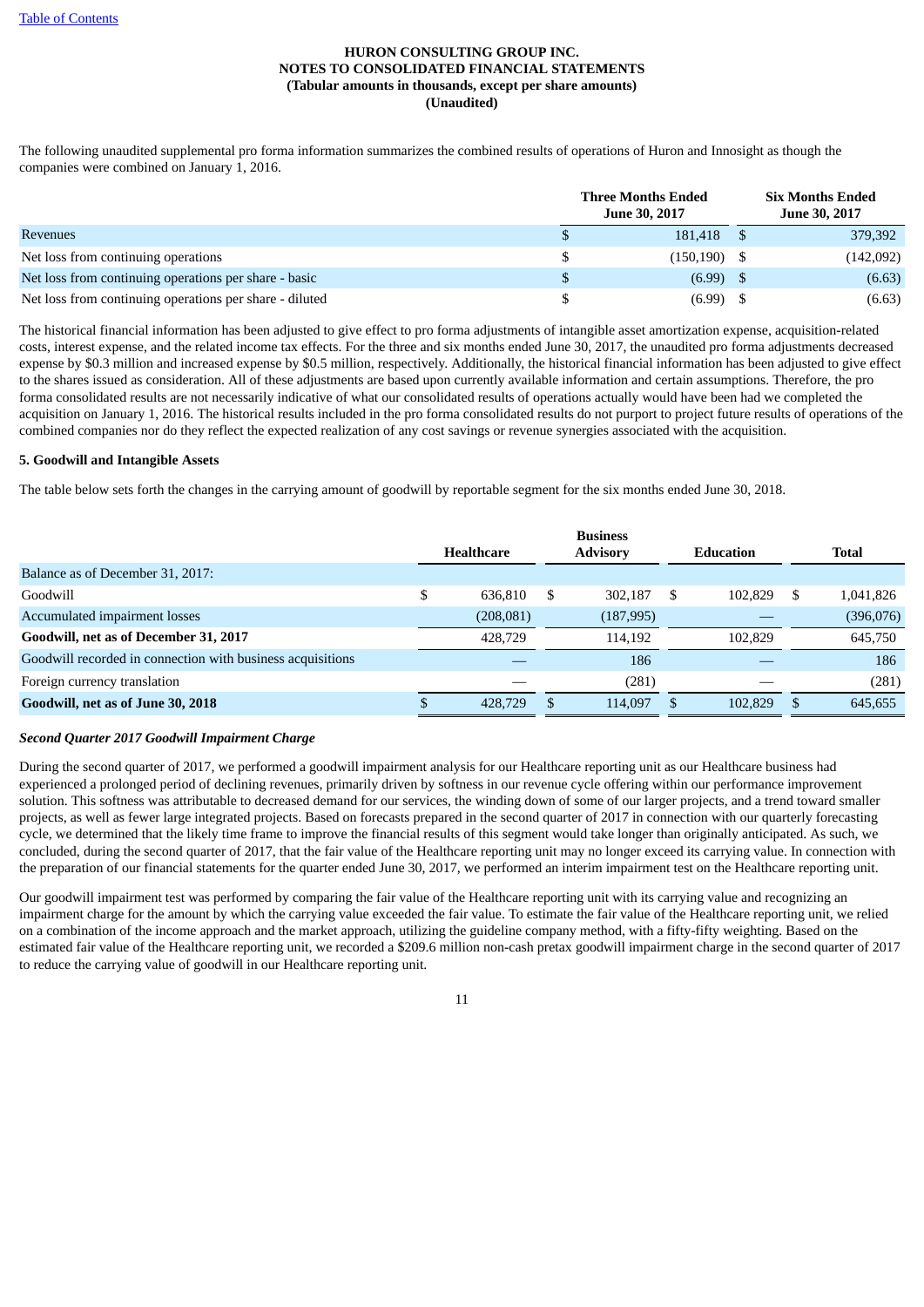Table of Contents

**HURON CONSULTING GROUP INC.**
**NOTES TO CONSOLIDATED FINANCIAL STATEMENTS**
**(Tabular amounts in thousands, except per share amounts)**
**(Unaudited)**

The following unaudited supplemental pro forma information summarizes the combined results of operations of Huron and Innosight as though the companies were combined on January 1, 2016.

| | Three Months Ended June 30, 2017 | Six Months Ended June 30, 2017 |
|---|---|---|
| Revenues | $ 181,418 | $ 379,392 |
| Net loss from continuing operations | $ (150,190) | $ (142,092) |
| Net loss from continuing operations per share - basic | $ (6.99) | $ (6.63) |
| Net loss from continuing operations per share - diluted | $ (6.99) | $ (6.63) |

The historical financial information has been adjusted to give effect to pro forma adjustments of intangible asset amortization expense, acquisition-related costs, interest expense, and the related income tax effects. For the three and six months ended June 30, 2017, the unaudited pro forma adjustments decreased expense by $0.3 million and increased expense by $0.5 million, respectively. Additionally, the historical financial information has been adjusted to give effect to the shares issued as consideration. All of these adjustments are based upon currently available information and certain assumptions. Therefore, the pro forma consolidated results are not necessarily indicative of what our consolidated results of operations actually would have been had we completed the acquisition on January 1, 2016. The historical results included in the pro forma consolidated results do not purport to project future results of operations of the combined companies nor do they reflect the expected realization of any cost savings or revenue synergies associated with the acquisition.

**5. Goodwill and Intangible Assets**

The table below sets forth the changes in the carrying amount of goodwill by reportable segment for the six months ended June 30, 2018.

| | Healthcare | Business Advisory | Education | Total |
|---|---|---|---|---|
| Balance as of December 31, 2017: | | | | |
| Goodwill | $ 636,810 | $ 302,187 | $ 102,829 | $ 1,041,826 |
| Accumulated impairment losses | (208,081) | (187,995) | — | (396,076) |
| **Goodwill, net as of December 31, 2017** | 428,729 | 114,192 | 102,829 | 645,750 |
| Goodwill recorded in connection with business acquisitions | — | 186 | — | 186 |
| Foreign currency translation | — | (281) | — | (281) |
| **Goodwill, net as of June 30, 2018** | $ 428,729 | $ 114,097 | $ 102,829 | $ 645,655 |

***Second Quarter 2017 Goodwill Impairment Charge***

During the second quarter of 2017, we performed a goodwill impairment analysis for our Healthcare reporting unit as our Healthcare business had experienced a prolonged period of declining revenues, primarily driven by softness in our revenue cycle offering within our performance improvement solution. This softness was attributable to decreased demand for our services, the winding down of some of our larger projects, and a trend toward smaller projects, as well as fewer large integrated projects. Based on forecasts prepared in the second quarter of 2017 in connection with our quarterly forecasting cycle, we determined that the likely time frame to improve the financial results of this segment would take longer than originally anticipated. As such, we concluded, during the second quarter of 2017, that the fair value of the Healthcare reporting unit may no longer exceed its carrying value. In connection with the preparation of our financial statements for the quarter ended June 30, 2017, we performed an interim impairment test on the Healthcare reporting unit.

Our goodwill impairment test was performed by comparing the fair value of the Healthcare reporting unit with its carrying value and recognizing an impairment charge for the amount by which the carrying value exceeded the fair value. To estimate the fair value of the Healthcare reporting unit, we relied on a combination of the income approach and the market approach, utilizing the guideline company method, with a fifty-fifty weighting. Based on the estimated fair value of the Healthcare reporting unit, we recorded a $209.6 million non-cash pretax goodwill impairment charge in the second quarter of 2017 to reduce the carrying value of goodwill in our Healthcare reporting unit.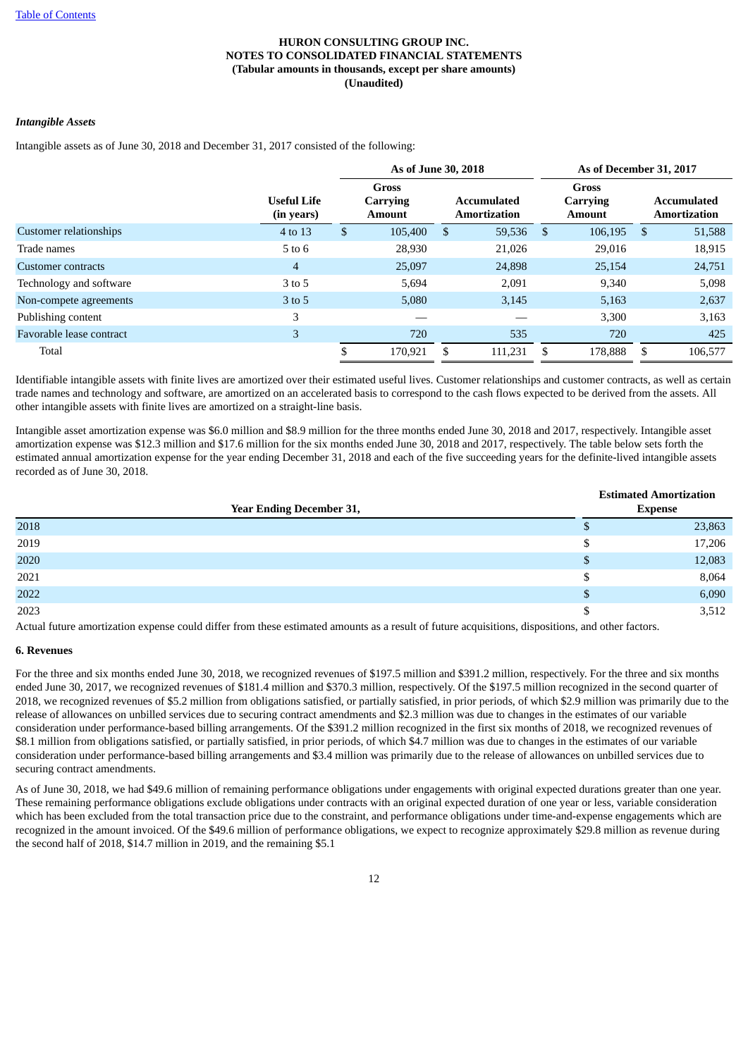**HURON CONSULTING GROUP INC.**
**NOTES TO CONSOLIDATED FINANCIAL STATEMENTS**
**(Tabular amounts in thousands, except per share amounts)**
**(Unaudited)**

***Intangible Assets***

Intangible assets as of June 30, 2018 and December 31, 2017 consisted of the following:

| | | As of June 30, 2018 | | As of December 31, 2017 | |
|---|---|---|---|---|---|
| | Useful Life (in years) | Gross Carrying Amount | Accumulated Amortization | Gross Carrying Amount | Accumulated Amortization |
| Customer relationships | 4 to 13 | $ 105,400 | $ 59,536 | $ 106,195 | $ 51,588 |
| Trade names | 5 to 6 | 28,930 | 21,026 | 29,016 | 18,915 |
| Customer contracts | 4 | 25,097 | 24,898 | 25,154 | 24,751 |
| Technology and software | 3 to 5 | 5,694 | 2,091 | 9,340 | 5,098 |
| Non-compete agreements | 3 to 5 | 5,080 | 3,145 | 5,163 | 2,637 |
| Publishing content | 3 | — | — | 3,300 | 3,163 |
| Favorable lease contract | 3 | 720 | 535 | 720 | 425 |
| Total | | $ 170,921 | $ 111,231 | $ 178,888 | $ 106,577 |

Identifiable intangible assets with finite lives are amortized over their estimated useful lives. Customer relationships and customer contracts, as well as certain trade names and technology and software, are amortized on an accelerated basis to correspond to the cash flows expected to be derived from the assets. All other intangible assets with finite lives are amortized on a straight-line basis.

Intangible asset amortization expense was $6.0 million and $8.9 million for the three months ended June 30, 2018 and 2017, respectively. Intangible asset amortization expense was $12.3 million and $17.6 million for the six months ended June 30, 2018 and 2017, respectively. The table below sets forth the estimated annual amortization expense for the year ending December 31, 2018 and each of the five succeeding years for the definite-lived intangible assets recorded as of June 30, 2018.

| Year Ending December 31, | Estimated Amortization Expense |
|---|---|
| 2018 | $ 23,863 |
| 2019 | $ 17,206 |
| 2020 | $ 12,083 |
| 2021 | $ 8,064 |
| 2022 | $ 6,090 |
| 2023 | $ 3,512 |

Actual future amortization expense could differ from these estimated amounts as a result of future acquisitions, dispositions, and other factors.

**6. Revenues**

For the three and six months ended June 30, 2018, we recognized revenues of $197.5 million and $391.2 million, respectively. For the three and six months ended June 30, 2017, we recognized revenues of $181.4 million and $370.3 million, respectively. Of the $197.5 million recognized in the second quarter of 2018, we recognized revenues of $5.2 million from obligations satisfied, or partially satisfied, in prior periods, of which $2.9 million was primarily due to the release of allowances on unbilled services due to securing contract amendments and $2.3 million was due to changes in the estimates of our variable consideration under performance-based billing arrangements. Of the $391.2 million recognized in the first six months of 2018, we recognized revenues of $8.1 million from obligations satisfied, or partially satisfied, in prior periods, of which $4.7 million was due to changes in the estimates of our variable consideration under performance-based billing arrangements and $3.4 million was primarily due to the release of allowances on unbilled services due to securing contract amendments.

As of June 30, 2018, we had $49.6 million of remaining performance obligations under engagements with original expected durations greater than one year. These remaining performance obligations exclude obligations under contracts with an original expected duration of one year or less, variable consideration which has been excluded from the total transaction price due to the constraint, and performance obligations under time-and-expense engagements which are recognized in the amount invoiced. Of the $49.6 million of performance obligations, we expect to recognize approximately $29.8 million as revenue during the second half of 2018, $14.7 million in 2019, and the remaining $5.1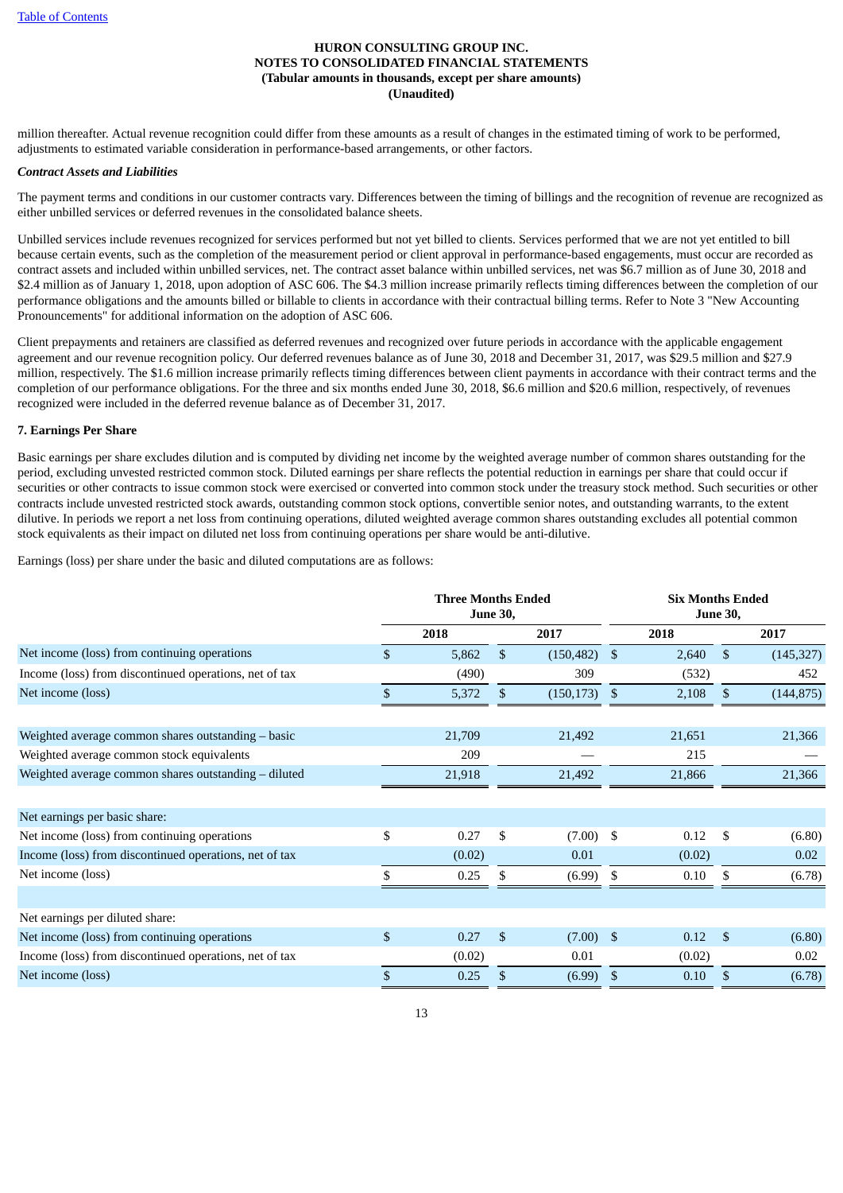million thereafter. Actual revenue recognition could differ from these amounts as a result of changes in the estimated timing of work to be performed, adjustments to estimated variable consideration in performance-based arrangements, or other factors.

***Contract Assets and Liabilities***

The payment terms and conditions in our customer contracts vary. Differences between the timing of billings and the recognition of revenue are recognized as either unbilled services or deferred revenues in the consolidated balance sheets.

Unbilled services include revenues recognized for services performed but not yet billed to clients. Services performed that we are not yet entitled to bill because certain events, such as the completion of the measurement period or client approval in performance-based engagements, must occur are recorded as contract assets and included within unbilled services, net. The contract asset balance within unbilled services, net was $6.7 million as of June 30, 2018 and $2.4 million as of January 1, 2018, upon adoption of ASC 606. The $4.3 million increase primarily reflects timing differences between the completion of our performance obligations and the amounts billed or billable to clients in accordance with their contractual billing terms. Refer to Note 3 "New Accounting Pronouncements" for additional information on the adoption of ASC 606.

Client prepayments and retainers are classified as deferred revenues and recognized over future periods in accordance with the applicable engagement agreement and our revenue recognition policy. Our deferred revenues balance as of June 30, 2018 and December 31, 2017, was $29.5 million and $27.9 million, respectively. The $1.6 million increase primarily reflects timing differences between client payments in accordance with their contract terms and the completion of our performance obligations. For the three and six months ended June 30, 2018, $6.6 million and $20.6 million, respectively, of revenues recognized were included in the deferred revenue balance as of December 31, 2017.

**7. Earnings Per Share**

Basic earnings per share excludes dilution and is computed by dividing net income by the weighted average number of common shares outstanding for the period, excluding unvested restricted common stock. Diluted earnings per share reflects the potential reduction in earnings per share that could occur if securities or other contracts to issue common stock were exercised or converted into common stock under the treasury stock method. Such securities or other contracts include unvested restricted stock awards, outstanding common stock options, convertible senior notes, and outstanding warrants, to the extent dilutive. In periods we report a net loss from continuing operations, diluted weighted average common shares outstanding excludes all potential common stock equivalents as their impact on diluted net loss from continuing operations per share would be anti-dilutive.

Earnings (loss) per share under the basic and diluted computations are as follows:

| | Three Months Ended June 30, | | Six Months Ended June 30, | |
|---|---|---|---|---|
| | 2018 | 2017 | 2018 | 2017 |
| Net income (loss) from continuing operations | $ 5,862 | $ (150,482) | $ 2,640 | $ (145,327) |
| Income (loss) from discontinued operations, net of tax | (490) | 309 | (532) | 452 |
| Net income (loss) | $ 5,372 | $ (150,173) | $ 2,108 | $ (144,875) |
| | | | | |
| Weighted average common shares outstanding – basic | 21,709 | 21,492 | 21,651 | 21,366 |
| Weighted average common stock equivalents | 209 | — | 215 | — |
| Weighted average common shares outstanding – diluted | 21,918 | 21,492 | 21,866 | 21,366 |
| | | | | |
| Net earnings per basic share: | | | | |
| Net income (loss) from continuing operations | $ 0.27 | $ (7.00) | $ 0.12 | $ (6.80) |
| Income (loss) from discontinued operations, net of tax | (0.02) | 0.01 | (0.02) | 0.02 |
| Net income (loss) | $ 0.25 | $ (6.99) | $ 0.10 | $ (6.78) |
| | | | | |
| Net earnings per diluted share: | | | | |
| Net income (loss) from continuing operations | $ 0.27 | $ (7.00) | $ 0.12 | $ (6.80) |
| Income (loss) from discontinued operations, net of tax | (0.02) | 0.01 | (0.02) | 0.02 |
| Net income (loss) | $ 0.25 | $ (6.99) | $ 0.10 | $ (6.78) |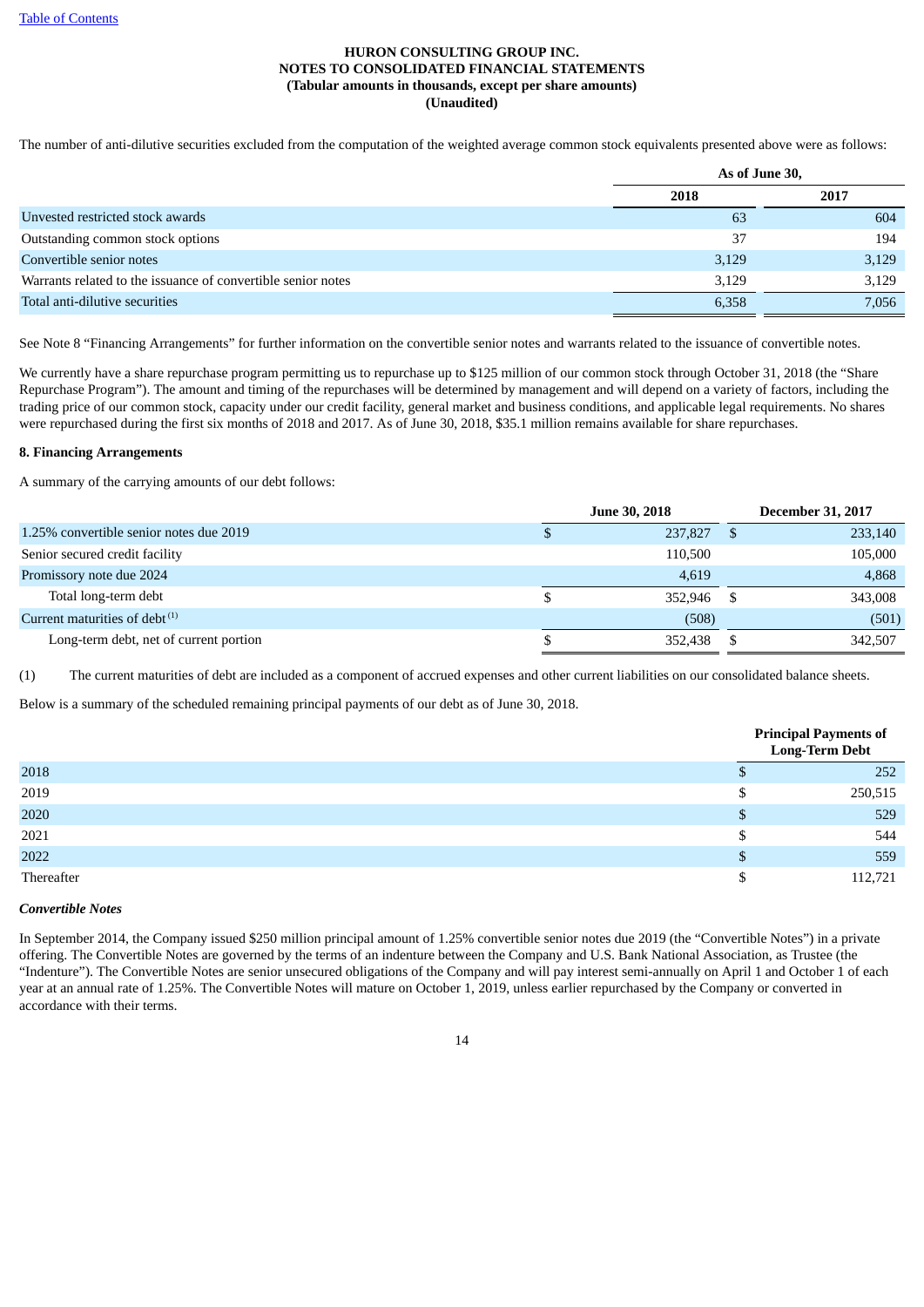The number of anti-dilutive securities excluded from the computation of the weighted average common stock equivalents presented above were as follows:

| | As of June 30, | |
|---|---|---|
| | 2018 | 2017 |
| Unvested restricted stock awards | 63 | 604 |
| Outstanding common stock options | 37 | 194 |
| Convertible senior notes | 3,129 | 3,129 |
| Warrants related to the issuance of convertible senior notes | 3,129 | 3,129 |
| Total anti-dilutive securities | 6,358 | 7,056 |

See Note 8 "Financing Arrangements" for further information on the convertible senior notes and warrants related to the issuance of convertible notes.

We currently have a share repurchase program permitting us to repurchase up to $125 million of our common stock through October 31, 2018 (the "Share Repurchase Program"). The amount and timing of the repurchases will be determined by management and will depend on a variety of factors, including the trading price of our common stock, capacity under our credit facility, general market and business conditions, and applicable legal requirements. No shares were repurchased during the first six months of 2018 and 2017. As of June 30, 2018, $35.1 million remains available for share repurchases.

**8. Financing Arrangements**

A summary of the carrying amounts of our debt follows:

| | June 30, 2018 | December 31, 2017 |
|---|---|---|
| 1.25% convertible senior notes due 2019 | $ 237,827 | $ 233,140 |
| Senior secured credit facility | 110,500 | 105,000 |
| Promissory note due 2024 | 4,619 | 4,868 |
| Total long-term debt | $ 352,946 | $ 343,008 |
| Current maturities of debt [(1)] | (508) | (501) |
| Long-term debt, net of current portion | $ 352,438 | $ 342,507 |

(1) The current maturities of debt are included as a component of accrued expenses and other current liabilities on our consolidated balance sheets.

Below is a summary of the scheduled remaining principal payments of our debt as of June 30, 2018.

| | Principal Payments of Long-Term Debt |
|---|---|
| 2018 | $ 252 |
| 2019 | $ 250,515 |
| 2020 | $ 529 |
| 2021 | $ 544 |
| 2022 | $ 559 |
| Thereafter | $ 112,721 |

***Convertible Notes***

In September 2014, the Company issued $250 million principal amount of 1.25% convertible senior notes due 2019 (the "Convertible Notes") in a private offering. The Convertible Notes are governed by the terms of an indenture between the Company and U.S. Bank National Association, as Trustee (the "Indenture"). The Convertible Notes are senior unsecured obligations of the Company and will pay interest semi-annually on April 1 and October 1 of each year at an annual rate of 1.25%. The Convertible Notes will mature on October 1, 2019, unless earlier repurchased by the Company or converted in accordance with their terms.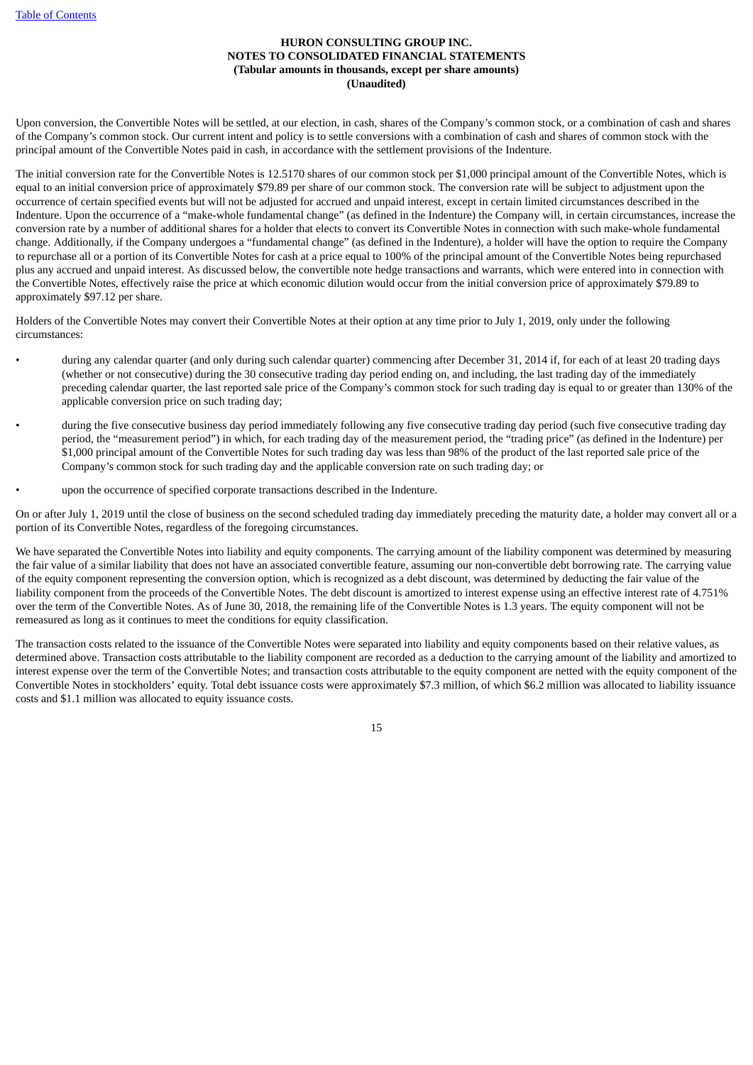Upon conversion, the Convertible Notes will be settled, at our election, in cash, shares of the Company's common stock, or a combination of cash and shares of the Company's common stock. Our current intent and policy is to settle conversions with a combination of cash and shares of common stock with the principal amount of the Convertible Notes paid in cash, in accordance with the settlement provisions of the Indenture.

The initial conversion rate for the Convertible Notes is 12.5170 shares of our common stock per $1,000 principal amount of the Convertible Notes, which is equal to an initial conversion price of approximately $79.89 per share of our common stock. The conversion rate will be subject to adjustment upon the occurrence of certain specified events but will not be adjusted for accrued and unpaid interest, except in certain limited circumstances described in the Indenture. Upon the occurrence of a "make-whole fundamental change" (as defined in the Indenture) the Company will, in certain circumstances, increase the conversion rate by a number of additional shares for a holder that elects to convert its Convertible Notes in connection with such make-whole fundamental change. Additionally, if the Company undergoes a "fundamental change" (as defined in the Indenture), a holder will have the option to require the Company to repurchase all or a portion of its Convertible Notes for cash at a price equal to 100% of the principal amount of the Convertible Notes being repurchased plus any accrued and unpaid interest. As discussed below, the convertible note hedge transactions and warrants, which were entered into in connection with the Convertible Notes, effectively raise the price at which economic dilution would occur from the initial conversion price of approximately $79.89 to approximately $97.12 per share.

Holders of the Convertible Notes may convert their Convertible Notes at their option at any time prior to July 1, 2019, only under the following circumstances:

- during any calendar quarter (and only during such calendar quarter) commencing after December 31, 2014 if, for each of at least 20 trading days (whether or not consecutive) during the 30 consecutive trading day period ending on, and including, the last trading day of the immediately preceding calendar quarter, the last reported sale price of the Company's common stock for such trading day is equal to or greater than 130% of the applicable conversion price on such trading day;
- during the five consecutive business day period immediately following any five consecutive trading day period (such five consecutive trading day period, the "measurement period") in which, for each trading day of the measurement period, the "trading price" (as defined in the Indenture) per $1,000 principal amount of the Convertible Notes for such trading day was less than 98% of the product of the last reported sale price of the Company's common stock for such trading day and the applicable conversion rate on such trading day; or
- upon the occurrence of specified corporate transactions described in the Indenture.

On or after July 1, 2019 until the close of business on the second scheduled trading day immediately preceding the maturity date, a holder may convert all or a portion of its Convertible Notes, regardless of the foregoing circumstances.

We have separated the Convertible Notes into liability and equity components. The carrying amount of the liability component was determined by measuring the fair value of a similar liability that does not have an associated convertible feature, assuming our non-convertible debt borrowing rate. The carrying value of the equity component representing the conversion option, which is recognized as a debt discount, was determined by deducting the fair value of the liability component from the proceeds of the Convertible Notes. The debt discount is amortized to interest expense using an effective interest rate of 4.751% over the term of the Convertible Notes. As of June 30, 2018, the remaining life of the Convertible Notes is 1.3 years. The equity component will not be remeasured as long as it continues to meet the conditions for equity classification.

The transaction costs related to the issuance of the Convertible Notes were separated into liability and equity components based on their relative values, as determined above. Transaction costs attributable to the liability component are recorded as a deduction to the carrying amount of the liability and amortized to interest expense over the term of the Convertible Notes; and transaction costs attributable to the equity component are netted with the equity component of the Convertible Notes in stockholders' equity. Total debt issuance costs were approximately $7.3 million, of which $6.2 million was allocated to liability issuance costs and $1.1 million was allocated to equity issuance costs.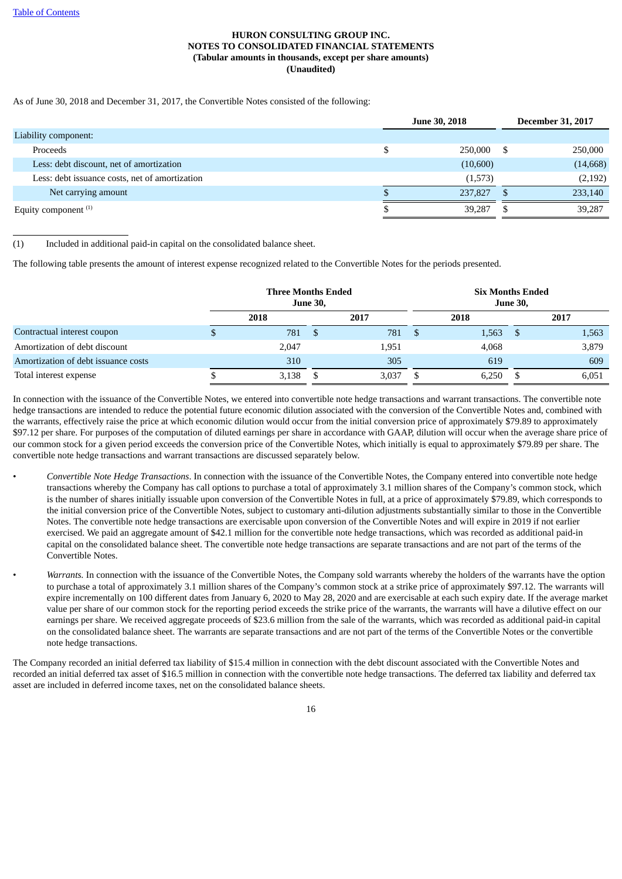**HURON CONSULTING GROUP INC.**
**NOTES TO CONSOLIDATED FINANCIAL STATEMENTS**
**(Tabular amounts in thousands, except per share amounts)**
**(Unaudited)**

As of June 30, 2018 and December 31, 2017, the Convertible Notes consisted of the following:

| | June 30, 2018 | December 31, 2017 |
|---|---|---|
| Liability component: | | |
| Proceeds | $ 250,000 | $ 250,000 |
| Less: debt discount, net of amortization | (10,600) | (14,668) |
| Less: debt issuance costs, net of amortization | (1,573) | (2,192) |
| Net carrying amount | $ 237,827 | $ 233,140 |
| Equity component [(1)] | $ 39,287 | $ 39,287 |

(1) Included in additional paid-in capital on the consolidated balance sheet.

The following table presents the amount of interest expense recognized related to the Convertible Notes for the periods presented.

| | Three Months Ended June 30, | | Six Months Ended June 30, | |
|---|---|---|---|---|
| | 2018 | 2017 | 2018 | 2017 |
| Contractual interest coupon | $ 781 | $ 781 | $ 1,563 | $ 1,563 |
| Amortization of debt discount | 2,047 | 1,951 | 4,068 | 3,879 |
| Amortization of debt issuance costs | 310 | 305 | 619 | 609 |
| Total interest expense | $ 3,138 | $ 3,037 | $ 6,250 | $ 6,051 |

In connection with the issuance of the Convertible Notes, we entered into convertible note hedge transactions and warrant transactions. The convertible note hedge transactions are intended to reduce the potential future economic dilution associated with the conversion of the Convertible Notes and, combined with the warrants, effectively raise the price at which economic dilution would occur from the initial conversion price of approximately $79.89 to approximately $97.12 per share. For purposes of the computation of diluted earnings per share in accordance with GAAP, dilution will occur when the average share price of our common stock for a given period exceeds the conversion price of the Convertible Notes, which initially is equal to approximately $79.89 per share. The convertible note hedge transactions and warrant transactions are discussed separately below.

- *Convertible Note Hedge Transactions*. In connection with the issuance of the Convertible Notes, the Company entered into convertible note hedge transactions whereby the Company has call options to purchase a total of approximately 3.1 million shares of the Company's common stock, which is the number of shares initially issuable upon conversion of the Convertible Notes in full, at a price of approximately $79.89, which corresponds to the initial conversion price of the Convertible Notes, subject to customary anti-dilution adjustments substantially similar to those in the Convertible Notes. The convertible note hedge transactions are exercisable upon conversion of the Convertible Notes and will expire in 2019 if not earlier exercised. We paid an aggregate amount of $42.1 million for the convertible note hedge transactions, which was recorded as additional paid-in capital on the consolidated balance sheet. The convertible note hedge transactions are separate transactions and are not part of the terms of the Convertible Notes.

- *Warrants.* In connection with the issuance of the Convertible Notes, the Company sold warrants whereby the holders of the warrants have the option to purchase a total of approximately 3.1 million shares of the Company's common stock at a strike price of approximately $97.12. The warrants will expire incrementally on 100 different dates from January 6, 2020 to May 28, 2020 and are exercisable at each such expiry date. If the average market value per share of our common stock for the reporting period exceeds the strike price of the warrants, the warrants will have a dilutive effect on our earnings per share. We received aggregate proceeds of $23.6 million from the sale of the warrants, which was recorded as additional paid-in capital on the consolidated balance sheet. The warrants are separate transactions and are not part of the terms of the Convertible Notes or the convertible note hedge transactions.

The Company recorded an initial deferred tax liability of $15.4 million in connection with the debt discount associated with the Convertible Notes and recorded an initial deferred tax asset of $16.5 million in connection with the convertible note hedge transactions. The deferred tax liability and deferred tax asset are included in deferred income taxes, net on the consolidated balance sheets.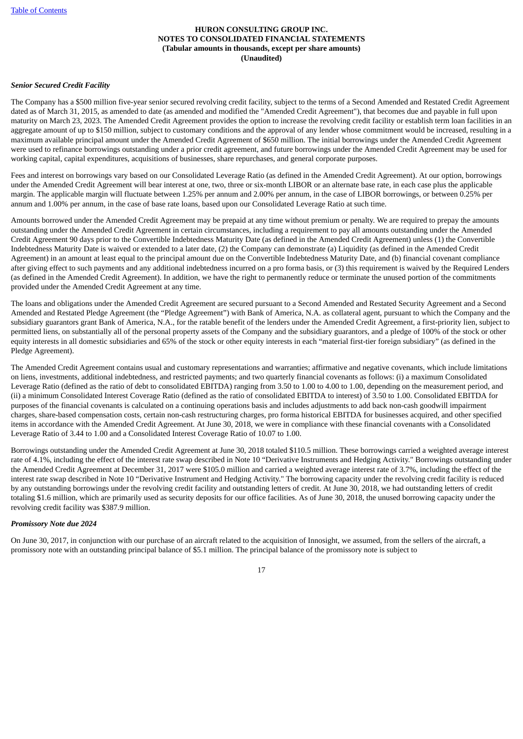***Senior Secured Credit Facility***

The Company has a $500 million five-year senior secured revolving credit facility, subject to the terms of a Second Amended and Restated Credit Agreement dated as of March 31, 2015, as amended to date (as amended and modified the "Amended Credit Agreement"), that becomes due and payable in full upon maturity on March 23, 2023. The Amended Credit Agreement provides the option to increase the revolving credit facility or establish term loan facilities in an aggregate amount of up to $150 million, subject to customary conditions and the approval of any lender whose commitment would be increased, resulting in a maximum available principal amount under the Amended Credit Agreement of $650 million. The initial borrowings under the Amended Credit Agreement were used to refinance borrowings outstanding under a prior credit agreement, and future borrowings under the Amended Credit Agreement may be used for working capital, capital expenditures, acquisitions of businesses, share repurchases, and general corporate purposes.

Fees and interest on borrowings vary based on our Consolidated Leverage Ratio (as defined in the Amended Credit Agreement). At our option, borrowings under the Amended Credit Agreement will bear interest at one, two, three or six-month LIBOR or an alternate base rate, in each case plus the applicable margin. The applicable margin will fluctuate between 1.25% per annum and 2.00% per annum, in the case of LIBOR borrowings, or between 0.25% per annum and 1.00% per annum, in the case of base rate loans, based upon our Consolidated Leverage Ratio at such time.

Amounts borrowed under the Amended Credit Agreement may be prepaid at any time without premium or penalty. We are required to prepay the amounts outstanding under the Amended Credit Agreement in certain circumstances, including a requirement to pay all amounts outstanding under the Amended Credit Agreement 90 days prior to the Convertible Indebtedness Maturity Date (as defined in the Amended Credit Agreement) unless (1) the Convertible Indebtedness Maturity Date is waived or extended to a later date, (2) the Company can demonstrate (a) Liquidity (as defined in the Amended Credit Agreement) in an amount at least equal to the principal amount due on the Convertible Indebtedness Maturity Date, and (b) financial covenant compliance after giving effect to such payments and any additional indebtedness incurred on a pro forma basis, or (3) this requirement is waived by the Required Lenders (as defined in the Amended Credit Agreement). In addition, we have the right to permanently reduce or terminate the unused portion of the commitments provided under the Amended Credit Agreement at any time.

The loans and obligations under the Amended Credit Agreement are secured pursuant to a Second Amended and Restated Security Agreement and a Second Amended and Restated Pledge Agreement (the "Pledge Agreement") with Bank of America, N.A. as collateral agent, pursuant to which the Company and the subsidiary guarantors grant Bank of America, N.A., for the ratable benefit of the lenders under the Amended Credit Agreement, a first-priority lien, subject to permitted liens, on substantially all of the personal property assets of the Company and the subsidiary guarantors, and a pledge of 100% of the stock or other equity interests in all domestic subsidiaries and 65% of the stock or other equity interests in each "material first-tier foreign subsidiary" (as defined in the Pledge Agreement).

The Amended Credit Agreement contains usual and customary representations and warranties; affirmative and negative covenants, which include limitations on liens, investments, additional indebtedness, and restricted payments; and two quarterly financial covenants as follows: (i) a maximum Consolidated Leverage Ratio (defined as the ratio of debt to consolidated EBITDA) ranging from 3.50 to 1.00 to 4.00 to 1.00, depending on the measurement period, and (ii) a minimum Consolidated Interest Coverage Ratio (defined as the ratio of consolidated EBITDA to interest) of 3.50 to 1.00. Consolidated EBITDA for purposes of the financial covenants is calculated on a continuing operations basis and includes adjustments to add back non-cash goodwill impairment charges, share-based compensation costs, certain non-cash restructuring charges, pro forma historical EBITDA for businesses acquired, and other specified items in accordance with the Amended Credit Agreement. At June 30, 2018, we were in compliance with these financial covenants with a Consolidated Leverage Ratio of 3.44 to 1.00 and a Consolidated Interest Coverage Ratio of 10.07 to 1.00.

Borrowings outstanding under the Amended Credit Agreement at June 30, 2018 totaled $110.5 million. These borrowings carried a weighted average interest rate of 4.1%, including the effect of the interest rate swap described in Note 10 "Derivative Instruments and Hedging Activity." Borrowings outstanding under the Amended Credit Agreement at December 31, 2017 were $105.0 million and carried a weighted average interest rate of 3.7%, including the effect of the interest rate swap described in Note 10 "Derivative Instrument and Hedging Activity." The borrowing capacity under the revolving credit facility is reduced by any outstanding borrowings under the revolving credit facility and outstanding letters of credit. At June 30, 2018, we had outstanding letters of credit totaling $1.6 million, which are primarily used as security deposits for our office facilities. As of June 30, 2018, the unused borrowing capacity under the revolving credit facility was $387.9 million.

***Promissory Note due 2024***

On June 30, 2017, in conjunction with our purchase of an aircraft related to the acquisition of Innosight, we assumed, from the sellers of the aircraft, a promissory note with an outstanding principal balance of $5.1 million. The principal balance of the promissory note is subject to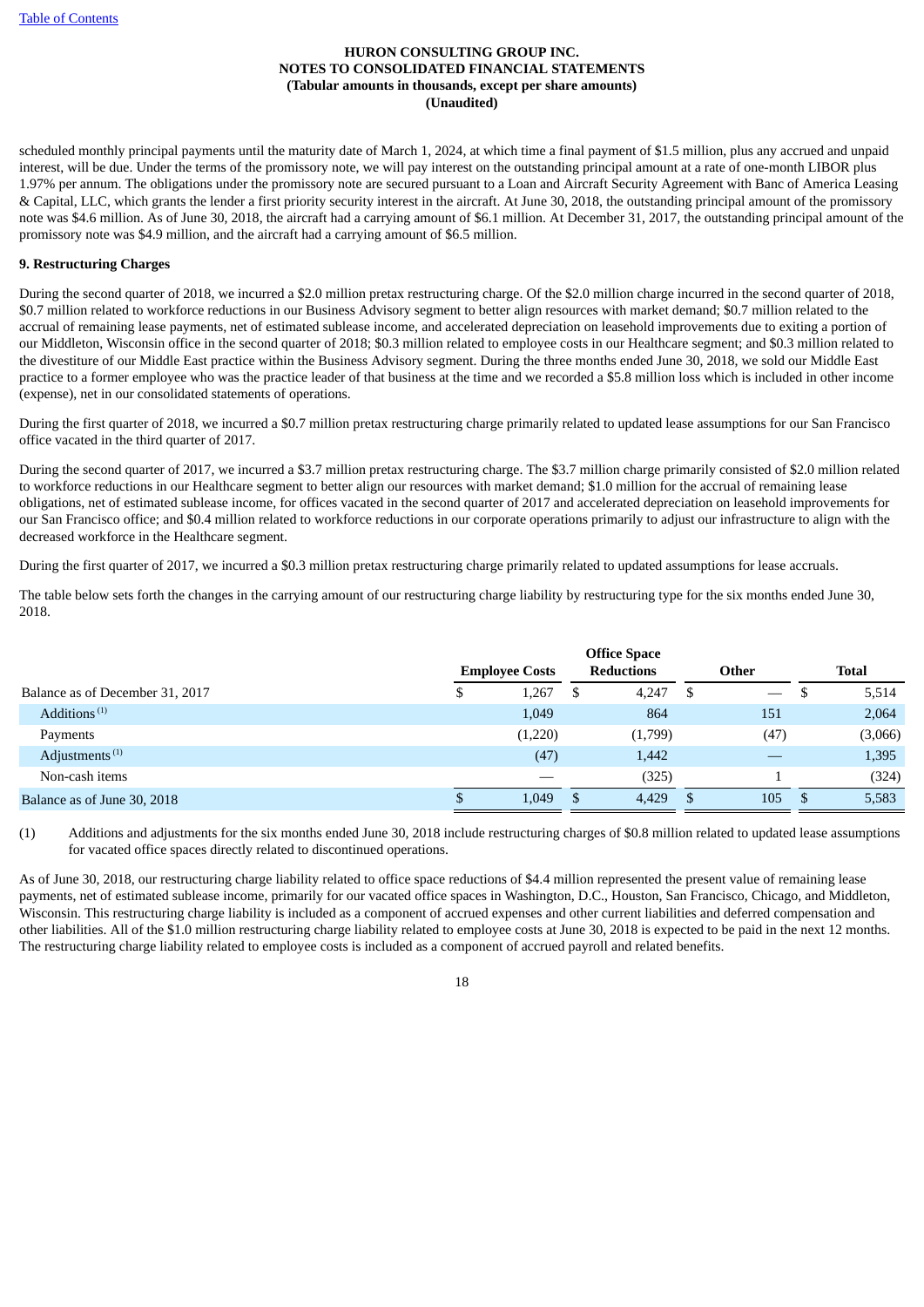scheduled monthly principal payments until the maturity date of March 1, 2024, at which time a final payment of $1.5 million, plus any accrued and unpaid interest, will be due. Under the terms of the promissory note, we will pay interest on the outstanding principal amount at a rate of one-month LIBOR plus 1.97% per annum. The obligations under the promissory note are secured pursuant to a Loan and Aircraft Security Agreement with Banc of America Leasing & Capital, LLC, which grants the lender a first priority security interest in the aircraft. At June 30, 2018, the outstanding principal amount of the promissory note was $4.6 million. As of June 30, 2018, the aircraft had a carrying amount of $6.1 million. At December 31, 2017, the outstanding principal amount of the promissory note was $4.9 million, and the aircraft had a carrying amount of $6.5 million.

**9. Restructuring Charges**

During the second quarter of 2018, we incurred a $2.0 million pretax restructuring charge. Of the $2.0 million charge incurred in the second quarter of 2018, $0.7 million related to workforce reductions in our Business Advisory segment to better align resources with market demand; $0.7 million related to the accrual of remaining lease payments, net of estimated sublease income, and accelerated depreciation on leasehold improvements due to exiting a portion of our Middleton, Wisconsin office in the second quarter of 2018; $0.3 million related to employee costs in our Healthcare segment; and $0.3 million related to the divestiture of our Middle East practice within the Business Advisory segment. During the three months ended June 30, 2018, we sold our Middle East practice to a former employee who was the practice leader of that business at the time and we recorded a $5.8 million loss which is included in other income (expense), net in our consolidated statements of operations.

During the first quarter of 2018, we incurred a $0.7 million pretax restructuring charge primarily related to updated lease assumptions for our San Francisco office vacated in the third quarter of 2017.

During the second quarter of 2017, we incurred a $3.7 million pretax restructuring charge. The $3.7 million charge primarily consisted of $2.0 million related to workforce reductions in our Healthcare segment to better align our resources with market demand; $1.0 million for the accrual of remaining lease obligations, net of estimated sublease income, for offices vacated in the second quarter of 2017 and accelerated depreciation on leasehold improvements for our San Francisco office; and $0.4 million related to workforce reductions in our corporate operations primarily to adjust our infrastructure to align with the decreased workforce in the Healthcare segment.

During the first quarter of 2017, we incurred a $0.3 million pretax restructuring charge primarily related to updated assumptions for lease accruals.

The table below sets forth the changes in the carrying amount of our restructuring charge liability by restructuring type for the six months ended June 30, 2018.

| | Employee Costs | Office Space Reductions | Other | Total |
|---|---|---|---|---|
| Balance as of December 31, 2017 | $ 1,267 | $ 4,247 | $ — | $ 5,514 |
| Additions [(1)] | 1,049 | 864 | 151 | 2,064 |
| Payments | (1,220) | (1,799) | (47) | (3,066) |
| Adjustments [(1)] | (47) | 1,442 | — | 1,395 |
| Non-cash items | — | (325) | 1 | (324) |
| Balance as of June 30, 2018 | $ 1,049 | $ 4,429 | $ 105 | $ 5,583 |

(1) Additions and adjustments for the six months ended June 30, 2018 include restructuring charges of $0.8 million related to updated lease assumptions for vacated office spaces directly related to discontinued operations.

As of June 30, 2018, our restructuring charge liability related to office space reductions of $4.4 million represented the present value of remaining lease payments, net of estimated sublease income, primarily for our vacated office spaces in Washington, D.C., Houston, San Francisco, Chicago, and Middleton, Wisconsin. This restructuring charge liability is included as a component of accrued expenses and other current liabilities and deferred compensation and other liabilities. All of the $1.0 million restructuring charge liability related to employee costs at June 30, 2018 is expected to be paid in the next 12 months. The restructuring charge liability related to employee costs is included as a component of accrued payroll and related benefits.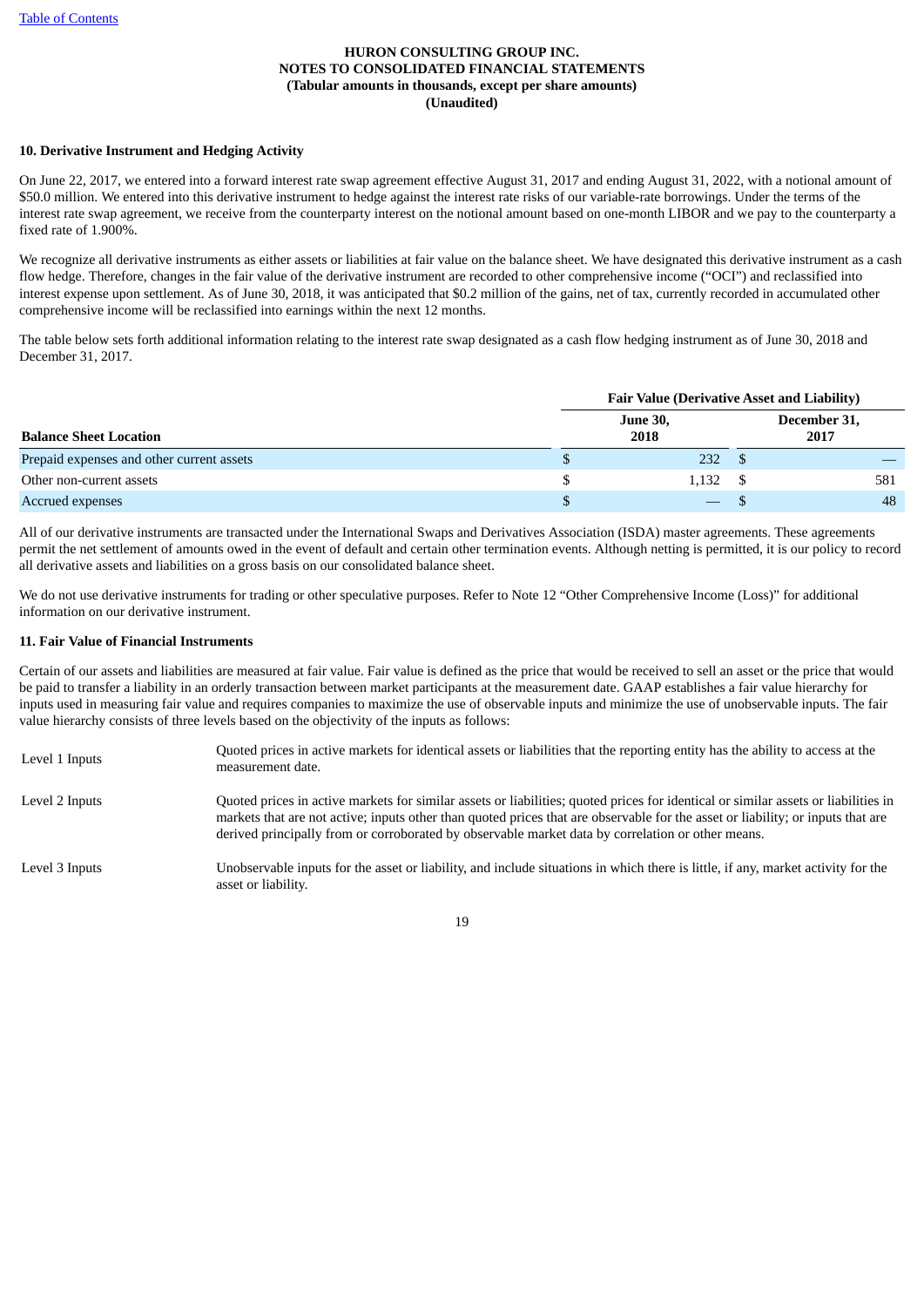**HURON CONSULTING GROUP INC.**
**NOTES TO CONSOLIDATED FINANCIAL STATEMENTS**
**(Tabular amounts in thousands, except per share amounts)**
**(Unaudited)**

**10. Derivative Instrument and Hedging Activity**

On June 22, 2017, we entered into a forward interest rate swap agreement effective August 31, 2017 and ending August 31, 2022, with a notional amount of $50.0 million. We entered into this derivative instrument to hedge against the interest rate risks of our variable-rate borrowings. Under the terms of the interest rate swap agreement, we receive from the counterparty interest on the notional amount based on one-month LIBOR and we pay to the counterparty a fixed rate of 1.900%.

We recognize all derivative instruments as either assets or liabilities at fair value on the balance sheet. We have designated this derivative instrument as a cash flow hedge. Therefore, changes in the fair value of the derivative instrument are recorded to other comprehensive income ("OCI") and reclassified into interest expense upon settlement. As of June 30, 2018, it was anticipated that $0.2 million of the gains, net of tax, currently recorded in accumulated other comprehensive income will be reclassified into earnings within the next 12 months.

The table below sets forth additional information relating to the interest rate swap designated as a cash flow hedging instrument as of June 30, 2018 and December 31, 2017.

| | Fair Value (Derivative Asset and Liability) | |
|---|---|---|
| **Balance Sheet Location** | **June 30, 2018** | **December 31, 2017** |
| Prepaid expenses and other current assets | $ 232 | $ — |
| Other non-current assets | $ 1,132 | $ 581 |
| Accrued expenses | $ — | $ 48 |

All of our derivative instruments are transacted under the International Swaps and Derivatives Association (ISDA) master agreements. These agreements permit the net settlement of amounts owed in the event of default and certain other termination events. Although netting is permitted, it is our policy to record all derivative assets and liabilities on a gross basis on our consolidated balance sheet.

We do not use derivative instruments for trading or other speculative purposes. Refer to Note 12 "Other Comprehensive Income (Loss)" for additional information on our derivative instrument.

**11. Fair Value of Financial Instruments**

Certain of our assets and liabilities are measured at fair value. Fair value is defined as the price that would be received to sell an asset or the price that would be paid to transfer a liability in an orderly transaction between market participants at the measurement date. GAAP establishes a fair value hierarchy for inputs used in measuring fair value and requires companies to maximize the use of observable inputs and minimize the use of unobservable inputs. The fair value hierarchy consists of three levels based on the objectivity of the inputs as follows:

| | |
|---|---|
| Level 1 Inputs | Quoted prices in active markets for identical assets or liabilities that the reporting entity has the ability to access at the measurement date. |
| Level 2 Inputs | Quoted prices in active markets for similar assets or liabilities; quoted prices for identical or similar assets or liabilities in markets that are not active; inputs other than quoted prices that are observable for the asset or liability; or inputs that are derived principally from or corroborated by observable market data by correlation or other means. |
| Level 3 Inputs | Unobservable inputs for the asset or liability, and include situations in which there is little, if any, market activity for the asset or liability. |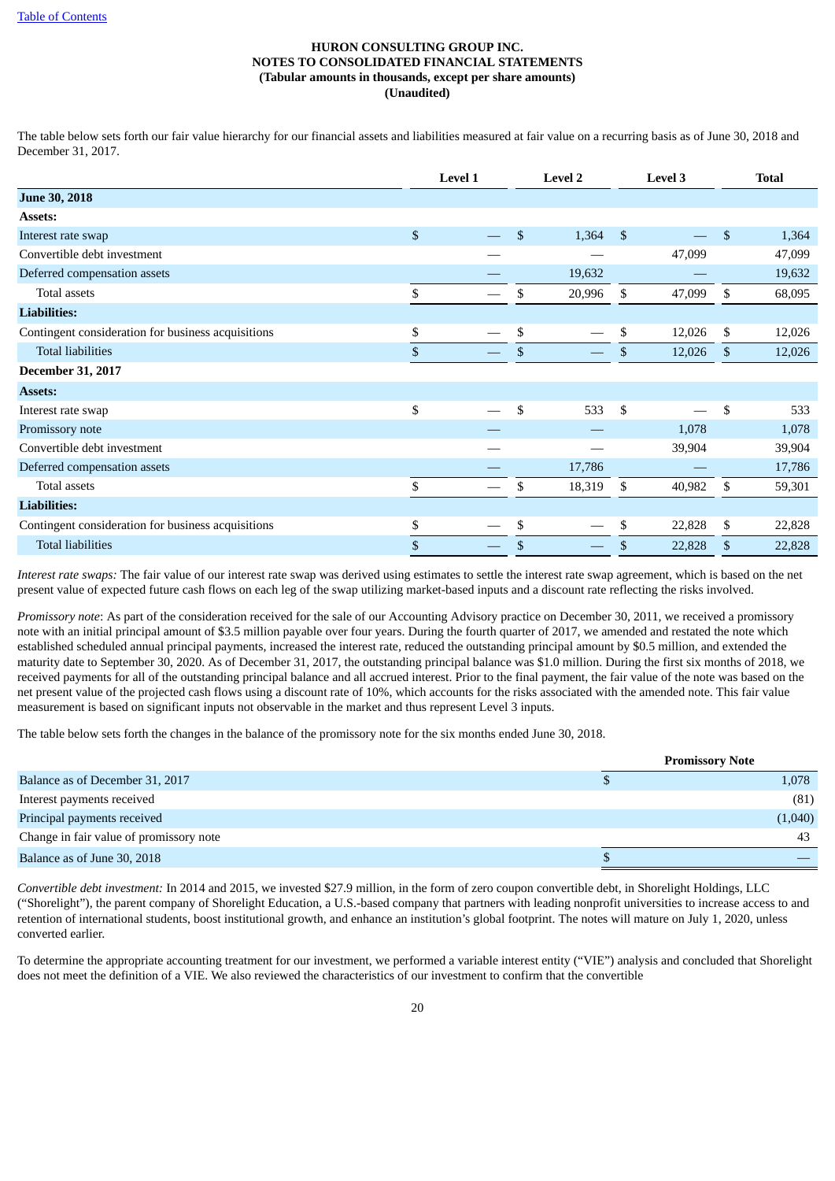**HURON CONSULTING GROUP INC.**
**NOTES TO CONSOLIDATED FINANCIAL STATEMENTS**
**(Tabular amounts in thousands, except per share amounts)**
**(Unaudited)**

The table below sets forth our fair value hierarchy for our financial assets and liabilities measured at fair value on a recurring basis as of June 30, 2018 and December 31, 2017.

| | Level 1 | Level 2 | Level 3 | Total |
|---|---|---|---|---|
| **June 30, 2018** | | | | |
| **Assets:** | | | | |
| Interest rate swap | $ — | $ 1,364 | $ — | $ 1,364 |
| Convertible debt investment | — | — | 47,099 | 47,099 |
| Deferred compensation assets | — | 19,632 | — | 19,632 |
| Total assets | $ — | $ 20,996 | $ 47,099 | $ 68,095 |
| **Liabilities:** | | | | |
| Contingent consideration for business acquisitions | $ — | $ — | $ 12,026 | $ 12,026 |
| Total liabilities | $ — | $ — | $ 12,026 | $ 12,026 |
| **December 31, 2017** | | | | |
| **Assets:** | | | | |
| Interest rate swap | $ — | $ 533 | $ — | $ 533 |
| Promissory note | — | — | 1,078 | 1,078 |
| Convertible debt investment | — | — | 39,904 | 39,904 |
| Deferred compensation assets | — | 17,786 | — | 17,786 |
| Total assets | $ — | $ 18,319 | $ 40,982 | $ 59,301 |
| **Liabilities:** | | | | |
| Contingent consideration for business acquisitions | $ — | $ — | $ 22,828 | $ 22,828 |
| Total liabilities | $ — | $ — | $ 22,828 | $ 22,828 |

*Interest rate swaps:* The fair value of our interest rate swap was derived using estimates to settle the interest rate swap agreement, which is based on the net present value of expected future cash flows on each leg of the swap utilizing market-based inputs and a discount rate reflecting the risks involved.

*Promissory note*: As part of the consideration received for the sale of our Accounting Advisory practice on December 30, 2011, we received a promissory note with an initial principal amount of $3.5 million payable over four years. During the fourth quarter of 2017, we amended and restated the note which established scheduled annual principal payments, increased the interest rate, reduced the outstanding principal amount by $0.5 million, and extended the maturity date to September 30, 2020. As of December 31, 2017, the outstanding principal balance was $1.0 million. During the first six months of 2018, we received payments for all of the outstanding principal balance and all accrued interest. Prior to the final payment, the fair value of the note was based on the net present value of the projected cash flows using a discount rate of 10%, which accounts for the risks associated with the amended note. This fair value measurement is based on significant inputs not observable in the market and thus represent Level 3 inputs.

The table below sets forth the changes in the balance of the promissory note for the six months ended June 30, 2018.

| | Promissory Note |
|---|---|
| Balance as of December 31, 2017 | $ 1,078 |
| Interest payments received | (81) |
| Principal payments received | (1,040) |
| Change in fair value of promissory note | 43 |
| Balance as of June 30, 2018 | $ — |

*Convertible debt investment:* In 2014 and 2015, we invested $27.9 million, in the form of zero coupon convertible debt, in Shorelight Holdings, LLC ("Shorelight"), the parent company of Shorelight Education, a U.S.-based company that partners with leading nonprofit universities to increase access to and retention of international students, boost institutional growth, and enhance an institution's global footprint. The notes will mature on July 1, 2020, unless converted earlier.

To determine the appropriate accounting treatment for our investment, we performed a variable interest entity ("VIE") analysis and concluded that Shorelight does not meet the definition of a VIE. We also reviewed the characteristics of our investment to confirm that the convertible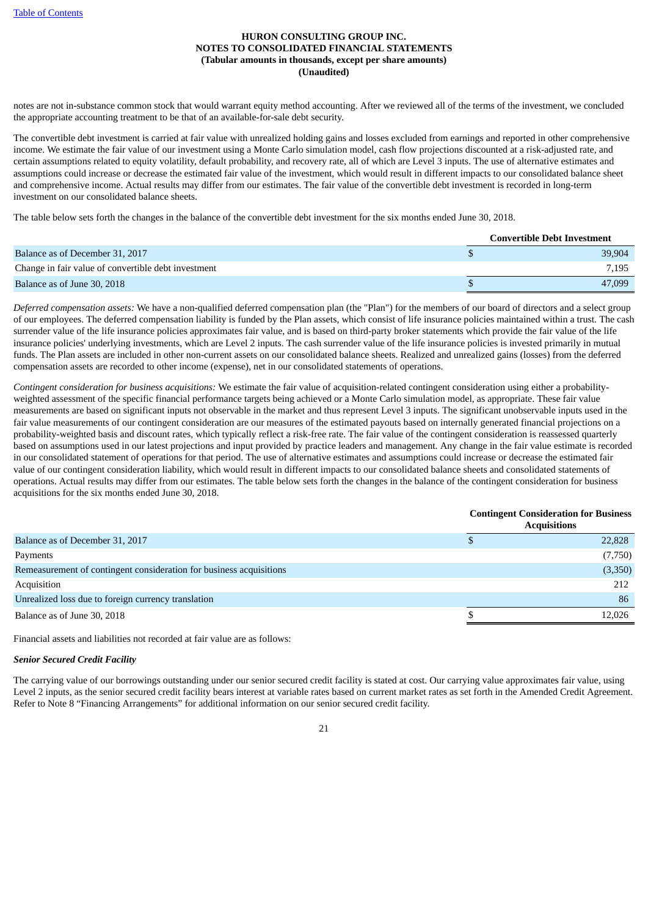notes are not in-substance common stock that would warrant equity method accounting. After we reviewed all of the terms of the investment, we concluded the appropriate accounting treatment to be that of an available-for-sale debt security.

The convertible debt investment is carried at fair value with unrealized holding gains and losses excluded from earnings and reported in other comprehensive income. We estimate the fair value of our investment using a Monte Carlo simulation model, cash flow projections discounted at a risk-adjusted rate, and certain assumptions related to equity volatility, default probability, and recovery rate, all of which are Level 3 inputs. The use of alternative estimates and assumptions could increase or decrease the estimated fair value of the investment, which would result in different impacts to our consolidated balance sheet and comprehensive income. Actual results may differ from our estimates. The fair value of the convertible debt investment is recorded in long-term investment on our consolidated balance sheets.

The table below sets forth the changes in the balance of the convertible debt investment for the six months ended June 30, 2018.

| | Convertible Debt Investment |
|---|---|
| Balance as of December 31, 2017 | $ 39,904 |
| Change in fair value of convertible debt investment | 7,195 |
| Balance as of June 30, 2018 | $ 47,099 |

*Deferred compensation assets:* We have a non-qualified deferred compensation plan (the "Plan") for the members of our board of directors and a select group of our employees. The deferred compensation liability is funded by the Plan assets, which consist of life insurance policies maintained within a trust. The cash surrender value of the life insurance policies approximates fair value, and is based on third-party broker statements which provide the fair value of the life insurance policies' underlying investments, which are Level 2 inputs. The cash surrender value of the life insurance policies is invested primarily in mutual funds. The Plan assets are included in other non-current assets on our consolidated balance sheets. Realized and unrealized gains (losses) from the deferred compensation assets are recorded to other income (expense), net in our consolidated statements of operations.

*Contingent consideration for business acquisitions:* We estimate the fair value of acquisition-related contingent consideration using either a probability-weighted assessment of the specific financial performance targets being achieved or a Monte Carlo simulation model, as appropriate. These fair value measurements are based on significant inputs not observable in the market and thus represent Level 3 inputs. The significant unobservable inputs used in the fair value measurements of our contingent consideration are our measures of the estimated payouts based on internally generated financial projections on a probability-weighted basis and discount rates, which typically reflect a risk-free rate. The fair value of the contingent consideration is reassessed quarterly based on assumptions used in our latest projections and input provided by practice leaders and management. Any change in the fair value estimate is recorded in our consolidated statement of operations for that period. The use of alternative estimates and assumptions could increase or decrease the estimated fair value of our contingent consideration liability, which would result in different impacts to our consolidated balance sheets and consolidated statements of operations. Actual results may differ from our estimates. The table below sets forth the changes in the balance of the contingent consideration for business acquisitions for the six months ended June 30, 2018.

| | Contingent Consideration for Business Acquisitions |
|---|---|
| Balance as of December 31, 2017 | $ 22,828 |
| Payments | (7,750) |
| Remeasurement of contingent consideration for business acquisitions | (3,350) |
| Acquisition | 212 |
| Unrealized loss due to foreign currency translation | 86 |
| Balance as of June 30, 2018 | $ 12,026 |

Financial assets and liabilities not recorded at fair value are as follows:

***Senior Secured Credit Facility***

The carrying value of our borrowings outstanding under our senior secured credit facility is stated at cost. Our carrying value approximates fair value, using Level 2 inputs, as the senior secured credit facility bears interest at variable rates based on current market rates as set forth in the Amended Credit Agreement. Refer to Note 8 "Financing Arrangements" for additional information on our senior secured credit facility.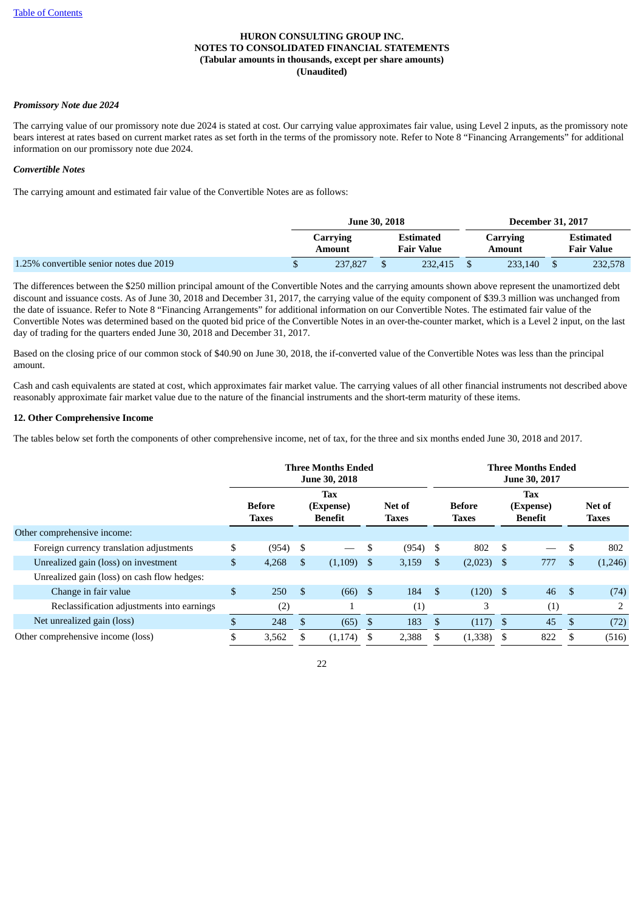**HURON CONSULTING GROUP INC.**
**NOTES TO CONSOLIDATED FINANCIAL STATEMENTS**
**(Tabular amounts in thousands, except per share amounts)**
**(Unaudited)**

***Promissory Note due 2024***

The carrying value of our promissory note due 2024 is stated at cost. Our carrying value approximates fair value, using Level 2 inputs, as the promissory note bears interest at rates based on current market rates as set forth in the terms of the promissory note. Refer to Note 8 "Financing Arrangements" for additional information on our promissory note due 2024.

***Convertible Notes***

The carrying amount and estimated fair value of the Convertible Notes are as follows:

| | June 30, 2018 | | December 31, 2017 | |
|---|---|---|---|---|
| | Carrying Amount | Estimated Fair Value | Carrying Amount | Estimated Fair Value |
| 1.25% convertible senior notes due 2019 | $ 237,827 | $ 232,415 | $ 233,140 | $ 232,578 |

The differences between the $250 million principal amount of the Convertible Notes and the carrying amounts shown above represent the unamortized debt discount and issuance costs. As of June 30, 2018 and December 31, 2017, the carrying value of the equity component of $39.3 million was unchanged from the date of issuance. Refer to Note 8 "Financing Arrangements" for additional information on our Convertible Notes. The estimated fair value of the Convertible Notes was determined based on the quoted bid price of the Convertible Notes in an over-the-counter market, which is a Level 2 input, on the last day of trading for the quarters ended June 30, 2018 and December 31, 2017.

Based on the closing price of our common stock of $40.90 on June 30, 2018, the if-converted value of the Convertible Notes was less than the principal amount.

Cash and cash equivalents are stated at cost, which approximates fair market value. The carrying values of all other financial instruments not described above reasonably approximate fair market value due to the nature of the financial instruments and the short-term maturity of these items.

**12. Other Comprehensive Income**

The tables below set forth the components of other comprehensive income, net of tax, for the three and six months ended June 30, 2018 and 2017.

| | Three Months Ended June 30, 2018 | | | Three Months Ended June 30, 2017 | | |
|---|---|---|---|---|---|---|
| | Before Taxes | Tax (Expense) Benefit | Net of Taxes | Before Taxes | Tax (Expense) Benefit | Net of Taxes |
| Other comprehensive income: | | | | | | |
| Foreign currency translation adjustments | $ (954) | $ — | $ (954) | $ 802 | $ — | $ 802 |
| Unrealized gain (loss) on investment | $ 4,268 | $ (1,109) | $ 3,159 | $ (2,023) | $ 777 | $ (1,246) |
| Unrealized gain (loss) on cash flow hedges: | | | | | | |
| Change in fair value | $ 250 | $ (66) | $ 184 | $ (120) | $ 46 | $ (74) |
| Reclassification adjustments into earnings | (2) | 1 | (1) | 3 | (1) | 2 |
| Net unrealized gain (loss) | $ 248 | $ (65) | $ 183 | $ (117) | $ 45 | $ (72) |
| Other comprehensive income (loss) | $ 3,562 | $ (1,174) | $ 2,388 | $ (1,338) | $ 822 | $ (516) |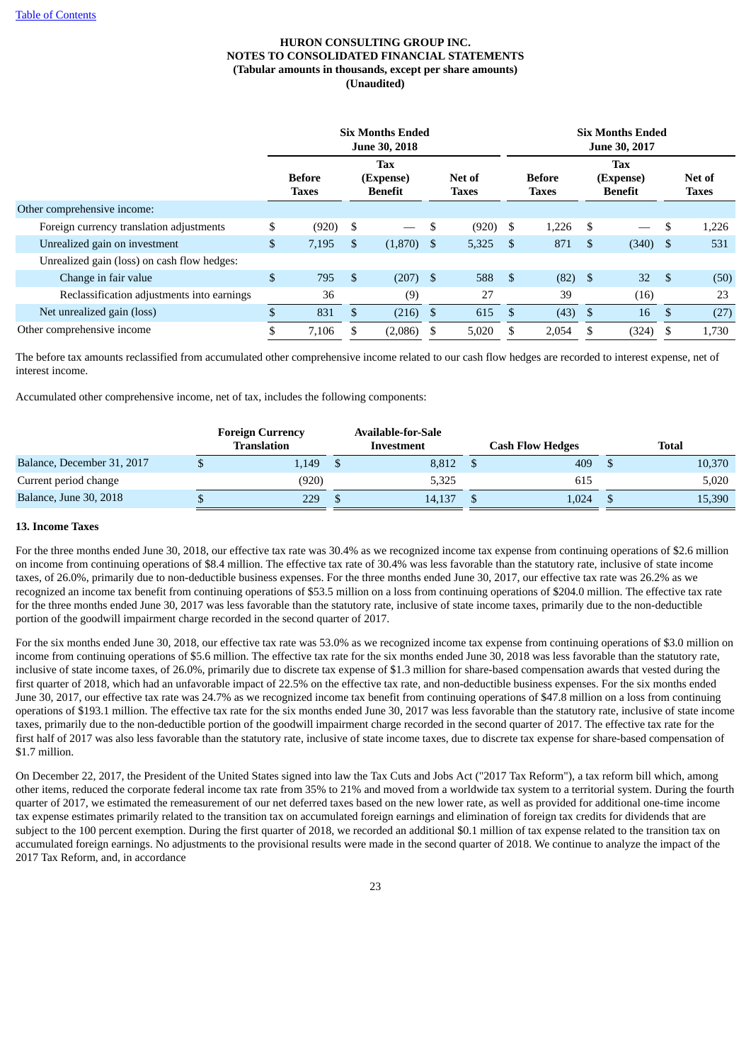**HURON CONSULTING GROUP INC.**
**NOTES TO CONSOLIDATED FINANCIAL STATEMENTS**
**(Tabular amounts in thousands, except per share amounts)**
**(Unaudited)**

| | Six Months Ended June 30, 2018 | | | Six Months Ended June 30, 2017 | | |
|---|---|---|---|---|---|---|
| | Before Taxes | Tax (Expense) Benefit | Net of Taxes | Before Taxes | Tax (Expense) Benefit | Net of Taxes |
| Other comprehensive income: | | | | | | |
| Foreign currency translation adjustments | $ (920) | $ — | $ (920) | $ 1,226 | $ — | $ 1,226 |
| Unrealized gain on investment | $ 7,195 | $ (1,870) | $ 5,325 | $ 871 | $ (340) | $ 531 |
| Unrealized gain (loss) on cash flow hedges: | | | | | | |
| Change in fair value | $ 795 | $ (207) | $ 588 | $ (82) | $ 32 | $ (50) |
| Reclassification adjustments into earnings | 36 | (9) | 27 | 39 | (16) | 23 |
| Net unrealized gain (loss) | $ 831 | $ (216) | $ 615 | $ (43) | $ 16 | $ (27) |
| Other comprehensive income | $ 7,106 | $ (2,086) | $ 5,020 | $ 2,054 | $ (324) | $ 1,730 |

The before tax amounts reclassified from accumulated other comprehensive income related to our cash flow hedges are recorded to interest expense, net of interest income.

Accumulated other comprehensive income, net of tax, includes the following components:

| | Foreign Currency Translation | Available-for-Sale Investment | Cash Flow Hedges | Total |
|---|---|---|---|---|
| Balance, December 31, 2017 | $ 1,149 | $ 8,812 | $ 409 | $ 10,370 |
| Current period change | (920) | 5,325 | 615 | 5,020 |
| Balance, June 30, 2018 | $ 229 | $ 14,137 | $ 1,024 | $ 15,390 |

## 13. Income Taxes

For the three months ended June 30, 2018, our effective tax rate was 30.4% as we recognized income tax expense from continuing operations of $2.6 million on income from continuing operations of $8.4 million. The effective tax rate of 30.4% was less favorable than the statutory rate, inclusive of state income taxes, of 26.0%, primarily due to non-deductible business expenses. For the three months ended June 30, 2017, our effective tax rate was 26.2% as we recognized an income tax benefit from continuing operations of $53.5 million on a loss from continuing operations of $204.0 million. The effective tax rate for the three months ended June 30, 2017 was less favorable than the statutory rate, inclusive of state income taxes, primarily due to the non-deductible portion of the goodwill impairment charge recorded in the second quarter of 2017.

For the six months ended June 30, 2018, our effective tax rate was 53.0% as we recognized income tax expense from continuing operations of $3.0 million on income from continuing operations of $5.6 million. The effective tax rate for the six months ended June 30, 2018 was less favorable than the statutory rate, inclusive of state income taxes, of 26.0%, primarily due to discrete tax expense of $1.3 million for share-based compensation awards that vested during the first quarter of 2018, which had an unfavorable impact of 22.5% on the effective tax rate, and non-deductible business expenses. For the six months ended June 30, 2017, our effective tax rate was 24.7% as we recognized income tax benefit from continuing operations of $47.8 million on a loss from continuing operations of $193.1 million. The effective tax rate for the six months ended June 30, 2017 was less favorable than the statutory rate, inclusive of state income taxes, primarily due to the non-deductible portion of the goodwill impairment charge recorded in the second quarter of 2017. The effective tax rate for the first half of 2017 was also less favorable than the statutory rate, inclusive of state income taxes, due to discrete tax expense for share-based compensation of $1.7 million.

On December 22, 2017, the President of the United States signed into law the Tax Cuts and Jobs Act ("2017 Tax Reform"), a tax reform bill which, among other items, reduced the corporate federal income tax rate from 35% to 21% and moved from a worldwide tax system to a territorial system. During the fourth quarter of 2017, we estimated the remeasurement of our net deferred taxes based on the new lower rate, as well as provided for additional one-time income tax expense estimates primarily related to the transition tax on accumulated foreign earnings and elimination of foreign tax credits for dividends that are subject to the 100 percent exemption. During the first quarter of 2018, we recorded an additional $0.1 million of tax expense related to the transition tax on accumulated foreign earnings. No adjustments to the provisional results were made in the second quarter of 2018. We continue to analyze the impact of the 2017 Tax Reform, and, in accordance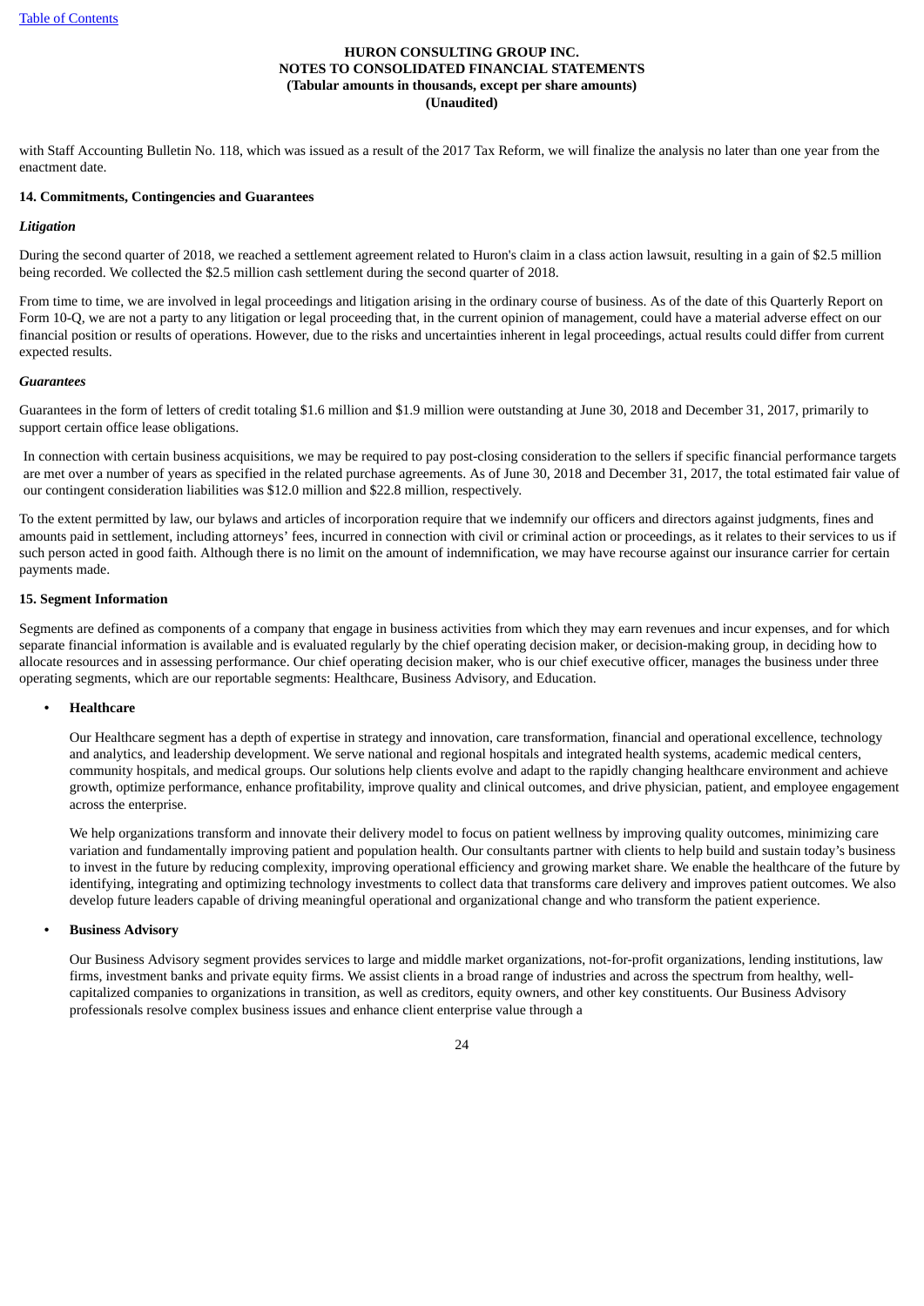with Staff Accounting Bulletin No. 118, which was issued as a result of the 2017 Tax Reform, we will finalize the analysis no later than one year from the enactment date.

**14. Commitments, Contingencies and Guarantees**

***Litigation***

During the second quarter of 2018, we reached a settlement agreement related to Huron's claim in a class action lawsuit, resulting in a gain of $2.5 million being recorded. We collected the $2.5 million cash settlement during the second quarter of 2018.

From time to time, we are involved in legal proceedings and litigation arising in the ordinary course of business. As of the date of this Quarterly Report on Form 10-Q, we are not a party to any litigation or legal proceeding that, in the current opinion of management, could have a material adverse effect on our financial position or results of operations. However, due to the risks and uncertainties inherent in legal proceedings, actual results could differ from current expected results.

***Guarantees***

Guarantees in the form of letters of credit totaling $1.6 million and $1.9 million were outstanding at June 30, 2018 and December 31, 2017, primarily to support certain office lease obligations.

In connection with certain business acquisitions, we may be required to pay post-closing consideration to the sellers if specific financial performance targets are met over a number of years as specified in the related purchase agreements. As of June 30, 2018 and December 31, 2017, the total estimated fair value of our contingent consideration liabilities was $12.0 million and $22.8 million, respectively.

To the extent permitted by law, our bylaws and articles of incorporation require that we indemnify our officers and directors against judgments, fines and amounts paid in settlement, including attorneys' fees, incurred in connection with civil or criminal action or proceedings, as it relates to their services to us if such person acted in good faith. Although there is no limit on the amount of indemnification, we may have recourse against our insurance carrier for certain payments made.

**15. Segment Information**

Segments are defined as components of a company that engage in business activities from which they may earn revenues and incur expenses, and for which separate financial information is available and is evaluated regularly by the chief operating decision maker, or decision-making group, in deciding how to allocate resources and in assessing performance. Our chief operating decision maker, who is our chief executive officer, manages the business under three operating segments, which are our reportable segments: Healthcare, Business Advisory, and Education.

- **Healthcare**

  Our Healthcare segment has a depth of expertise in strategy and innovation, care transformation, financial and operational excellence, technology and analytics, and leadership development. We serve national and regional hospitals and integrated health systems, academic medical centers, community hospitals, and medical groups. Our solutions help clients evolve and adapt to the rapidly changing healthcare environment and achieve growth, optimize performance, enhance profitability, improve quality and clinical outcomes, and drive physician, patient, and employee engagement across the enterprise.

  We help organizations transform and innovate their delivery model to focus on patient wellness by improving quality outcomes, minimizing care variation and fundamentally improving patient and population health. Our consultants partner with clients to help build and sustain today's business to invest in the future by reducing complexity, improving operational efficiency and growing market share. We enable the healthcare of the future by identifying, integrating and optimizing technology investments to collect data that transforms care delivery and improves patient outcomes. We also develop future leaders capable of driving meaningful operational and organizational change and who transform the patient experience.

- **Business Advisory**

  Our Business Advisory segment provides services to large and middle market organizations, not-for-profit organizations, lending institutions, law firms, investment banks and private equity firms. We assist clients in a broad range of industries and across the spectrum from healthy, well-capitalized companies to organizations in transition, as well as creditors, equity owners, and other key constituents. Our Business Advisory professionals resolve complex business issues and enhance client enterprise value through a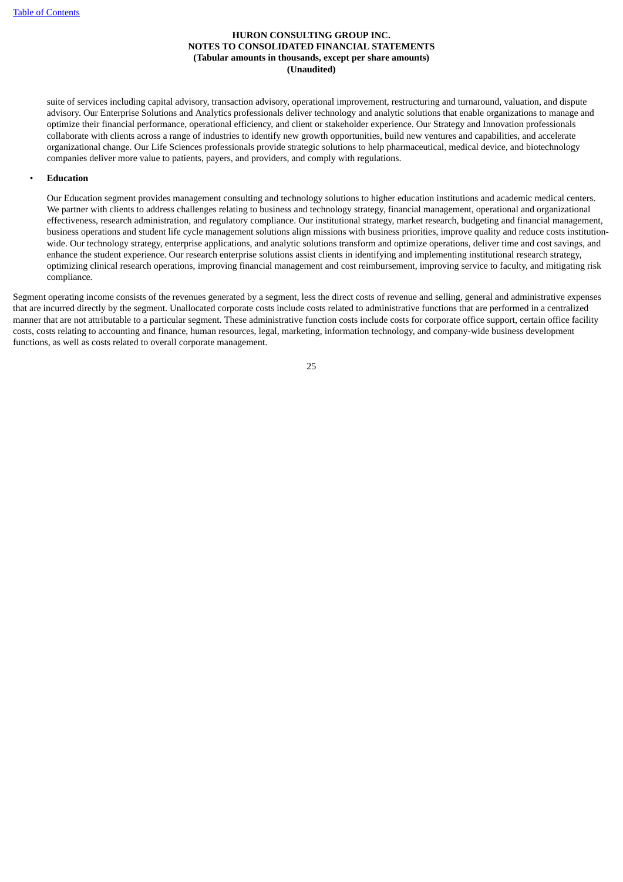suite of services including capital advisory, transaction advisory, operational improvement, restructuring and turnaround, valuation, and dispute advisory. Our Enterprise Solutions and Analytics professionals deliver technology and analytic solutions that enable organizations to manage and optimize their financial performance, operational efficiency, and client or stakeholder experience. Our Strategy and Innovation professionals collaborate with clients across a range of industries to identify new growth opportunities, build new ventures and capabilities, and accelerate organizational change. Our Life Sciences professionals provide strategic solutions to help pharmaceutical, medical device, and biotechnology companies deliver more value to patients, payers, and providers, and comply with regulations.

- **Education**

  Our Education segment provides management consulting and technology solutions to higher education institutions and academic medical centers. We partner with clients to address challenges relating to business and technology strategy, financial management, operational and organizational effectiveness, research administration, and regulatory compliance. Our institutional strategy, market research, budgeting and financial management, business operations and student life cycle management solutions align missions with business priorities, improve quality and reduce costs institution-wide. Our technology strategy, enterprise applications, and analytic solutions transform and optimize operations, deliver time and cost savings, and enhance the student experience. Our research enterprise solutions assist clients in identifying and implementing institutional research strategy, optimizing clinical research operations, improving financial management and cost reimbursement, improving service to faculty, and mitigating risk compliance.

Segment operating income consists of the revenues generated by a segment, less the direct costs of revenue and selling, general and administrative expenses that are incurred directly by the segment. Unallocated corporate costs include costs related to administrative functions that are performed in a centralized manner that are not attributable to a particular segment. These administrative function costs include costs for corporate office support, certain office facility costs, costs relating to accounting and finance, human resources, legal, marketing, information technology, and company-wide business development functions, as well as costs related to overall corporate management.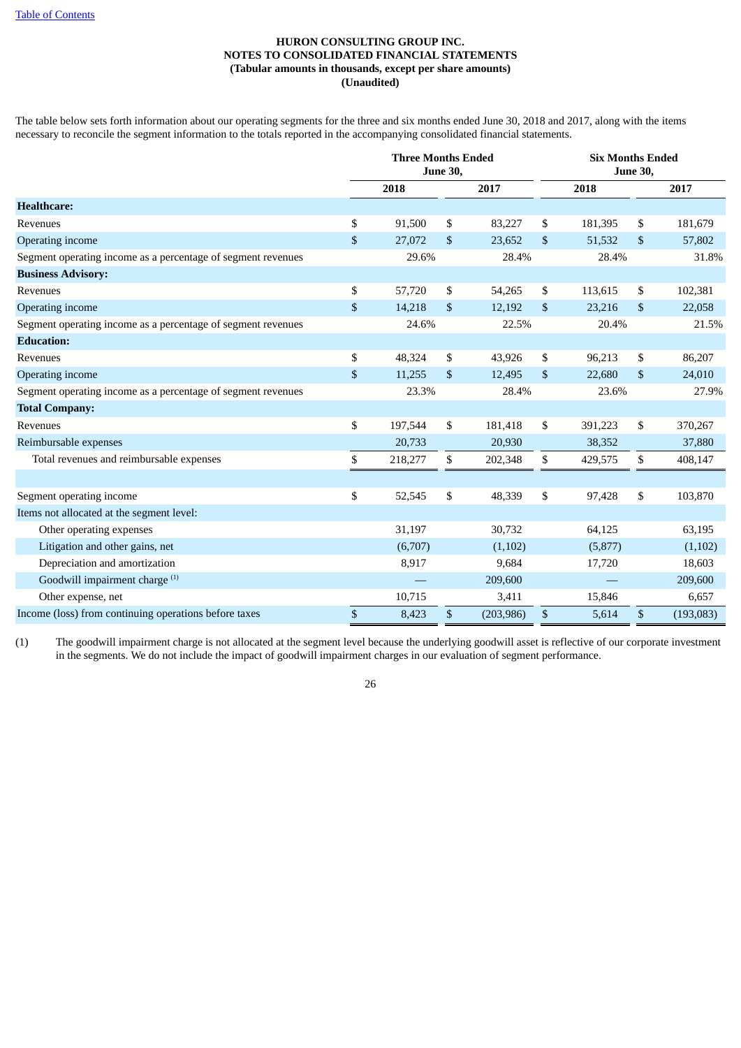**HURON CONSULTING GROUP INC.**
**NOTES TO CONSOLIDATED FINANCIAL STATEMENTS**
**(Tabular amounts in thousands, except per share amounts)**
**(Unaudited)**

The table below sets forth information about our operating segments for the three and six months ended June 30, 2018 and 2017, along with the items necessary to reconcile the segment information to the totals reported in the accompanying consolidated financial statements.

| | Three Months Ended June 30, | | Six Months Ended June 30, | |
|---|---|---|---|---|
| | 2018 | 2017 | 2018 | 2017 |
| **Healthcare:** | | | | |
| Revenues | $ 91,500 | $ 83,227 | $ 181,395 | $ 181,679 |
| Operating income | $ 27,072 | $ 23,652 | $ 51,532 | $ 57,802 |
| Segment operating income as a percentage of segment revenues | 29.6% | 28.4% | 28.4% | 31.8% |
| **Business Advisory:** | | | | |
| Revenues | $ 57,720 | $ 54,265 | $ 113,615 | $ 102,381 |
| Operating income | $ 14,218 | $ 12,192 | $ 23,216 | $ 22,058 |
| Segment operating income as a percentage of segment revenues | 24.6% | 22.5% | 20.4% | 21.5% |
| **Education:** | | | | |
| Revenues | $ 48,324 | $ 43,926 | $ 96,213 | $ 86,207 |
| Operating income | $ 11,255 | $ 12,495 | $ 22,680 | $ 24,010 |
| Segment operating income as a percentage of segment revenues | 23.3% | 28.4% | 23.6% | 27.9% |
| **Total Company:** | | | | |
| Revenues | $ 197,544 | $ 181,418 | $ 391,223 | $ 370,267 |
| Reimbursable expenses | 20,733 | 20,930 | 38,352 | 37,880 |
| Total revenues and reimbursable expenses | $ 218,277 | $ 202,348 | $ 429,575 | $ 408,147 |
| | | | | |
| Segment operating income | $ 52,545 | $ 48,339 | $ 97,428 | $ 103,870 |
| Items not allocated at the segment level: | | | | |
| Other operating expenses | 31,197 | 30,732 | 64,125 | 63,195 |
| Litigation and other gains, net | (6,707) | (1,102) | (5,877) | (1,102) |
| Depreciation and amortization | 8,917 | 9,684 | 17,720 | 18,603 |
| Goodwill impairment charge [(1)] | — | 209,600 | — | 209,600 |
| Other expense, net | 10,715 | 3,411 | 15,846 | 6,657 |
| Income (loss) from continuing operations before taxes | $ 8,423 | $ (203,986) | $ 5,614 | $ (193,083) |

(1) The goodwill impairment charge is not allocated at the segment level because the underlying goodwill asset is reflective of our corporate investment in the segments. We do not include the impact of goodwill impairment charges in our evaluation of segment performance.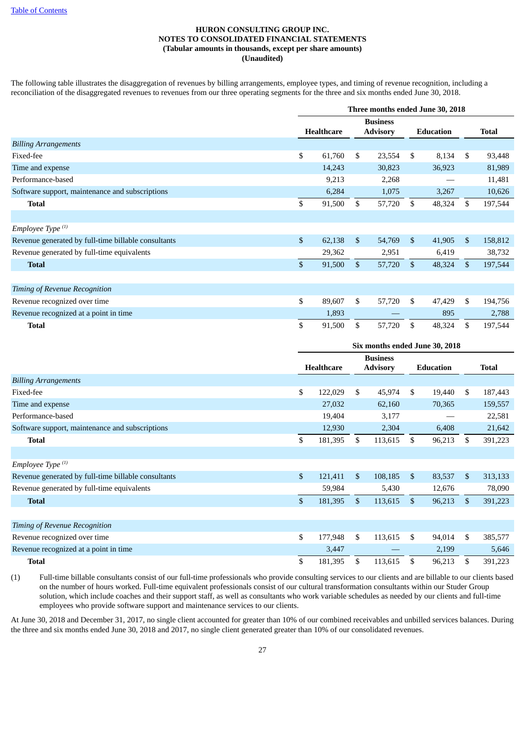**HURON CONSULTING GROUP INC.**
**NOTES TO CONSOLIDATED FINANCIAL STATEMENTS**
**(Tabular amounts in thousands, except per share amounts)**
**(Unaudited)**

The following table illustrates the disaggregation of revenues by billing arrangements, employee types, and timing of revenue recognition, including a reconciliation of the disaggregated revenues to revenues from our three operating segments for the three and six months ended June 30, 2018.

| | Three months ended June 30, 2018 | | | |
|---|---|---|---|---|
| | Healthcare | Business Advisory | Education | Total |
| *Billing Arrangements* | | | | |
| Fixed-fee | $ 61,760 | $ 23,554 | $ 8,134 | $ 93,448 |
| Time and expense | 14,243 | 30,823 | 36,923 | 81,989 |
| Performance-based | 9,213 | 2,268 | — | 11,481 |
| Software support, maintenance and subscriptions | 6,284 | 1,075 | 3,267 | 10,626 |
| **Total** | $ 91,500 | $ 57,720 | $ 48,324 | $ 197,544 |
| | | | | |
| *Employee Type* [(1)] | | | | |
| Revenue generated by full-time billable consultants | $ 62,138 | $ 54,769 | $ 41,905 | $ 158,812 |
| Revenue generated by full-time equivalents | 29,362 | 2,951 | 6,419 | 38,732 |
| **Total** | $ 91,500 | $ 57,720 | $ 48,324 | $ 197,544 |
| | | | | |
| *Timing of Revenue Recognition* | | | | |
| Revenue recognized over time | $ 89,607 | $ 57,720 | $ 47,429 | $ 194,756 |
| Revenue recognized at a point in time | 1,893 | — | 895 | 2,788 |
| **Total** | $ 91,500 | $ 57,720 | $ 48,324 | $ 197,544 |

| | Six months ended June 30, 2018 | | | |
|---|---|---|---|---|
| | Healthcare | Business Advisory | Education | Total |
| *Billing Arrangements* | | | | |
| Fixed-fee | $ 122,029 | $ 45,974 | $ 19,440 | $ 187,443 |
| Time and expense | 27,032 | 62,160 | 70,365 | 159,557 |
| Performance-based | 19,404 | 3,177 | — | 22,581 |
| Software support, maintenance and subscriptions | 12,930 | 2,304 | 6,408 | 21,642 |
| **Total** | $ 181,395 | $ 113,615 | $ 96,213 | $ 391,223 |
| | | | | |
| *Employee Type* [(1)] | | | | |
| Revenue generated by full-time billable consultants | $ 121,411 | $ 108,185 | $ 83,537 | $ 313,133 |
| Revenue generated by full-time equivalents | 59,984 | 5,430 | 12,676 | 78,090 |
| **Total** | $ 181,395 | $ 113,615 | $ 96,213 | $ 391,223 |
| | | | | |
| *Timing of Revenue Recognition* | | | | |
| Revenue recognized over time | $ 177,948 | $ 113,615 | $ 94,014 | $ 385,577 |
| Revenue recognized at a point in time | 3,447 | — | 2,199 | 5,646 |
| **Total** | $ 181,395 | $ 113,615 | $ 96,213 | $ 391,223 |

(1) Full-time billable consultants consist of our full-time professionals who provide consulting services to our clients and are billable to our clients based on the number of hours worked. Full-time equivalent professionals consist of our cultural transformation consultants within our Studer Group solution, which include coaches and their support staff, as well as consultants who work variable schedules as needed by our clients and full-time employees who provide software support and maintenance services to our clients.

At June 30, 2018 and December 31, 2017, no single client accounted for greater than 10% of our combined receivables and unbilled services balances. During the three and six months ended June 30, 2018 and 2017, no single client generated greater than 10% of our consolidated revenues.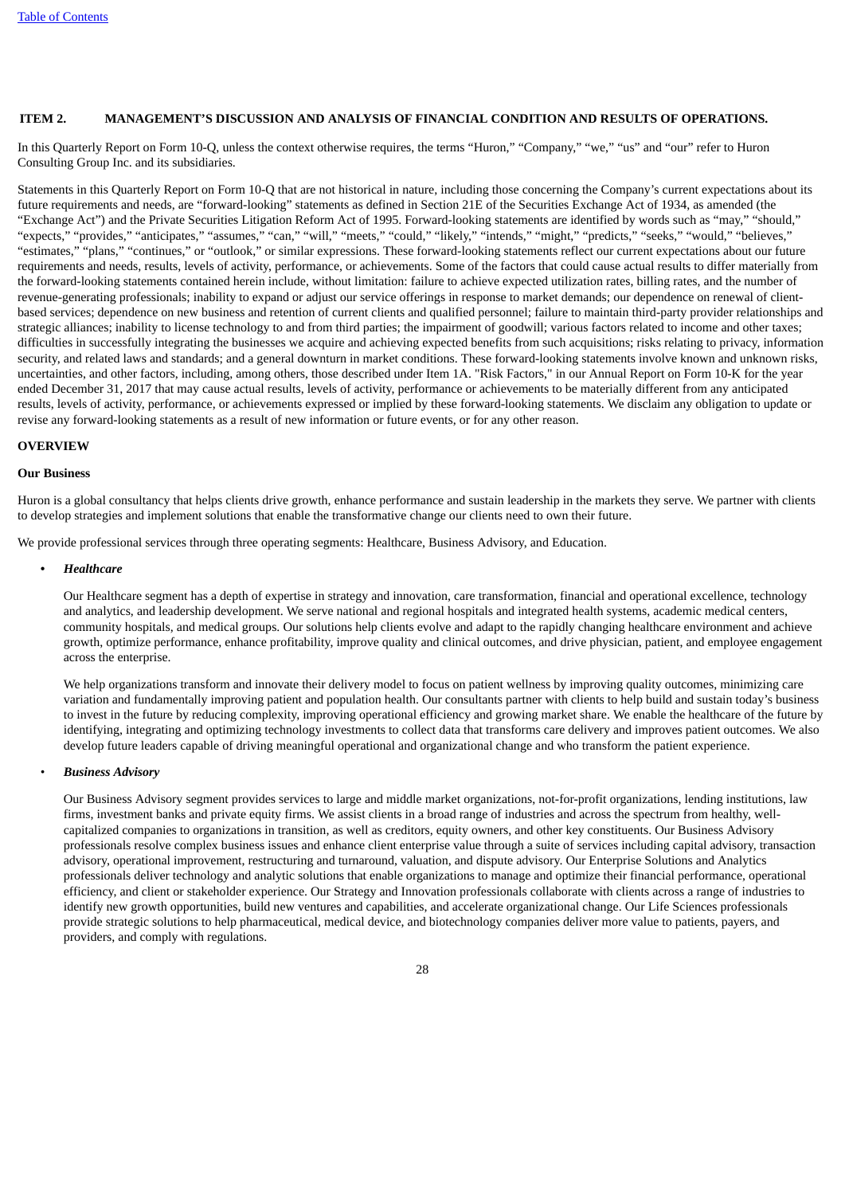## ITEM 2. MANAGEMENT'S DISCUSSION AND ANALYSIS OF FINANCIAL CONDITION AND RESULTS OF OPERATIONS.

In this Quarterly Report on Form 10-Q, unless the context otherwise requires, the terms "Huron," "Company," "we," "us" and "our" refer to Huron Consulting Group Inc. and its subsidiaries.

Statements in this Quarterly Report on Form 10-Q that are not historical in nature, including those concerning the Company's current expectations about its future requirements and needs, are "forward-looking" statements as defined in Section 21E of the Securities Exchange Act of 1934, as amended (the "Exchange Act") and the Private Securities Litigation Reform Act of 1995. Forward-looking statements are identified by words such as "may," "should," "expects," "provides," "anticipates," "assumes," "can," "will," "meets," "could," "likely," "intends," "might," "predicts," "seeks," "would," "believes," "estimates," "plans," "continues," or "outlook," or similar expressions. These forward-looking statements reflect our current expectations about our future requirements and needs, results, levels of activity, performance, or achievements. Some of the factors that could cause actual results to differ materially from the forward-looking statements contained herein include, without limitation: failure to achieve expected utilization rates, billing rates, and the number of revenue-generating professionals; inability to expand or adjust our service offerings in response to market demands; our dependence on renewal of client-based services; dependence on new business and retention of current clients and qualified personnel; failure to maintain third-party provider relationships and strategic alliances; inability to license technology to and from third parties; the impairment of goodwill; various factors related to income and other taxes; difficulties in successfully integrating the businesses we acquire and achieving expected benefits from such acquisitions; risks relating to privacy, information security, and related laws and standards; and a general downturn in market conditions. These forward-looking statements involve known and unknown risks, uncertainties, and other factors, including, among others, those described under Item 1A. "Risk Factors," in our Annual Report on Form 10-K for the year ended December 31, 2017 that may cause actual results, levels of activity, performance or achievements to be materially different from any anticipated results, levels of activity, performance, or achievements expressed or implied by these forward-looking statements. We disclaim any obligation to update or revise any forward-looking statements as a result of new information or future events, or for any other reason.

### OVERVIEW

#### Our Business

Huron is a global consultancy that helps clients drive growth, enhance performance and sustain leadership in the markets they serve. We partner with clients to develop strategies and implement solutions that enable the transformative change our clients need to own their future.

We provide professional services through three operating segments: Healthcare, Business Advisory, and Education.

- ***Healthcare***

  Our Healthcare segment has a depth of expertise in strategy and innovation, care transformation, financial and operational excellence, technology and analytics, and leadership development. We serve national and regional hospitals and integrated health systems, academic medical centers, community hospitals, and medical groups. Our solutions help clients evolve and adapt to the rapidly changing healthcare environment and achieve growth, optimize performance, enhance profitability, improve quality and clinical outcomes, and drive physician, patient, and employee engagement across the enterprise.

  We help organizations transform and innovate their delivery model to focus on patient wellness by improving quality outcomes, minimizing care variation and fundamentally improving patient and population health. Our consultants partner with clients to help build and sustain today's business to invest in the future by reducing complexity, improving operational efficiency and growing market share. We enable the healthcare of the future by identifying, integrating and optimizing technology investments to collect data that transforms care delivery and improves patient outcomes. We also develop future leaders capable of driving meaningful operational and organizational change and who transform the patient experience.

- ***Business Advisory***

  Our Business Advisory segment provides services to large and middle market organizations, not-for-profit organizations, lending institutions, law firms, investment banks and private equity firms. We assist clients in a broad range of industries and across the spectrum from healthy, well-capitalized companies to organizations in transition, as well as creditors, equity owners, and other key constituents. Our Business Advisory professionals resolve complex business issues and enhance client enterprise value through a suite of services including capital advisory, transaction advisory, operational improvement, restructuring and turnaround, valuation, and dispute advisory. Our Enterprise Solutions and Analytics professionals deliver technology and analytic solutions that enable organizations to manage and optimize their financial performance, operational efficiency, and client or stakeholder experience. Our Strategy and Innovation professionals collaborate with clients across a range of industries to identify new growth opportunities, build new ventures and capabilities, and accelerate organizational change. Our Life Sciences professionals provide strategic solutions to help pharmaceutical, medical device, and biotechnology companies deliver more value to patients, payers, and providers, and comply with regulations.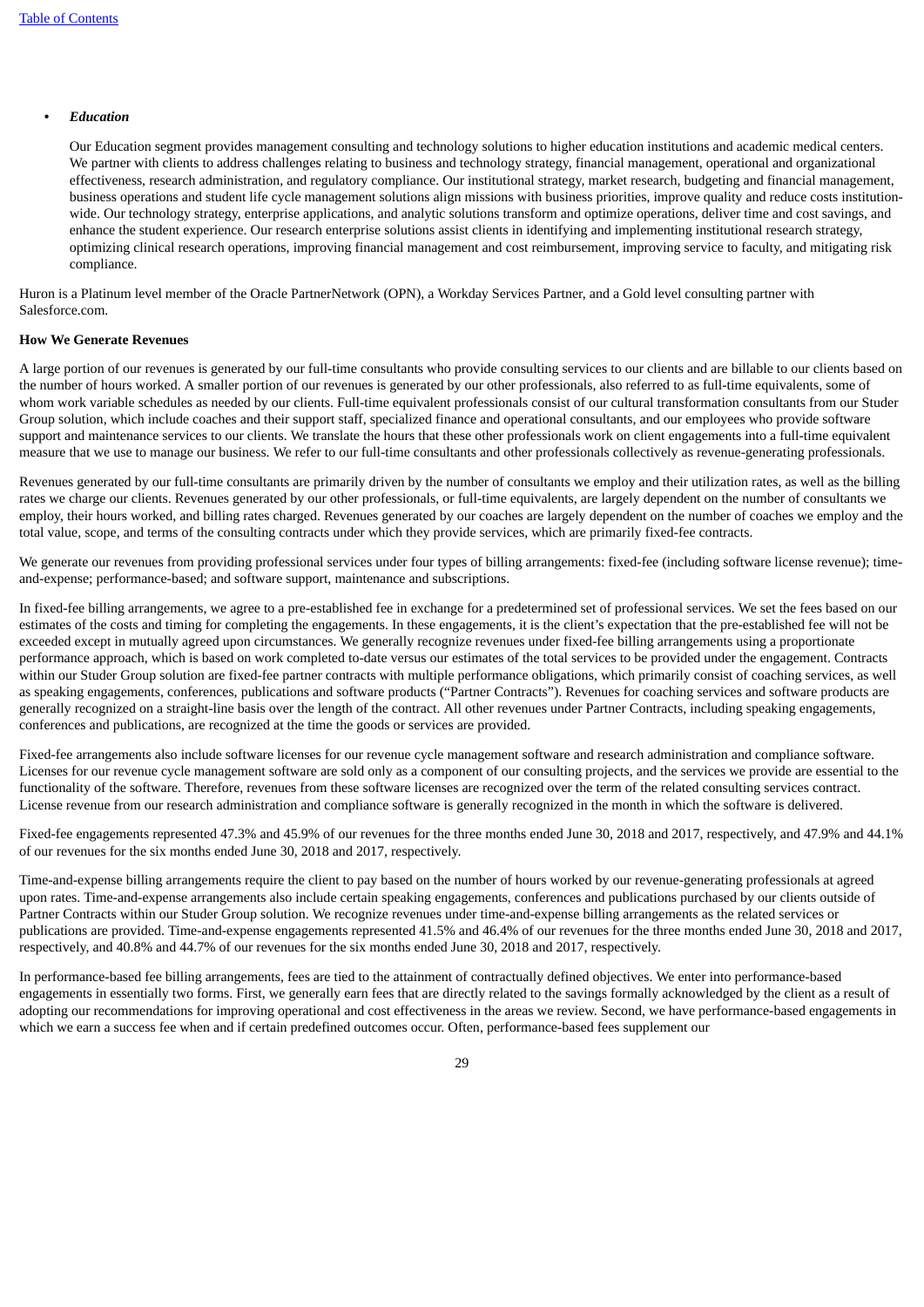- ***Education***

  Our Education segment provides management consulting and technology solutions to higher education institutions and academic medical centers. We partner with clients to address challenges relating to business and technology strategy, financial management, operational and organizational effectiveness, research administration, and regulatory compliance. Our institutional strategy, market research, budgeting and financial management, business operations and student life cycle management solutions align missions with business priorities, improve quality and reduce costs institution-wide. Our technology strategy, enterprise applications, and analytic solutions transform and optimize operations, deliver time and cost savings, and enhance the student experience. Our research enterprise solutions assist clients in identifying and implementing institutional research strategy, optimizing clinical research operations, improving financial management and cost reimbursement, improving service to faculty, and mitigating risk compliance.

Huron is a Platinum level member of the Oracle PartnerNetwork (OPN), a Workday Services Partner, and a Gold level consulting partner with Salesforce.com.

**How We Generate Revenues**

A large portion of our revenues is generated by our full-time consultants who provide consulting services to our clients and are billable to our clients based on the number of hours worked. A smaller portion of our revenues is generated by our other professionals, also referred to as full-time equivalents, some of whom work variable schedules as needed by our clients. Full-time equivalent professionals consist of our cultural transformation consultants from our Studer Group solution, which include coaches and their support staff, specialized finance and operational consultants, and our employees who provide software support and maintenance services to our clients. We translate the hours that these other professionals work on client engagements into a full-time equivalent measure that we use to manage our business. We refer to our full-time consultants and other professionals collectively as revenue-generating professionals.

Revenues generated by our full-time consultants are primarily driven by the number of consultants we employ and their utilization rates, as well as the billing rates we charge our clients. Revenues generated by our other professionals, or full-time equivalents, are largely dependent on the number of consultants we employ, their hours worked, and billing rates charged. Revenues generated by our coaches are largely dependent on the number of coaches we employ and the total value, scope, and terms of the consulting contracts under which they provide services, which are primarily fixed-fee contracts.

We generate our revenues from providing professional services under four types of billing arrangements: fixed-fee (including software license revenue); time-and-expense; performance-based; and software support, maintenance and subscriptions.

In fixed-fee billing arrangements, we agree to a pre-established fee in exchange for a predetermined set of professional services. We set the fees based on our estimates of the costs and timing for completing the engagements. In these engagements, it is the client's expectation that the pre-established fee will not be exceeded except in mutually agreed upon circumstances. We generally recognize revenues under fixed-fee billing arrangements using a proportionate performance approach, which is based on work completed to-date versus our estimates of the total services to be provided under the engagement. Contracts within our Studer Group solution are fixed-fee partner contracts with multiple performance obligations, which primarily consist of coaching services, as well as speaking engagements, conferences, publications and software products ("Partner Contracts"). Revenues for coaching services and software products are generally recognized on a straight-line basis over the length of the contract. All other revenues under Partner Contracts, including speaking engagements, conferences and publications, are recognized at the time the goods or services are provided.

Fixed-fee arrangements also include software licenses for our revenue cycle management software and research administration and compliance software. Licenses for our revenue cycle management software are sold only as a component of our consulting projects, and the services we provide are essential to the functionality of the software. Therefore, revenues from these software licenses are recognized over the term of the related consulting services contract. License revenue from our research administration and compliance software is generally recognized in the month in which the software is delivered.

Fixed-fee engagements represented 47.3% and 45.9% of our revenues for the three months ended June 30, 2018 and 2017, respectively, and 47.9% and 44.1% of our revenues for the six months ended June 30, 2018 and 2017, respectively.

Time-and-expense billing arrangements require the client to pay based on the number of hours worked by our revenue-generating professionals at agreed upon rates. Time-and-expense arrangements also include certain speaking engagements, conferences and publications purchased by our clients outside of Partner Contracts within our Studer Group solution. We recognize revenues under time-and-expense billing arrangements as the related services or publications are provided. Time-and-expense engagements represented 41.5% and 46.4% of our revenues for the three months ended June 30, 2018 and 2017, respectively, and 40.8% and 44.7% of our revenues for the six months ended June 30, 2018 and 2017, respectively.

In performance-based fee billing arrangements, fees are tied to the attainment of contractually defined objectives. We enter into performance-based engagements in essentially two forms. First, we generally earn fees that are directly related to the savings formally acknowledged by the client as a result of adopting our recommendations for improving operational and cost effectiveness in the areas we review. Second, we have performance-based engagements in which we earn a success fee when and if certain predefined outcomes occur. Often, performance-based fees supplement our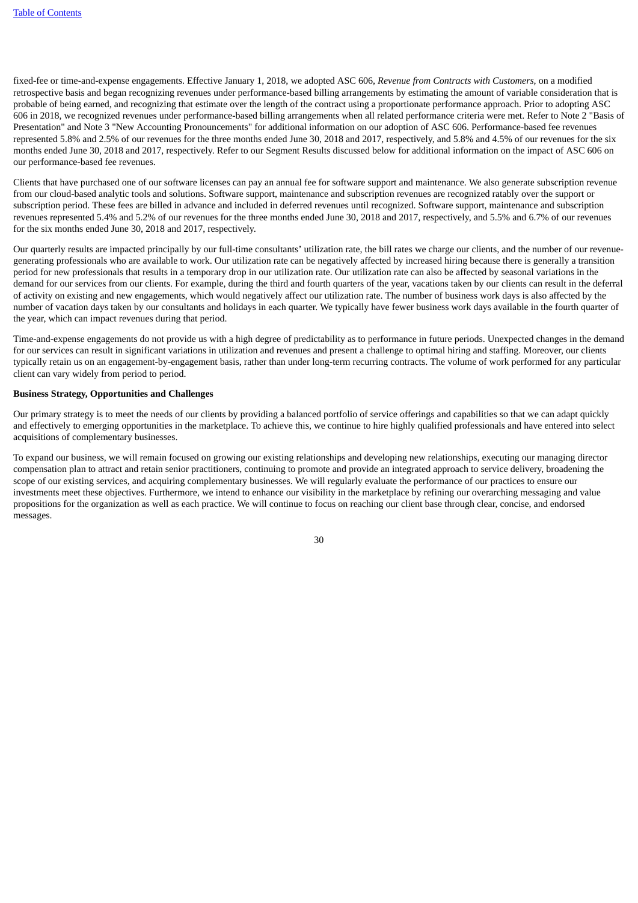fixed-fee or time-and-expense engagements. Effective January 1, 2018, we adopted ASC 606, *Revenue from Contracts with Customers,* on a modified retrospective basis and began recognizing revenues under performance-based billing arrangements by estimating the amount of variable consideration that is probable of being earned, and recognizing that estimate over the length of the contract using a proportionate performance approach. Prior to adopting ASC 606 in 2018, we recognized revenues under performance-based billing arrangements when all related performance criteria were met. Refer to Note 2 "Basis of Presentation" and Note 3 "New Accounting Pronouncements" for additional information on our adoption of ASC 606. Performance-based fee revenues represented 5.8% and 2.5% of our revenues for the three months ended June 30, 2018 and 2017, respectively, and 5.8% and 4.5% of our revenues for the six months ended June 30, 2018 and 2017, respectively. Refer to our Segment Results discussed below for additional information on the impact of ASC 606 on our performance-based fee revenues.

Clients that have purchased one of our software licenses can pay an annual fee for software support and maintenance. We also generate subscription revenue from our cloud-based analytic tools and solutions. Software support, maintenance and subscription revenues are recognized ratably over the support or subscription period. These fees are billed in advance and included in deferred revenues until recognized. Software support, maintenance and subscription revenues represented 5.4% and 5.2% of our revenues for the three months ended June 30, 2018 and 2017, respectively, and 5.5% and 6.7% of our revenues for the six months ended June 30, 2018 and 2017, respectively.

Our quarterly results are impacted principally by our full-time consultants' utilization rate, the bill rates we charge our clients, and the number of our revenue-generating professionals who are available to work. Our utilization rate can be negatively affected by increased hiring because there is generally a transition period for new professionals that results in a temporary drop in our utilization rate. Our utilization rate can also be affected by seasonal variations in the demand for our services from our clients. For example, during the third and fourth quarters of the year, vacations taken by our clients can result in the deferral of activity on existing and new engagements, which would negatively affect our utilization rate. The number of business work days is also affected by the number of vacation days taken by our consultants and holidays in each quarter. We typically have fewer business work days available in the fourth quarter of the year, which can impact revenues during that period.

Time-and-expense engagements do not provide us with a high degree of predictability as to performance in future periods. Unexpected changes in the demand for our services can result in significant variations in utilization and revenues and present a challenge to optimal hiring and staffing. Moreover, our clients typically retain us on an engagement-by-engagement basis, rather than under long-term recurring contracts. The volume of work performed for any particular client can vary widely from period to period.

**Business Strategy, Opportunities and Challenges**

Our primary strategy is to meet the needs of our clients by providing a balanced portfolio of service offerings and capabilities so that we can adapt quickly and effectively to emerging opportunities in the marketplace. To achieve this, we continue to hire highly qualified professionals and have entered into select acquisitions of complementary businesses.

To expand our business, we will remain focused on growing our existing relationships and developing new relationships, executing our managing director compensation plan to attract and retain senior practitioners, continuing to promote and provide an integrated approach to service delivery, broadening the scope of our existing services, and acquiring complementary businesses. We will regularly evaluate the performance of our practices to ensure our investments meet these objectives. Furthermore, we intend to enhance our visibility in the marketplace by refining our overarching messaging and value propositions for the organization as well as each practice. We will continue to focus on reaching our client base through clear, concise, and endorsed messages.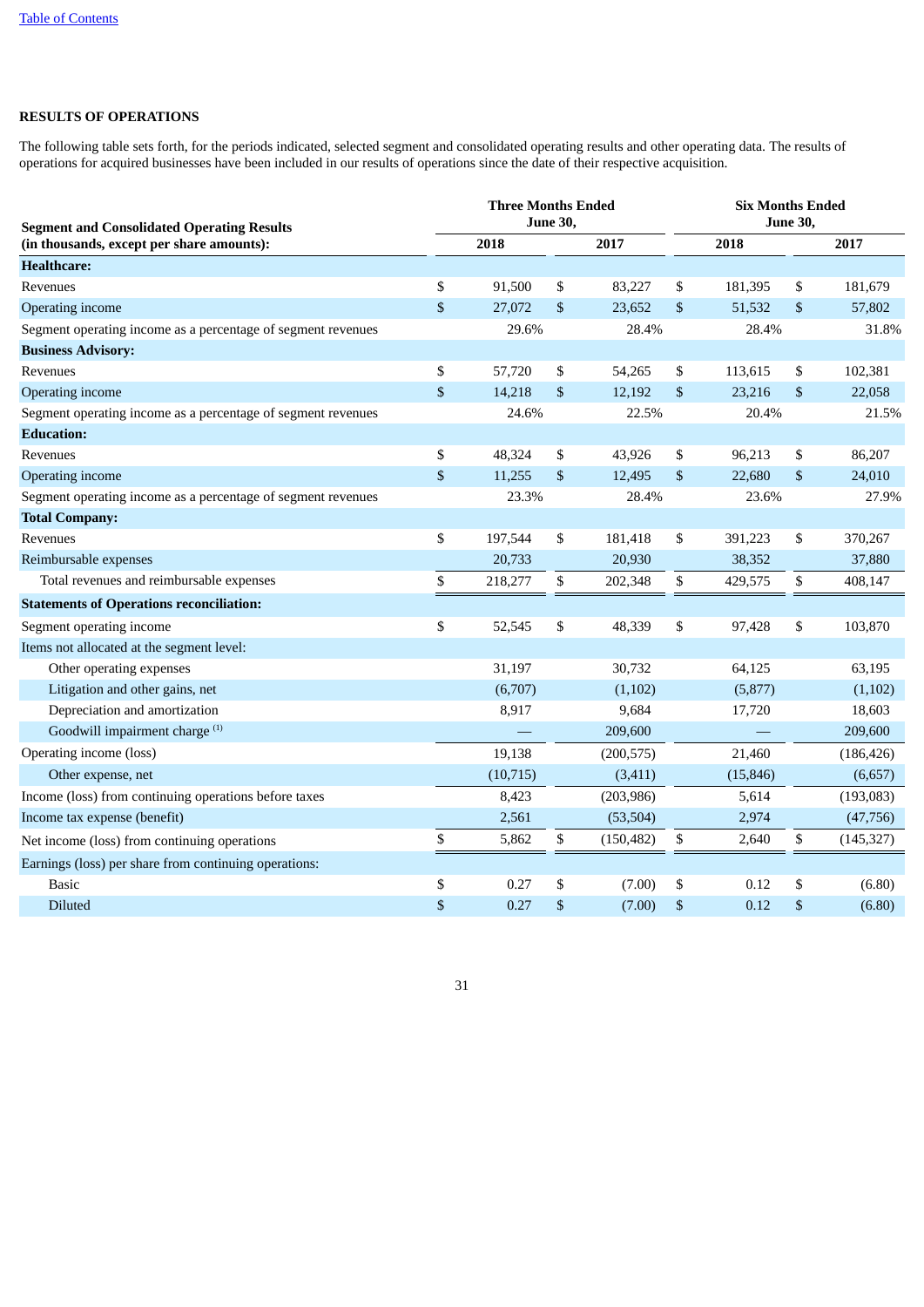## RESULTS OF OPERATIONS

The following table sets forth, for the periods indicated, selected segment and consolidated operating results and other operating data. The results of operations for acquired businesses have been included in our results of operations since the date of their respective acquisition.

| Segment and Consolidated Operating Results (in thousands, except per share amounts): | Three Months Ended June 30, 2018 | Three Months Ended June 30, 2017 | Six Months Ended June 30, 2018 | Six Months Ended June 30, 2017 |
|---|---|---|---|---|
| **Healthcare:** | | | | |
| Revenues | $ 91,500 | $ 83,227 | $ 181,395 | $ 181,679 |
| Operating income | $ 27,072 | $ 23,652 | $ 51,532 | $ 57,802 |
| Segment operating income as a percentage of segment revenues | 29.6% | 28.4% | 28.4% | 31.8% |
| **Business Advisory:** | | | | |
| Revenues | $ 57,720 | $ 54,265 | $ 113,615 | $ 102,381 |
| Operating income | $ 14,218 | $ 12,192 | $ 23,216 | $ 22,058 |
| Segment operating income as a percentage of segment revenues | 24.6% | 22.5% | 20.4% | 21.5% |
| **Education:** | | | | |
| Revenues | $ 48,324 | $ 43,926 | $ 96,213 | $ 86,207 |
| Operating income | $ 11,255 | $ 12,495 | $ 22,680 | $ 24,010 |
| Segment operating income as a percentage of segment revenues | 23.3% | 28.4% | 23.6% | 27.9% |
| **Total Company:** | | | | |
| Revenues | $ 197,544 | $ 181,418 | $ 391,223 | $ 370,267 |
| Reimbursable expenses | 20,733 | 20,930 | 38,352 | 37,880 |
| Total revenues and reimbursable expenses | $ 218,277 | $ 202,348 | $ 429,575 | $ 408,147 |
| **Statements of Operations reconciliation:** | | | | |
| Segment operating income | $ 52,545 | $ 48,339 | $ 97,428 | $ 103,870 |
| Items not allocated at the segment level: | | | | |
| Other operating expenses | 31,197 | 30,732 | 64,125 | 63,195 |
| Litigation and other gains, net | (6,707) | (1,102) | (5,877) | (1,102) |
| Depreciation and amortization | 8,917 | 9,684 | 17,720 | 18,603 |
| Goodwill impairment charge [(1)] | — | 209,600 | — | 209,600 |
| Operating income (loss) | 19,138 | (200,575) | 21,460 | (186,426) |
| Other expense, net | (10,715) | (3,411) | (15,846) | (6,657) |
| Income (loss) from continuing operations before taxes | 8,423 | (203,986) | 5,614 | (193,083) |
| Income tax expense (benefit) | 2,561 | (53,504) | 2,974 | (47,756) |
| Net income (loss) from continuing operations | $ 5,862 | $ (150,482) | $ 2,640 | $ (145,327) |
| Earnings (loss) per share from continuing operations: | | | | |
| Basic | $ 0.27 | $ (7.00) | $ 0.12 | $ (6.80) |
| Diluted | $ 0.27 | $ (7.00) | $ 0.12 | $ (6.80) |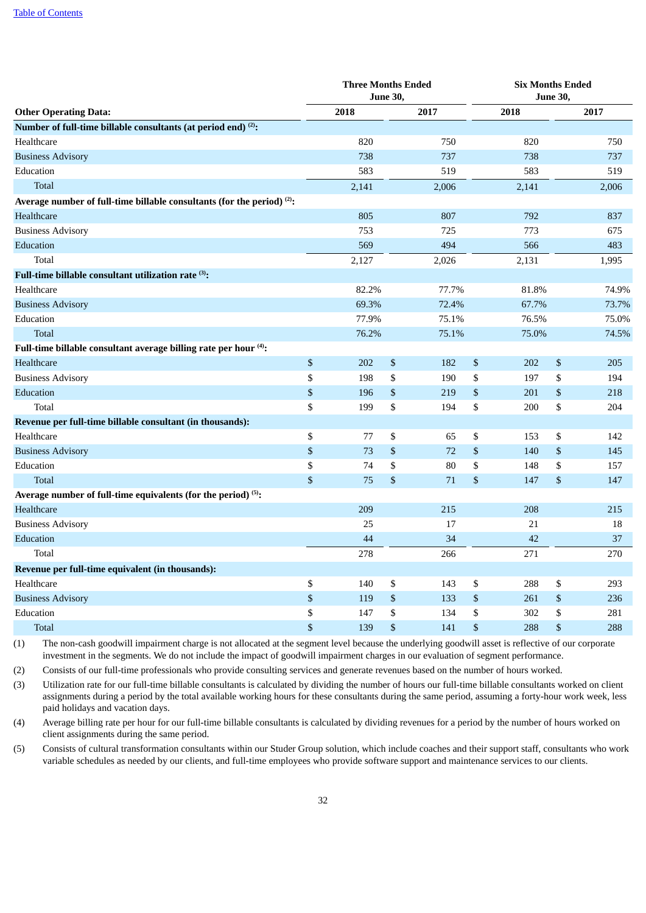| Other Operating Data: | Three Months Ended June 30, 2018 | Three Months Ended June 30, 2017 | Six Months Ended June 30, 2018 | Six Months Ended June 30, 2017 |
|---|---|---|---|---|
| **Number of full-time billable consultants (at period end) [(2)]:** | | | | |
| Healthcare | 820 | 750 | 820 | 750 |
| Business Advisory | 738 | 737 | 738 | 737 |
| Education | 583 | 519 | 583 | 519 |
| Total | 2,141 | 2,006 | 2,141 | 2,006 |
| **Average number of full-time billable consultants (for the period) [(2)]:** | | | | |
| Healthcare | 805 | 807 | 792 | 837 |
| Business Advisory | 753 | 725 | 773 | 675 |
| Education | 569 | 494 | 566 | 483 |
| Total | 2,127 | 2,026 | 2,131 | 1,995 |
| **Full-time billable consultant utilization rate [(3)]:** | | | | |
| Healthcare | 82.2% | 77.7% | 81.8% | 74.9% |
| Business Advisory | 69.3% | 72.4% | 67.7% | 73.7% |
| Education | 77.9% | 75.1% | 76.5% | 75.0% |
| Total | 76.2% | 75.1% | 75.0% | 74.5% |
| **Full-time billable consultant average billing rate per hour [(4)]:** | | | | |
| Healthcare | $ 202 | $ 182 | $ 202 | $ 205 |
| Business Advisory | $ 198 | $ 190 | $ 197 | $ 194 |
| Education | $ 196 | $ 219 | $ 201 | $ 218 |
| Total | $ 199 | $ 194 | $ 200 | $ 204 |
| **Revenue per full-time billable consultant (in thousands):** | | | | |
| Healthcare | $ 77 | $ 65 | $ 153 | $ 142 |
| Business Advisory | $ 73 | $ 72 | $ 140 | $ 145 |
| Education | $ 74 | $ 80 | $ 148 | $ 157 |
| Total | $ 75 | $ 71 | $ 147 | $ 147 |
| **Average number of full-time equivalents (for the period) [(5)]:** | | | | |
| Healthcare | 209 | 215 | 208 | 215 |
| Business Advisory | 25 | 17 | 21 | 18 |
| Education | 44 | 34 | 42 | 37 |
| Total | 278 | 266 | 271 | 270 |
| **Revenue per full-time equivalent (in thousands):** | | | | |
| Healthcare | $ 140 | $ 143 | $ 288 | $ 293 |
| Business Advisory | $ 119 | $ 133 | $ 261 | $ 236 |
| Education | $ 147 | $ 134 | $ 302 | $ 281 |
| Total | $ 139 | $ 141 | $ 288 | $ 288 |

(1) The non-cash goodwill impairment charge is not allocated at the segment level because the underlying goodwill asset is reflective of our corporate investment in the segments. We do not include the impact of goodwill impairment charges in our evaluation of segment performance.

(2) Consists of our full-time professionals who provide consulting services and generate revenues based on the number of hours worked.

(3) Utilization rate for our full-time billable consultants is calculated by dividing the number of hours our full-time billable consultants worked on client assignments during a period by the total available working hours for these consultants during the same period, assuming a forty-hour work week, less paid holidays and vacation days.

(4) Average billing rate per hour for our full-time billable consultants is calculated by dividing revenues for a period by the number of hours worked on client assignments during the same period.

(5) Consists of cultural transformation consultants within our Studer Group solution, which include coaches and their support staff, consultants who work variable schedules as needed by our clients, and full-time employees who provide software support and maintenance services to our clients.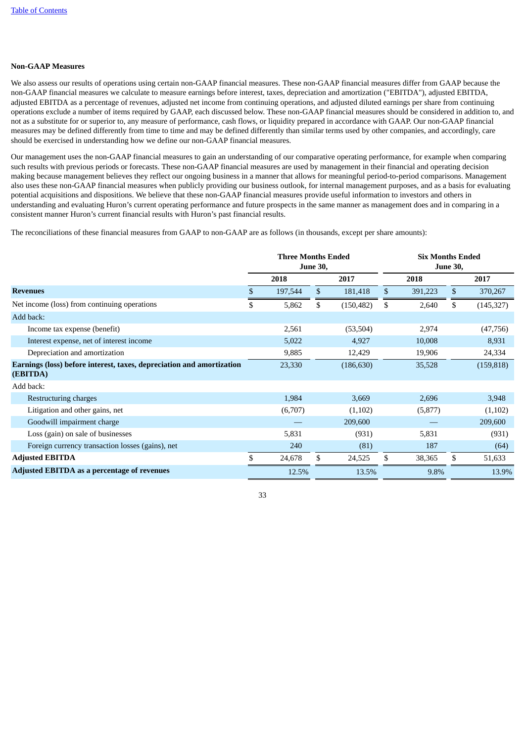**Non-GAAP Measures**

We also assess our results of operations using certain non-GAAP financial measures. These non-GAAP financial measures differ from GAAP because the non-GAAP financial measures we calculate to measure earnings before interest, taxes, depreciation and amortization ("EBITDA"), adjusted EBITDA, adjusted EBITDA as a percentage of revenues, adjusted net income from continuing operations, and adjusted diluted earnings per share from continuing operations exclude a number of items required by GAAP, each discussed below. These non-GAAP financial measures should be considered in addition to, and not as a substitute for or superior to, any measure of performance, cash flows, or liquidity prepared in accordance with GAAP. Our non-GAAP financial measures may be defined differently from time to time and may be defined differently than similar terms used by other companies, and accordingly, care should be exercised in understanding how we define our non-GAAP financial measures.

Our management uses the non-GAAP financial measures to gain an understanding of our comparative operating performance, for example when comparing such results with previous periods or forecasts. These non-GAAP financial measures are used by management in their financial and operating decision making because management believes they reflect our ongoing business in a manner that allows for meaningful period-to-period comparisons. Management also uses these non-GAAP financial measures when publicly providing our business outlook, for internal management purposes, and as a basis for evaluating potential acquisitions and dispositions. We believe that these non-GAAP financial measures provide useful information to investors and others in understanding and evaluating Huron's current operating performance and future prospects in the same manner as management does and in comparing in a consistent manner Huron's current financial results with Huron's past financial results.

The reconciliations of these financial measures from GAAP to non-GAAP are as follows (in thousands, except per share amounts):

| | Three Months Ended June 30, | | Six Months Ended June 30, | |
|---|---|---|---|---|
| | 2018 | 2017 | 2018 | 2017 |
| **Revenues** | $ 197,544 | $ 181,418 | $ 391,223 | $ 370,267 |
| Net income (loss) from continuing operations | $ 5,862 | $ (150,482) | $ 2,640 | $ (145,327) |
| Add back: | | | | |
| Income tax expense (benefit) | 2,561 | (53,504) | 2,974 | (47,756) |
| Interest expense, net of interest income | 5,022 | 4,927 | 10,008 | 8,931 |
| Depreciation and amortization | 9,885 | 12,429 | 19,906 | 24,334 |
| **Earnings (loss) before interest, taxes, depreciation and amortization (EBITDA)** | 23,330 | (186,630) | 35,528 | (159,818) |
| Add back: | | | | |
| Restructuring charges | 1,984 | 3,669 | 2,696 | 3,948 |
| Litigation and other gains, net | (6,707) | (1,102) | (5,877) | (1,102) |
| Goodwill impairment charge | — | 209,600 | — | 209,600 |
| Loss (gain) on sale of businesses | 5,831 | (931) | 5,831 | (931) |
| Foreign currency transaction losses (gains), net | 240 | (81) | 187 | (64) |
| **Adjusted EBITDA** | $ 24,678 | $ 24,525 | $ 38,365 | $ 51,633 |
| **Adjusted EBITDA as a percentage of revenues** | 12.5% | 13.5% | 9.8% | 13.9% |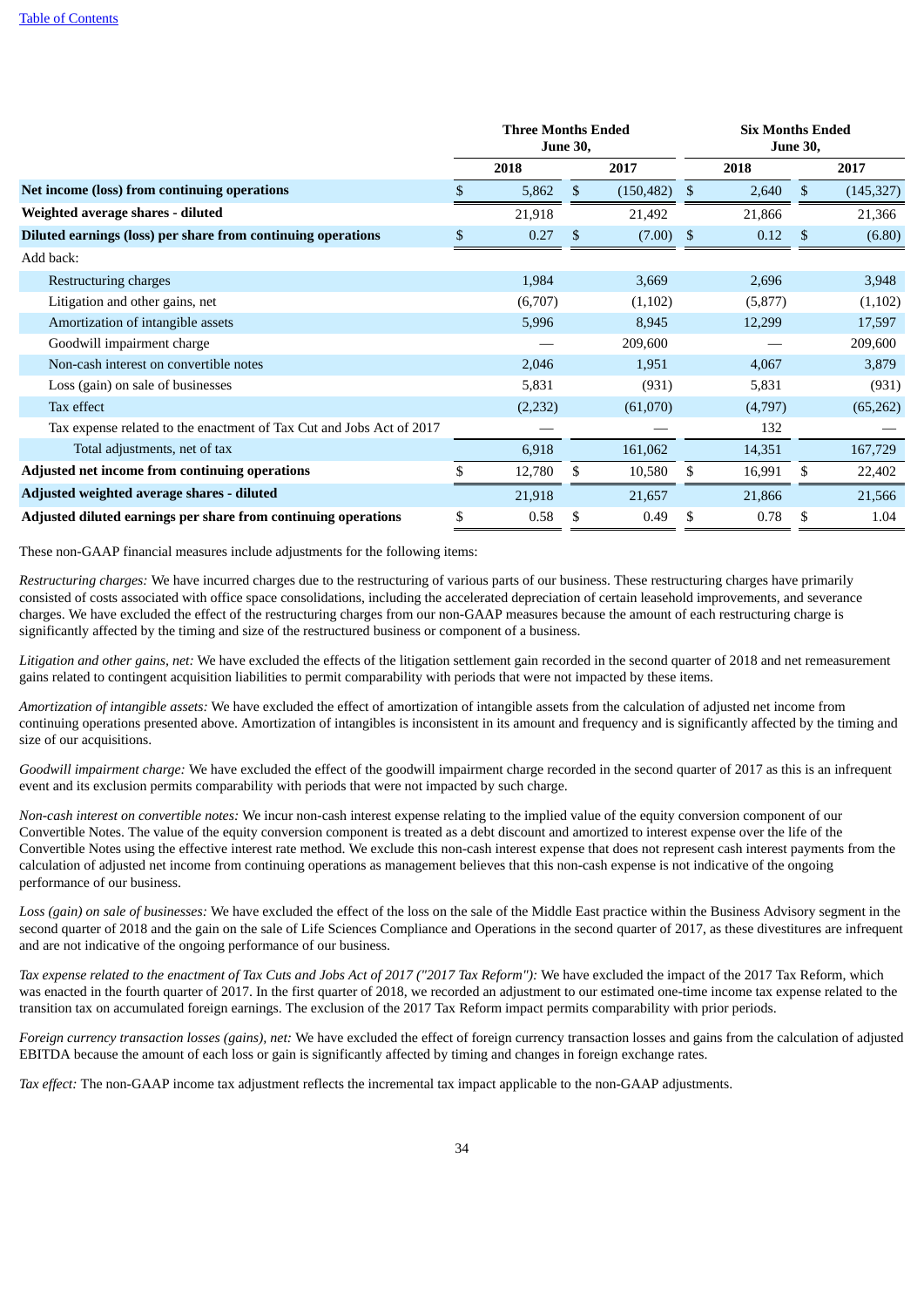| | Three Months Ended June 30, | | Six Months Ended June 30, | |
|---|---|---|---|---|
| | 2018 | 2017 | 2018 | 2017 |
| **Net income (loss) from continuing operations** | $ 5,862 | $ (150,482) | $ 2,640 | $ (145,327) |
| **Weighted average shares - diluted** | 21,918 | 21,492 | 21,866 | 21,366 |
| **Diluted earnings (loss) per share from continuing operations** | $ 0.27 | $ (7.00) | $ 0.12 | $ (6.80) |
| Add back: | | | | |
| Restructuring charges | 1,984 | 3,669 | 2,696 | 3,948 |
| Litigation and other gains, net | (6,707) | (1,102) | (5,877) | (1,102) |
| Amortization of intangible assets | 5,996 | 8,945 | 12,299 | 17,597 |
| Goodwill impairment charge | — | 209,600 | — | 209,600 |
| Non-cash interest on convertible notes | 2,046 | 1,951 | 4,067 | 3,879 |
| Loss (gain) on sale of businesses | 5,831 | (931) | 5,831 | (931) |
| Tax effect | (2,232) | (61,070) | (4,797) | (65,262) |
| Tax expense related to the enactment of Tax Cut and Jobs Act of 2017 | — | — | 132 | — |
| Total adjustments, net of tax | 6,918 | 161,062 | 14,351 | 167,729 |
| **Adjusted net income from continuing operations** | $ 12,780 | $ 10,580 | $ 16,991 | $ 22,402 |
| **Adjusted weighted average shares - diluted** | 21,918 | 21,657 | 21,866 | 21,566 |
| **Adjusted diluted earnings per share from continuing operations** | $ 0.58 | $ 0.49 | $ 0.78 | $ 1.04 |

These non-GAAP financial measures include adjustments for the following items:

*Restructuring charges:* We have incurred charges due to the restructuring of various parts of our business. These restructuring charges have primarily consisted of costs associated with office space consolidations, including the accelerated depreciation of certain leasehold improvements, and severance charges. We have excluded the effect of the restructuring charges from our non-GAAP measures because the amount of each restructuring charge is significantly affected by the timing and size of the restructured business or component of a business.

*Litigation and other gains, net:* We have excluded the effects of the litigation settlement gain recorded in the second quarter of 2018 and net remeasurement gains related to contingent acquisition liabilities to permit comparability with periods that were not impacted by these items.

*Amortization of intangible assets:* We have excluded the effect of amortization of intangible assets from the calculation of adjusted net income from continuing operations presented above. Amortization of intangibles is inconsistent in its amount and frequency and is significantly affected by the timing and size of our acquisitions.

*Goodwill impairment charge:* We have excluded the effect of the goodwill impairment charge recorded in the second quarter of 2017 as this is an infrequent event and its exclusion permits comparability with periods that were not impacted by such charge.

*Non-cash interest on convertible notes:* We incur non-cash interest expense relating to the implied value of the equity conversion component of our Convertible Notes. The value of the equity conversion component is treated as a debt discount and amortized to interest expense over the life of the Convertible Notes using the effective interest rate method. We exclude this non-cash interest expense that does not represent cash interest payments from the calculation of adjusted net income from continuing operations as management believes that this non-cash expense is not indicative of the ongoing performance of our business.

*Loss (gain) on sale of businesses:* We have excluded the effect of the loss on the sale of the Middle East practice within the Business Advisory segment in the second quarter of 2018 and the gain on the sale of Life Sciences Compliance and Operations in the second quarter of 2017, as these divestitures are infrequent and are not indicative of the ongoing performance of our business.

*Tax expense related to the enactment of Tax Cuts and Jobs Act of 2017 ("2017 Tax Reform"):* We have excluded the impact of the 2017 Tax Reform, which was enacted in the fourth quarter of 2017. In the first quarter of 2018, we recorded an adjustment to our estimated one-time income tax expense related to the transition tax on accumulated foreign earnings. The exclusion of the 2017 Tax Reform impact permits comparability with prior periods.

*Foreign currency transaction losses (gains), net:* We have excluded the effect of foreign currency transaction losses and gains from the calculation of adjusted EBITDA because the amount of each loss or gain is significantly affected by timing and changes in foreign exchange rates.

*Tax effect:* The non-GAAP income tax adjustment reflects the incremental tax impact applicable to the non-GAAP adjustments.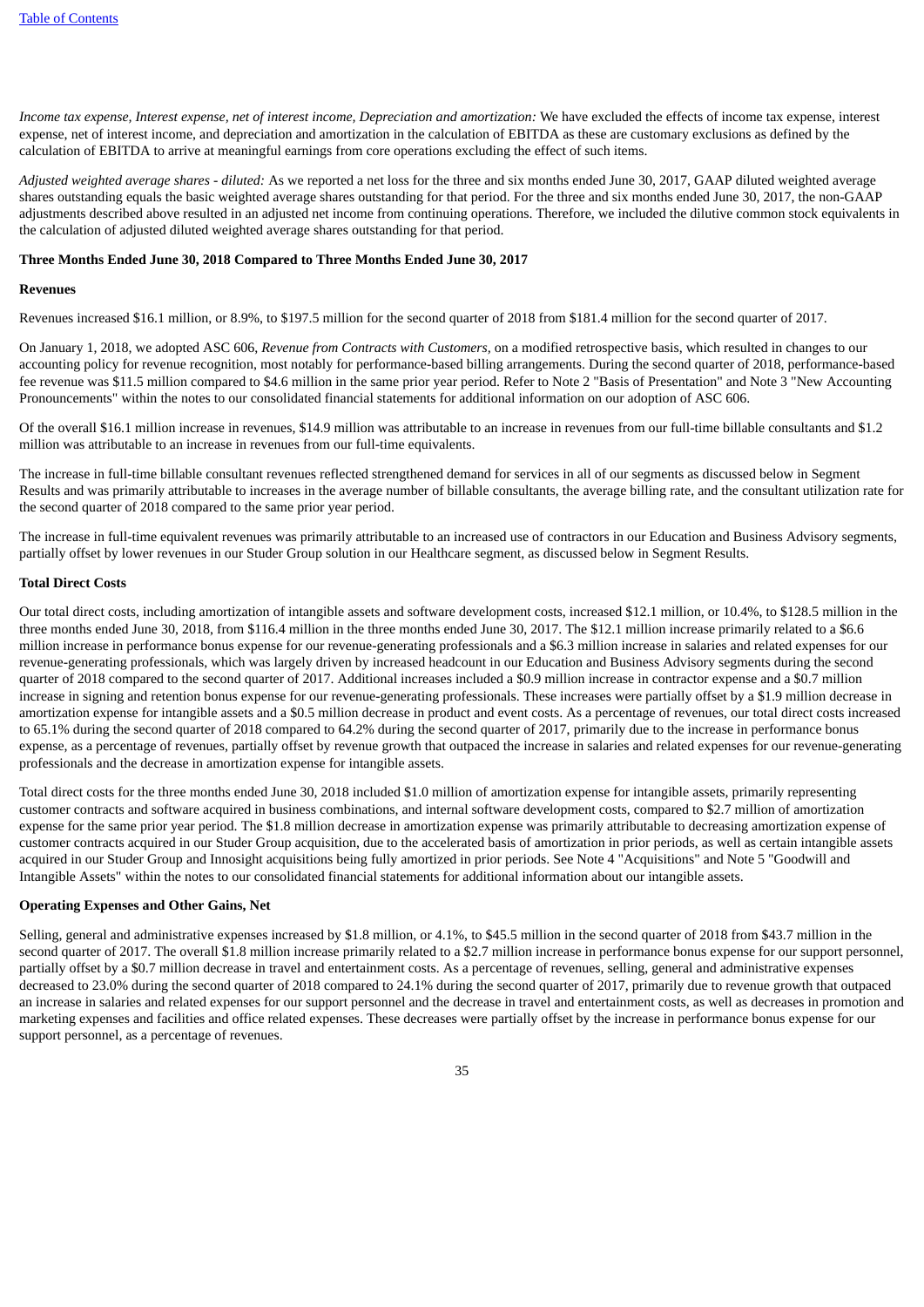*Income tax expense, Interest expense, net of interest income, Depreciation and amortization:* We have excluded the effects of income tax expense, interest expense, net of interest income, and depreciation and amortization in the calculation of EBITDA as these are customary exclusions as defined by the calculation of EBITDA to arrive at meaningful earnings from core operations excluding the effect of such items.

*Adjusted weighted average shares - diluted:* As we reported a net loss for the three and six months ended June 30, 2017, GAAP diluted weighted average shares outstanding equals the basic weighted average shares outstanding for that period. For the three and six months ended June 30, 2017, the non-GAAP adjustments described above resulted in an adjusted net income from continuing operations. Therefore, we included the dilutive common stock equivalents in the calculation of adjusted diluted weighted average shares outstanding for that period.

**Three Months Ended June 30, 2018 Compared to Three Months Ended June 30, 2017**

**Revenues**

Revenues increased $16.1 million, or 8.9%, to $197.5 million for the second quarter of 2018 from $181.4 million for the second quarter of 2017.

On January 1, 2018, we adopted ASC 606, *Revenue from Contracts with Customers,* on a modified retrospective basis, which resulted in changes to our accounting policy for revenue recognition, most notably for performance-based billing arrangements. During the second quarter of 2018, performance-based fee revenue was $11.5 million compared to $4.6 million in the same prior year period. Refer to Note 2 "Basis of Presentation" and Note 3 "New Accounting Pronouncements" within the notes to our consolidated financial statements for additional information on our adoption of ASC 606.

Of the overall $16.1 million increase in revenues, $14.9 million was attributable to an increase in revenues from our full-time billable consultants and $1.2 million was attributable to an increase in revenues from our full-time equivalents.

The increase in full-time billable consultant revenues reflected strengthened demand for services in all of our segments as discussed below in Segment Results and was primarily attributable to increases in the average number of billable consultants, the average billing rate, and the consultant utilization rate for the second quarter of 2018 compared to the same prior year period.

The increase in full-time equivalent revenues was primarily attributable to an increased use of contractors in our Education and Business Advisory segments, partially offset by lower revenues in our Studer Group solution in our Healthcare segment, as discussed below in Segment Results.

**Total Direct Costs**

Our total direct costs, including amortization of intangible assets and software development costs, increased $12.1 million, or 10.4%, to $128.5 million in the three months ended June 30, 2018, from $116.4 million in the three months ended June 30, 2017. The $12.1 million increase primarily related to a $6.6 million increase in performance bonus expense for our revenue-generating professionals and a $6.3 million increase in salaries and related expenses for our revenue-generating professionals, which was largely driven by increased headcount in our Education and Business Advisory segments during the second quarter of 2018 compared to the second quarter of 2017. Additional increases included a $0.9 million increase in contractor expense and a $0.7 million increase in signing and retention bonus expense for our revenue-generating professionals. These increases were partially offset by a $1.9 million decrease in amortization expense for intangible assets and a $0.5 million decrease in product and event costs. As a percentage of revenues, our total direct costs increased to 65.1% during the second quarter of 2018 compared to 64.2% during the second quarter of 2017, primarily due to the increase in performance bonus expense, as a percentage of revenues, partially offset by revenue growth that outpaced the increase in salaries and related expenses for our revenue-generating professionals and the decrease in amortization expense for intangible assets.

Total direct costs for the three months ended June 30, 2018 included $1.0 million of amortization expense for intangible assets, primarily representing customer contracts and software acquired in business combinations, and internal software development costs, compared to $2.7 million of amortization expense for the same prior year period. The $1.8 million decrease in amortization expense was primarily attributable to decreasing amortization expense of customer contracts acquired in our Studer Group acquisition, due to the accelerated basis of amortization in prior periods, as well as certain intangible assets acquired in our Studer Group and Innosight acquisitions being fully amortized in prior periods. See Note 4 "Acquisitions" and Note 5 "Goodwill and Intangible Assets" within the notes to our consolidated financial statements for additional information about our intangible assets.

**Operating Expenses and Other Gains, Net**

Selling, general and administrative expenses increased by $1.8 million, or 4.1%, to $45.5 million in the second quarter of 2018 from $43.7 million in the second quarter of 2017. The overall $1.8 million increase primarily related to a $2.7 million increase in performance bonus expense for our support personnel, partially offset by a $0.7 million decrease in travel and entertainment costs. As a percentage of revenues, selling, general and administrative expenses decreased to 23.0% during the second quarter of 2018 compared to 24.1% during the second quarter of 2017, primarily due to revenue growth that outpaced an increase in salaries and related expenses for our support personnel and the decrease in travel and entertainment costs, as well as decreases in promotion and marketing expenses and facilities and office related expenses. These decreases were partially offset by the increase in performance bonus expense for our support personnel, as a percentage of revenues.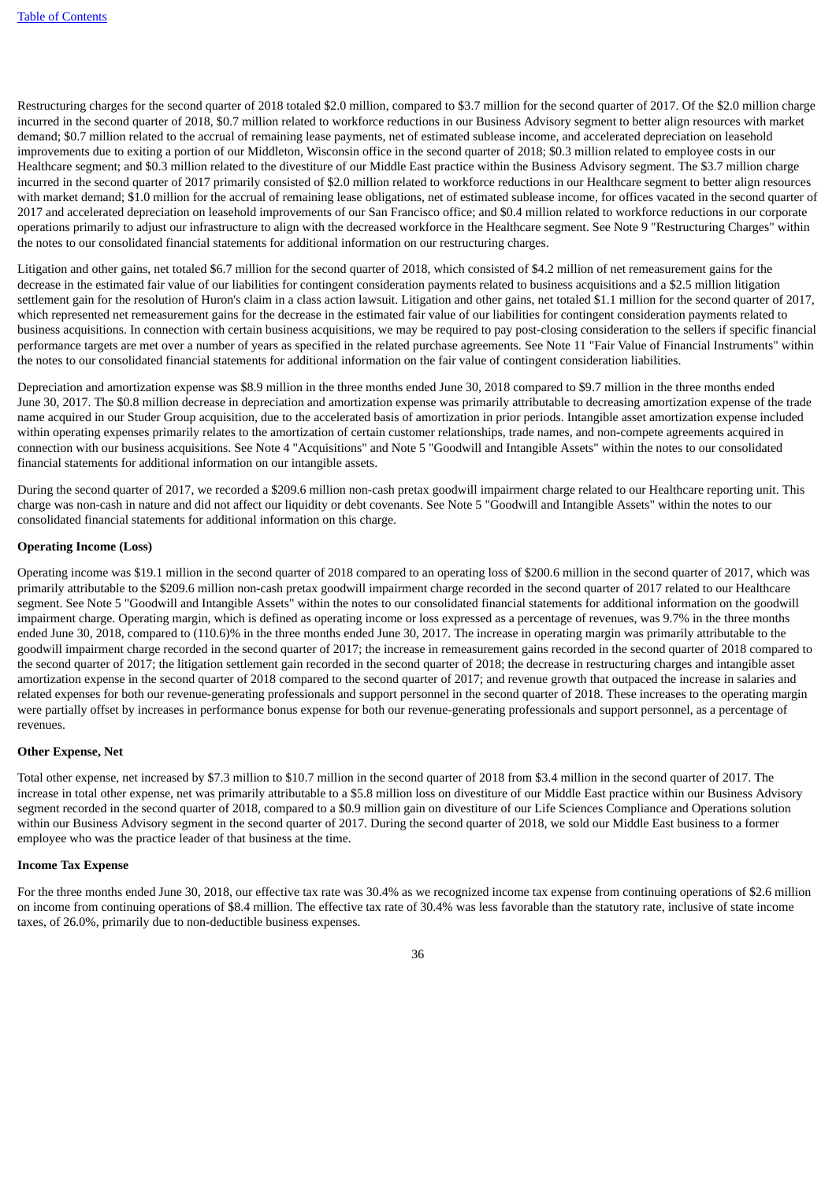Restructuring charges for the second quarter of 2018 totaled $2.0 million, compared to $3.7 million for the second quarter of 2017. Of the $2.0 million charge incurred in the second quarter of 2018, $0.7 million related to workforce reductions in our Business Advisory segment to better align resources with market demand; $0.7 million related to the accrual of remaining lease payments, net of estimated sublease income, and accelerated depreciation on leasehold improvements due to exiting a portion of our Middleton, Wisconsin office in the second quarter of 2018; $0.3 million related to employee costs in our Healthcare segment; and $0.3 million related to the divestiture of our Middle East practice within the Business Advisory segment. The $3.7 million charge incurred in the second quarter of 2017 primarily consisted of $2.0 million related to workforce reductions in our Healthcare segment to better align resources with market demand; $1.0 million for the accrual of remaining lease obligations, net of estimated sublease income, for offices vacated in the second quarter of 2017 and accelerated depreciation on leasehold improvements of our San Francisco office; and $0.4 million related to workforce reductions in our corporate operations primarily to adjust our infrastructure to align with the decreased workforce in the Healthcare segment. See Note 9 "Restructuring Charges" within the notes to our consolidated financial statements for additional information on our restructuring charges.

Litigation and other gains, net totaled $6.7 million for the second quarter of 2018, which consisted of $4.2 million of net remeasurement gains for the decrease in the estimated fair value of our liabilities for contingent consideration payments related to business acquisitions and a $2.5 million litigation settlement gain for the resolution of Huron's claim in a class action lawsuit. Litigation and other gains, net totaled $1.1 million for the second quarter of 2017, which represented net remeasurement gains for the decrease in the estimated fair value of our liabilities for contingent consideration payments related to business acquisitions. In connection with certain business acquisitions, we may be required to pay post-closing consideration to the sellers if specific financial performance targets are met over a number of years as specified in the related purchase agreements. See Note 11 "Fair Value of Financial Instruments" within the notes to our consolidated financial statements for additional information on the fair value of contingent consideration liabilities.

Depreciation and amortization expense was $8.9 million in the three months ended June 30, 2018 compared to $9.7 million in the three months ended June 30, 2017. The $0.8 million decrease in depreciation and amortization expense was primarily attributable to decreasing amortization expense of the trade name acquired in our Studer Group acquisition, due to the accelerated basis of amortization in prior periods. Intangible asset amortization expense included within operating expenses primarily relates to the amortization of certain customer relationships, trade names, and non-compete agreements acquired in connection with our business acquisitions. See Note 4 "Acquisitions" and Note 5 "Goodwill and Intangible Assets" within the notes to our consolidated financial statements for additional information on our intangible assets.

During the second quarter of 2017, we recorded a $209.6 million non-cash pretax goodwill impairment charge related to our Healthcare reporting unit. This charge was non-cash in nature and did not affect our liquidity or debt covenants. See Note 5 "Goodwill and Intangible Assets" within the notes to our consolidated financial statements for additional information on this charge.

**Operating Income (Loss)**

Operating income was $19.1 million in the second quarter of 2018 compared to an operating loss of $200.6 million in the second quarter of 2017, which was primarily attributable to the $209.6 million non-cash pretax goodwill impairment charge recorded in the second quarter of 2017 related to our Healthcare segment. See Note 5 "Goodwill and Intangible Assets" within the notes to our consolidated financial statements for additional information on the goodwill impairment charge. Operating margin, which is defined as operating income or loss expressed as a percentage of revenues, was 9.7% in the three months ended June 30, 2018, compared to (110.6)% in the three months ended June 30, 2017. The increase in operating margin was primarily attributable to the goodwill impairment charge recorded in the second quarter of 2017; the increase in remeasurement gains recorded in the second quarter of 2018 compared to the second quarter of 2017; the litigation settlement gain recorded in the second quarter of 2018; the decrease in restructuring charges and intangible asset amortization expense in the second quarter of 2018 compared to the second quarter of 2017; and revenue growth that outpaced the increase in salaries and related expenses for both our revenue-generating professionals and support personnel in the second quarter of 2018. These increases to the operating margin were partially offset by increases in performance bonus expense for both our revenue-generating professionals and support personnel, as a percentage of revenues.

**Other Expense, Net**

Total other expense, net increased by $7.3 million to $10.7 million in the second quarter of 2018 from $3.4 million in the second quarter of 2017. The increase in total other expense, net was primarily attributable to a $5.8 million loss on divestiture of our Middle East practice within our Business Advisory segment recorded in the second quarter of 2018, compared to a $0.9 million gain on divestiture of our Life Sciences Compliance and Operations solution within our Business Advisory segment in the second quarter of 2017. During the second quarter of 2018, we sold our Middle East business to a former employee who was the practice leader of that business at the time.

**Income Tax Expense**

For the three months ended June 30, 2018, our effective tax rate was 30.4% as we recognized income tax expense from continuing operations of $2.6 million on income from continuing operations of $8.4 million. The effective tax rate of 30.4% was less favorable than the statutory rate, inclusive of state income taxes, of 26.0%, primarily due to non-deductible business expenses.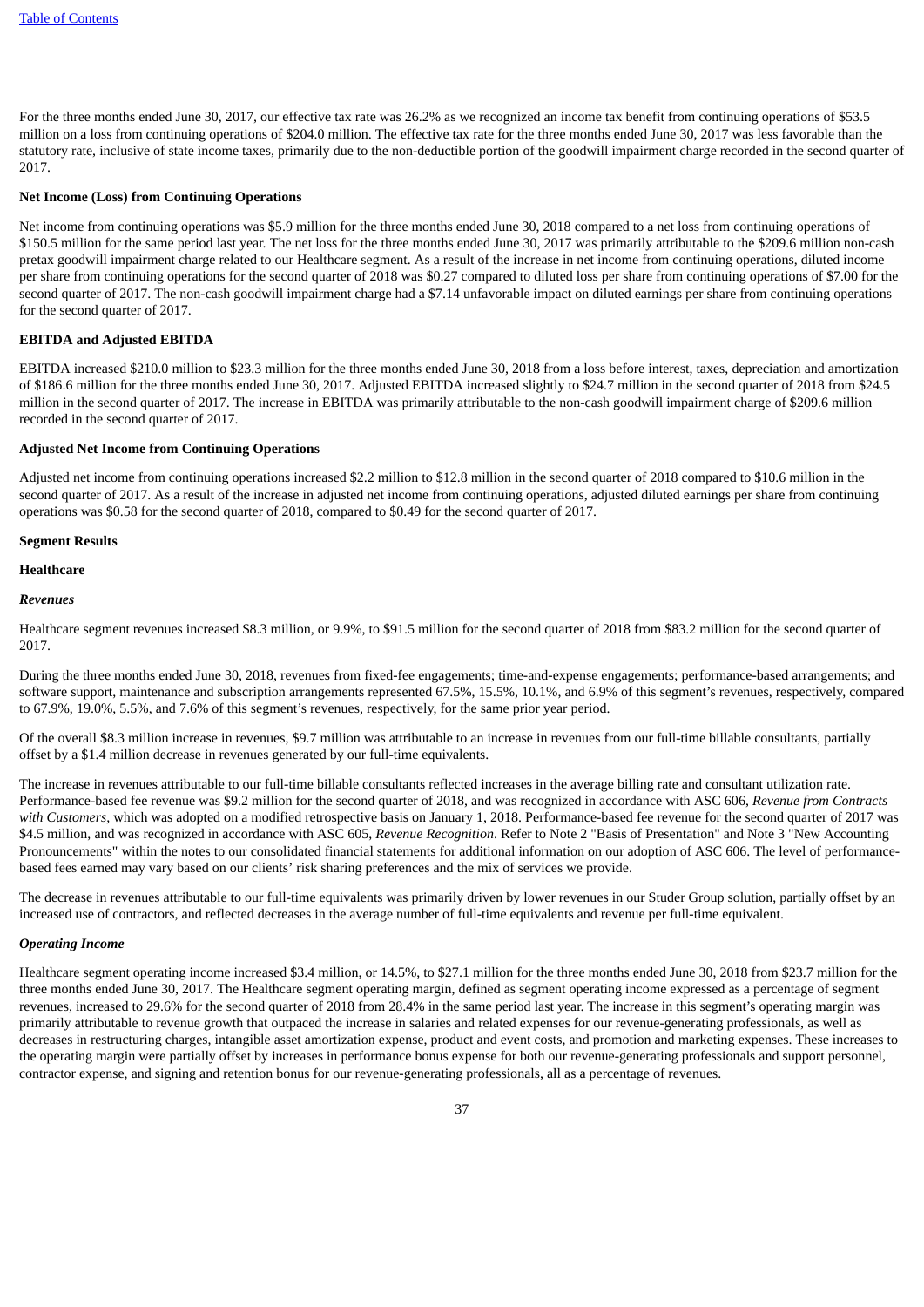For the three months ended June 30, 2017, our effective tax rate was 26.2% as we recognized an income tax benefit from continuing operations of $53.5 million on a loss from continuing operations of $204.0 million. The effective tax rate for the three months ended June 30, 2017 was less favorable than the statutory rate, inclusive of state income taxes, primarily due to the non-deductible portion of the goodwill impairment charge recorded in the second quarter of 2017.

**Net Income (Loss) from Continuing Operations**

Net income from continuing operations was $5.9 million for the three months ended June 30, 2018 compared to a net loss from continuing operations of $150.5 million for the same period last year. The net loss for the three months ended June 30, 2017 was primarily attributable to the $209.6 million non-cash pretax goodwill impairment charge related to our Healthcare segment. As a result of the increase in net income from continuing operations, diluted income per share from continuing operations for the second quarter of 2018 was $0.27 compared to diluted loss per share from continuing operations of $7.00 for the second quarter of 2017. The non-cash goodwill impairment charge had a $7.14 unfavorable impact on diluted earnings per share from continuing operations for the second quarter of 2017.

**EBITDA and Adjusted EBITDA**

EBITDA increased $210.0 million to $23.3 million for the three months ended June 30, 2018 from a loss before interest, taxes, depreciation and amortization of $186.6 million for the three months ended June 30, 2017. Adjusted EBITDA increased slightly to $24.7 million in the second quarter of 2018 from $24.5 million in the second quarter of 2017. The increase in EBITDA was primarily attributable to the non-cash goodwill impairment charge of $209.6 million recorded in the second quarter of 2017.

**Adjusted Net Income from Continuing Operations**

Adjusted net income from continuing operations increased $2.2 million to $12.8 million in the second quarter of 2018 compared to $10.6 million in the second quarter of 2017. As a result of the increase in adjusted net income from continuing operations, adjusted diluted earnings per share from continuing operations was $0.58 for the second quarter of 2018, compared to $0.49 for the second quarter of 2017.

**Segment Results**

**Healthcare**

***Revenues***

Healthcare segment revenues increased $8.3 million, or 9.9%, to $91.5 million for the second quarter of 2018 from $83.2 million for the second quarter of 2017.

During the three months ended June 30, 2018, revenues from fixed-fee engagements; time-and-expense engagements; performance-based arrangements; and software support, maintenance and subscription arrangements represented 67.5%, 15.5%, 10.1%, and 6.9% of this segment's revenues, respectively, compared to 67.9%, 19.0%, 5.5%, and 7.6% of this segment's revenues, respectively, for the same prior year period.

Of the overall $8.3 million increase in revenues, $9.7 million was attributable to an increase in revenues from our full-time billable consultants, partially offset by a $1.4 million decrease in revenues generated by our full-time equivalents.

The increase in revenues attributable to our full-time billable consultants reflected increases in the average billing rate and consultant utilization rate. Performance-based fee revenue was $9.2 million for the second quarter of 2018, and was recognized in accordance with ASC 606, *Revenue from Contracts with Customers*, which was adopted on a modified retrospective basis on January 1, 2018. Performance-based fee revenue for the second quarter of 2017 was $4.5 million, and was recognized in accordance with ASC 605, *Revenue Recognition*. Refer to Note 2 "Basis of Presentation" and Note 3 "New Accounting Pronouncements" within the notes to our consolidated financial statements for additional information on our adoption of ASC 606. The level of performance-based fees earned may vary based on our clients' risk sharing preferences and the mix of services we provide.

The decrease in revenues attributable to our full-time equivalents was primarily driven by lower revenues in our Studer Group solution, partially offset by an increased use of contractors, and reflected decreases in the average number of full-time equivalents and revenue per full-time equivalent.

***Operating Income***

Healthcare segment operating income increased $3.4 million, or 14.5%, to $27.1 million for the three months ended June 30, 2018 from $23.7 million for the three months ended June 30, 2017. The Healthcare segment operating margin, defined as segment operating income expressed as a percentage of segment revenues, increased to 29.6% for the second quarter of 2018 from 28.4% in the same period last year. The increase in this segment's operating margin was primarily attributable to revenue growth that outpaced the increase in salaries and related expenses for our revenue-generating professionals, as well as decreases in restructuring charges, intangible asset amortization expense, product and event costs, and promotion and marketing expenses. These increases to the operating margin were partially offset by increases in performance bonus expense for both our revenue-generating professionals and support personnel, contractor expense, and signing and retention bonus for our revenue-generating professionals, all as a percentage of revenues.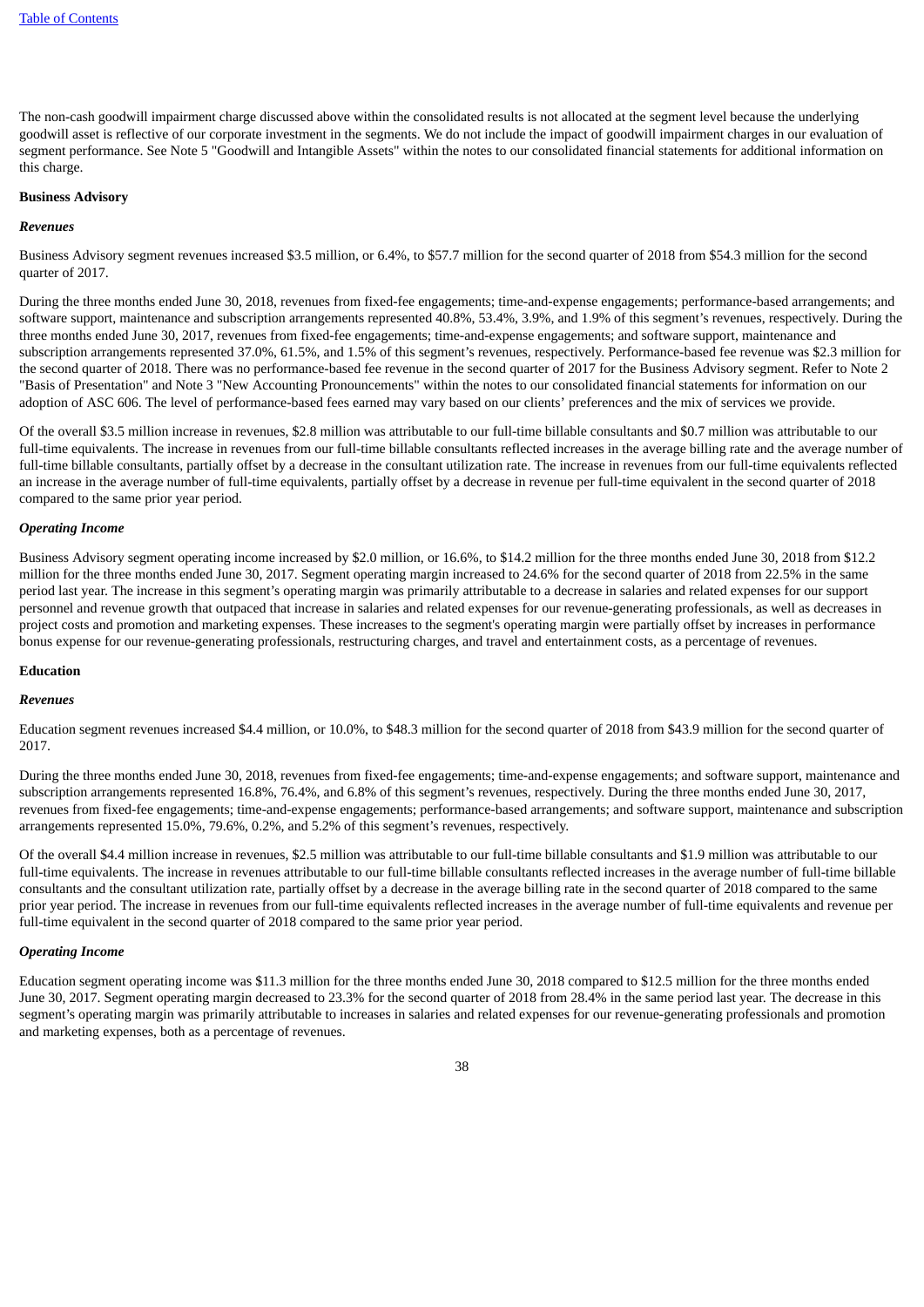The non-cash goodwill impairment charge discussed above within the consolidated results is not allocated at the segment level because the underlying goodwill asset is reflective of our corporate investment in the segments. We do not include the impact of goodwill impairment charges in our evaluation of segment performance. See Note 5 "Goodwill and Intangible Assets" within the notes to our consolidated financial statements for additional information on this charge.

**Business Advisory**

***Revenues***

Business Advisory segment revenues increased $3.5 million, or 6.4%, to $57.7 million for the second quarter of 2018 from $54.3 million for the second quarter of 2017.

During the three months ended June 30, 2018, revenues from fixed-fee engagements; time-and-expense engagements; performance-based arrangements; and software support, maintenance and subscription arrangements represented 40.8%, 53.4%, 3.9%, and 1.9% of this segment's revenues, respectively. During the three months ended June 30, 2017, revenues from fixed-fee engagements; time-and-expense engagements; and software support, maintenance and subscription arrangements represented 37.0%, 61.5%, and 1.5% of this segment's revenues, respectively. Performance-based fee revenue was $2.3 million for the second quarter of 2018. There was no performance-based fee revenue in the second quarter of 2017 for the Business Advisory segment. Refer to Note 2 "Basis of Presentation" and Note 3 "New Accounting Pronouncements" within the notes to our consolidated financial statements for information on our adoption of ASC 606. The level of performance-based fees earned may vary based on our clients' preferences and the mix of services we provide.

Of the overall $3.5 million increase in revenues, $2.8 million was attributable to our full-time billable consultants and $0.7 million was attributable to our full-time equivalents. The increase in revenues from our full-time billable consultants reflected increases in the average billing rate and the average number of full-time billable consultants, partially offset by a decrease in the consultant utilization rate. The increase in revenues from our full-time equivalents reflected an increase in the average number of full-time equivalents, partially offset by a decrease in revenue per full-time equivalent in the second quarter of 2018 compared to the same prior year period.

***Operating Income***

Business Advisory segment operating income increased by $2.0 million, or 16.6%, to $14.2 million for the three months ended June 30, 2018 from $12.2 million for the three months ended June 30, 2017. Segment operating margin increased to 24.6% for the second quarter of 2018 from 22.5% in the same period last year. The increase in this segment's operating margin was primarily attributable to a decrease in salaries and related expenses for our support personnel and revenue growth that outpaced that increase in salaries and related expenses for our revenue-generating professionals, as well as decreases in project costs and promotion and marketing expenses. These increases to the segment's operating margin were partially offset by increases in performance bonus expense for our revenue-generating professionals, restructuring charges, and travel and entertainment costs, as a percentage of revenues.

**Education**

***Revenues***

Education segment revenues increased $4.4 million, or 10.0%, to $48.3 million for the second quarter of 2018 from $43.9 million for the second quarter of 2017.

During the three months ended June 30, 2018, revenues from fixed-fee engagements; time-and-expense engagements; and software support, maintenance and subscription arrangements represented 16.8%, 76.4%, and 6.8% of this segment's revenues, respectively. During the three months ended June 30, 2017, revenues from fixed-fee engagements; time-and-expense engagements; performance-based arrangements; and software support, maintenance and subscription arrangements represented 15.0%, 79.6%, 0.2%, and 5.2% of this segment's revenues, respectively.

Of the overall $4.4 million increase in revenues, $2.5 million was attributable to our full-time billable consultants and $1.9 million was attributable to our full-time equivalents. The increase in revenues attributable to our full-time billable consultants reflected increases in the average number of full-time billable consultants and the consultant utilization rate, partially offset by a decrease in the average billing rate in the second quarter of 2018 compared to the same prior year period. The increase in revenues from our full-time equivalents reflected increases in the average number of full-time equivalents and revenue per full-time equivalent in the second quarter of 2018 compared to the same prior year period.

***Operating Income***

Education segment operating income was $11.3 million for the three months ended June 30, 2018 compared to $12.5 million for the three months ended June 30, 2017. Segment operating margin decreased to 23.3% for the second quarter of 2018 from 28.4% in the same period last year. The decrease in this segment's operating margin was primarily attributable to increases in salaries and related expenses for our revenue-generating professionals and promotion and marketing expenses, both as a percentage of revenues.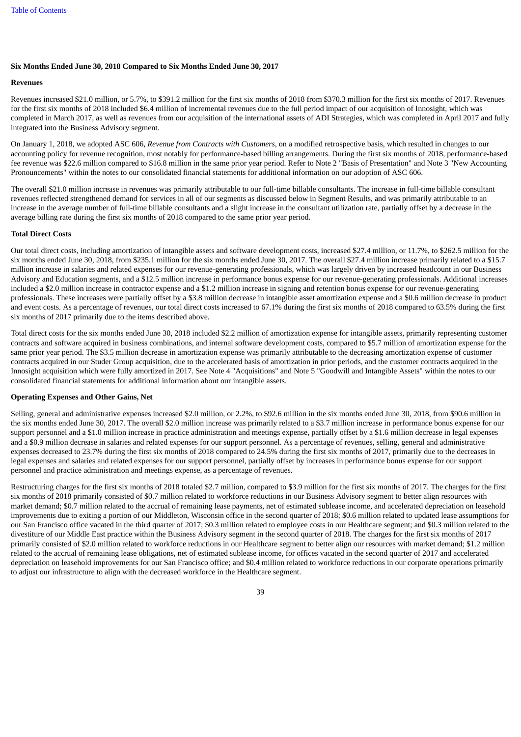**Six Months Ended June 30, 2018 Compared to Six Months Ended June 30, 2017**

**Revenues**

Revenues increased $21.0 million, or 5.7%, to $391.2 million for the first six months of 2018 from $370.3 million for the first six months of 2017. Revenues for the first six months of 2018 included $6.4 million of incremental revenues due to the full period impact of our acquisition of Innosight, which was completed in March 2017, as well as revenues from our acquisition of the international assets of ADI Strategies, which was completed in April 2017 and fully integrated into the Business Advisory segment.

On January 1, 2018, we adopted ASC 606, *Revenue from Contracts with Customers*, on a modified retrospective basis, which resulted in changes to our accounting policy for revenue recognition, most notably for performance-based billing arrangements. During the first six months of 2018, performance-based fee revenue was $22.6 million compared to $16.8 million in the same prior year period. Refer to Note 2 "Basis of Presentation" and Note 3 "New Accounting Pronouncements" within the notes to our consolidated financial statements for additional information on our adoption of ASC 606.

The overall $21.0 million increase in revenues was primarily attributable to our full-time billable consultants. The increase in full-time billable consultant revenues reflected strengthened demand for services in all of our segments as discussed below in Segment Results, and was primarily attributable to an increase in the average number of full-time billable consultants and a slight increase in the consultant utilization rate, partially offset by a decrease in the average billing rate during the first six months of 2018 compared to the same prior year period.

**Total Direct Costs**

Our total direct costs, including amortization of intangible assets and software development costs, increased $27.4 million, or 11.7%, to $262.5 million for the six months ended June 30, 2018, from $235.1 million for the six months ended June 30, 2017. The overall $27.4 million increase primarily related to a $15.7 million increase in salaries and related expenses for our revenue-generating professionals, which was largely driven by increased headcount in our Business Advisory and Education segments, and a $12.5 million increase in performance bonus expense for our revenue-generating professionals. Additional increases included a $2.0 million increase in contractor expense and a $1.2 million increase in signing and retention bonus expense for our revenue-generating professionals. These increases were partially offset by a $3.8 million decrease in intangible asset amortization expense and a $0.6 million decrease in product and event costs. As a percentage of revenues, our total direct costs increased to 67.1% during the first six months of 2018 compared to 63.5% during the first six months of 2017 primarily due to the items described above.

Total direct costs for the six months ended June 30, 2018 included $2.2 million of amortization expense for intangible assets, primarily representing customer contracts and software acquired in business combinations, and internal software development costs, compared to $5.7 million of amortization expense for the same prior year period. The $3.5 million decrease in amortization expense was primarily attributable to the decreasing amortization expense of customer contracts acquired in our Studer Group acquisition, due to the accelerated basis of amortization in prior periods, and the customer contracts acquired in the Innosight acquisition which were fully amortized in 2017. See Note 4 "Acquisitions" and Note 5 "Goodwill and Intangible Assets" within the notes to our consolidated financial statements for additional information about our intangible assets.

**Operating Expenses and Other Gains, Net**

Selling, general and administrative expenses increased $2.0 million, or 2.2%, to $92.6 million in the six months ended June 30, 2018, from $90.6 million in the six months ended June 30, 2017. The overall $2.0 million increase was primarily related to a $3.7 million increase in performance bonus expense for our support personnel and a $1.0 million increase in practice administration and meetings expense, partially offset by a $1.6 million decrease in legal expenses and a $0.9 million decrease in salaries and related expenses for our support personnel. As a percentage of revenues, selling, general and administrative expenses decreased to 23.7% during the first six months of 2018 compared to 24.5% during the first six months of 2017, primarily due to the decreases in legal expenses and salaries and related expenses for our support personnel, partially offset by increases in performance bonus expense for our support personnel and practice administration and meetings expense, as a percentage of revenues.

Restructuring charges for the first six months of 2018 totaled $2.7 million, compared to $3.9 million for the first six months of 2017. The charges for the first six months of 2018 primarily consisted of $0.7 million related to workforce reductions in our Business Advisory segment to better align resources with market demand; $0.7 million related to the accrual of remaining lease payments, net of estimated sublease income, and accelerated depreciation on leasehold improvements due to exiting a portion of our Middleton, Wisconsin office in the second quarter of 2018; $0.6 million related to updated lease assumptions for our San Francisco office vacated in the third quarter of 2017; $0.3 million related to employee costs in our Healthcare segment; and $0.3 million related to the divestiture of our Middle East practice within the Business Advisory segment in the second quarter of 2018. The charges for the first six months of 2017 primarily consisted of $2.0 million related to workforce reductions in our Healthcare segment to better align our resources with market demand; $1.2 million related to the accrual of remaining lease obligations, net of estimated sublease income, for offices vacated in the second quarter of 2017 and accelerated depreciation on leasehold improvements for our San Francisco office; and $0.4 million related to workforce reductions in our corporate operations primarily to adjust our infrastructure to align with the decreased workforce in the Healthcare segment.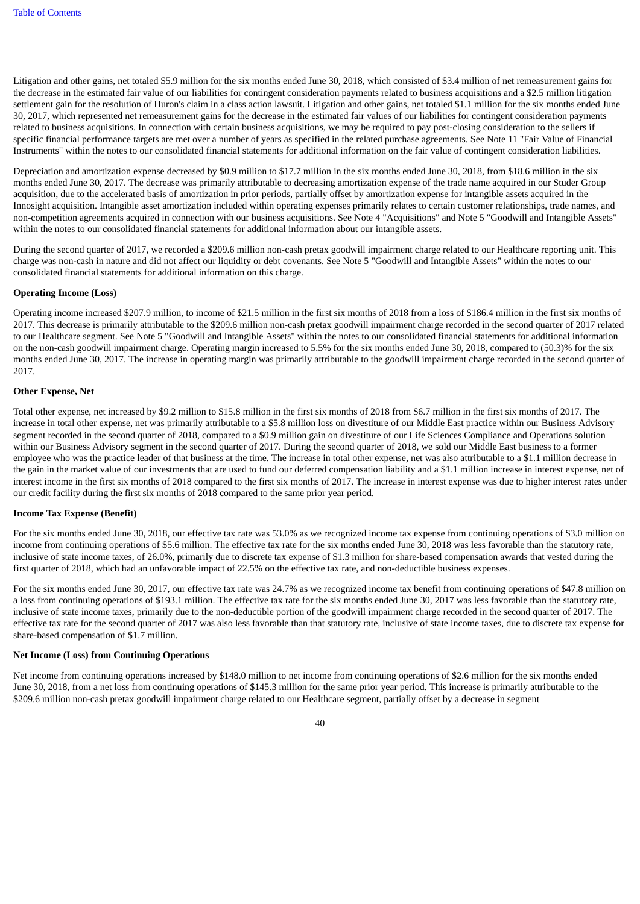Litigation and other gains, net totaled $5.9 million for the six months ended June 30, 2018, which consisted of $3.4 million of net remeasurement gains for the decrease in the estimated fair value of our liabilities for contingent consideration payments related to business acquisitions and a $2.5 million litigation settlement gain for the resolution of Huron's claim in a class action lawsuit. Litigation and other gains, net totaled $1.1 million for the six months ended June 30, 2017, which represented net remeasurement gains for the decrease in the estimated fair values of our liabilities for contingent consideration payments related to business acquisitions. In connection with certain business acquisitions, we may be required to pay post-closing consideration to the sellers if specific financial performance targets are met over a number of years as specified in the related purchase agreements. See Note 11 "Fair Value of Financial Instruments" within the notes to our consolidated financial statements for additional information on the fair value of contingent consideration liabilities.

Depreciation and amortization expense decreased by $0.9 million to $17.7 million in the six months ended June 30, 2018, from $18.6 million in the six months ended June 30, 2017. The decrease was primarily attributable to decreasing amortization expense of the trade name acquired in our Studer Group acquisition, due to the accelerated basis of amortization in prior periods, partially offset by amortization expense for intangible assets acquired in the Innosight acquisition. Intangible asset amortization included within operating expenses primarily relates to certain customer relationships, trade names, and non-competition agreements acquired in connection with our business acquisitions. See Note 4 "Acquisitions" and Note 5 "Goodwill and Intangible Assets" within the notes to our consolidated financial statements for additional information about our intangible assets.

During the second quarter of 2017, we recorded a $209.6 million non-cash pretax goodwill impairment charge related to our Healthcare reporting unit. This charge was non-cash in nature and did not affect our liquidity or debt covenants. See Note 5 "Goodwill and Intangible Assets" within the notes to our consolidated financial statements for additional information on this charge.

**Operating Income (Loss)**

Operating income increased $207.9 million, to income of $21.5 million in the first six months of 2018 from a loss of $186.4 million in the first six months of 2017. This decrease is primarily attributable to the $209.6 million non-cash pretax goodwill impairment charge recorded in the second quarter of 2017 related to our Healthcare segment. See Note 5 "Goodwill and Intangible Assets" within the notes to our consolidated financial statements for additional information on the non-cash goodwill impairment charge. Operating margin increased to 5.5% for the six months ended June 30, 2018, compared to (50.3)% for the six months ended June 30, 2017. The increase in operating margin was primarily attributable to the goodwill impairment charge recorded in the second quarter of 2017.

**Other Expense, Net**

Total other expense, net increased by $9.2 million to $15.8 million in the first six months of 2018 from $6.7 million in the first six months of 2017. The increase in total other expense, net was primarily attributable to a $5.8 million loss on divestiture of our Middle East practice within our Business Advisory segment recorded in the second quarter of 2018, compared to a $0.9 million gain on divestiture of our Life Sciences Compliance and Operations solution within our Business Advisory segment in the second quarter of 2017. During the second quarter of 2018, we sold our Middle East business to a former employee who was the practice leader of that business at the time. The increase in total other expense, net was also attributable to a $1.1 million decrease in the gain in the market value of our investments that are used to fund our deferred compensation liability and a $1.1 million increase in interest expense, net of interest income in the first six months of 2018 compared to the first six months of 2017. The increase in interest expense was due to higher interest rates under our credit facility during the first six months of 2018 compared to the same prior year period.

**Income Tax Expense (Benefit)**

For the six months ended June 30, 2018, our effective tax rate was 53.0% as we recognized income tax expense from continuing operations of $3.0 million on income from continuing operations of $5.6 million. The effective tax rate for the six months ended June 30, 2018 was less favorable than the statutory rate, inclusive of state income taxes, of 26.0%, primarily due to discrete tax expense of $1.3 million for share-based compensation awards that vested during the first quarter of 2018, which had an unfavorable impact of 22.5% on the effective tax rate, and non-deductible business expenses.

For the six months ended June 30, 2017, our effective tax rate was 24.7% as we recognized income tax benefit from continuing operations of $47.8 million on a loss from continuing operations of $193.1 million. The effective tax rate for the six months ended June 30, 2017 was less favorable than the statutory rate, inclusive of state income taxes, primarily due to the non-deductible portion of the goodwill impairment charge recorded in the second quarter of 2017. The effective tax rate for the second quarter of 2017 was also less favorable than that statutory rate, inclusive of state income taxes, due to discrete tax expense for share-based compensation of $1.7 million.

**Net Income (Loss) from Continuing Operations**

Net income from continuing operations increased by $148.0 million to net income from continuing operations of $2.6 million for the six months ended June 30, 2018, from a net loss from continuing operations of $145.3 million for the same prior year period. This increase is primarily attributable to the $209.6 million non-cash pretax goodwill impairment charge related to our Healthcare segment, partially offset by a decrease in segment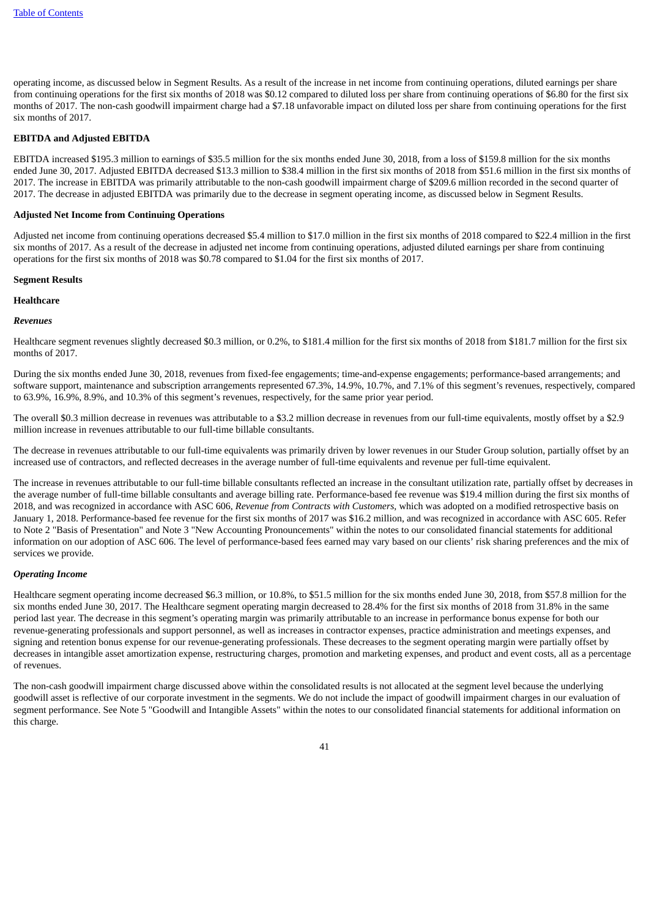operating income, as discussed below in Segment Results. As a result of the increase in net income from continuing operations, diluted earnings per share from continuing operations for the first six months of 2018 was $0.12 compared to diluted loss per share from continuing operations of $6.80 for the first six months of 2017. The non-cash goodwill impairment charge had a $7.18 unfavorable impact on diluted loss per share from continuing operations for the first six months of 2017.

**EBITDA and Adjusted EBITDA**

EBITDA increased $195.3 million to earnings of $35.5 million for the six months ended June 30, 2018, from a loss of $159.8 million for the six months ended June 30, 2017. Adjusted EBITDA decreased $13.3 million to $38.4 million in the first six months of 2018 from $51.6 million in the first six months of 2017. The increase in EBITDA was primarily attributable to the non-cash goodwill impairment charge of $209.6 million recorded in the second quarter of 2017. The decrease in adjusted EBITDA was primarily due to the decrease in segment operating income, as discussed below in Segment Results.

**Adjusted Net Income from Continuing Operations**

Adjusted net income from continuing operations decreased $5.4 million to $17.0 million in the first six months of 2018 compared to $22.4 million in the first six months of 2017. As a result of the decrease in adjusted net income from continuing operations, adjusted diluted earnings per share from continuing operations for the first six months of 2018 was $0.78 compared to $1.04 for the first six months of 2017.

**Segment Results**

**Healthcare**

***Revenues***

Healthcare segment revenues slightly decreased $0.3 million, or 0.2%, to $181.4 million for the first six months of 2018 from $181.7 million for the first six months of 2017.

During the six months ended June 30, 2018, revenues from fixed-fee engagements; time-and-expense engagements; performance-based arrangements; and software support, maintenance and subscription arrangements represented 67.3%, 14.9%, 10.7%, and 7.1% of this segment's revenues, respectively, compared to 63.9%, 16.9%, 8.9%, and 10.3% of this segment's revenues, respectively, for the same prior year period.

The overall $0.3 million decrease in revenues was attributable to a $3.2 million decrease in revenues from our full-time equivalents, mostly offset by a $2.9 million increase in revenues attributable to our full-time billable consultants.

The decrease in revenues attributable to our full-time equivalents was primarily driven by lower revenues in our Studer Group solution, partially offset by an increased use of contractors, and reflected decreases in the average number of full-time equivalents and revenue per full-time equivalent.

The increase in revenues attributable to our full-time billable consultants reflected an increase in the consultant utilization rate, partially offset by decreases in the average number of full-time billable consultants and average billing rate. Performance-based fee revenue was $19.4 million during the first six months of 2018, and was recognized in accordance with ASC 606, *Revenue from Contracts with Customers*, which was adopted on a modified retrospective basis on January 1, 2018. Performance-based fee revenue for the first six months of 2017 was $16.2 million, and was recognized in accordance with ASC 605. Refer to Note 2 "Basis of Presentation" and Note 3 "New Accounting Pronouncements" within the notes to our consolidated financial statements for additional information on our adoption of ASC 606. The level of performance-based fees earned may vary based on our clients' risk sharing preferences and the mix of services we provide.

***Operating Income***

Healthcare segment operating income decreased $6.3 million, or 10.8%, to $51.5 million for the six months ended June 30, 2018, from $57.8 million for the six months ended June 30, 2017. The Healthcare segment operating margin decreased to 28.4% for the first six months of 2018 from 31.8% in the same period last year. The decrease in this segment's operating margin was primarily attributable to an increase in performance bonus expense for both our revenue-generating professionals and support personnel, as well as increases in contractor expenses, practice administration and meetings expenses, and signing and retention bonus expense for our revenue-generating professionals. These decreases to the segment operating margin were partially offset by decreases in intangible asset amortization expense, restructuring charges, promotion and marketing expenses, and product and event costs, all as a percentage of revenues.

The non-cash goodwill impairment charge discussed above within the consolidated results is not allocated at the segment level because the underlying goodwill asset is reflective of our corporate investment in the segments. We do not include the impact of goodwill impairment charges in our evaluation of segment performance. See Note 5 "Goodwill and Intangible Assets" within the notes to our consolidated financial statements for additional information on this charge.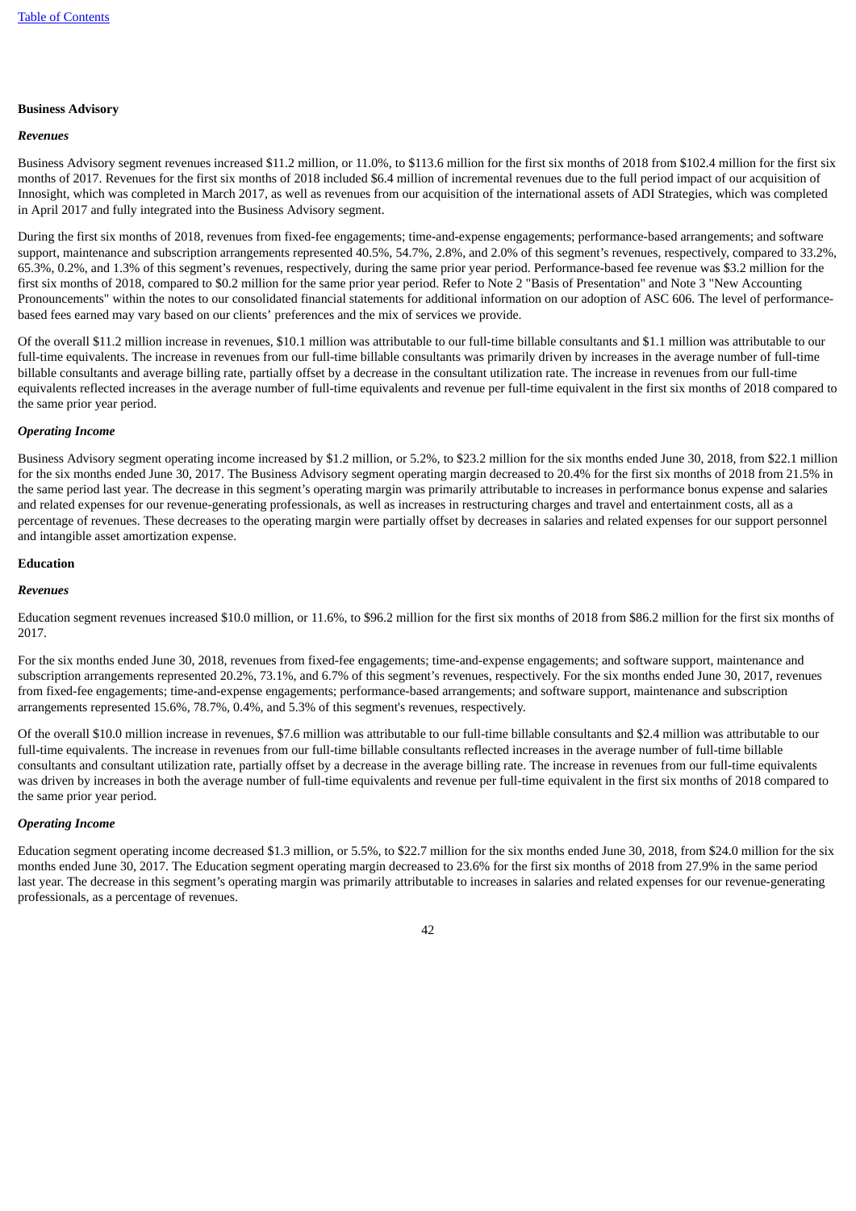**Business Advisory**

***Revenues***

Business Advisory segment revenues increased $11.2 million, or 11.0%, to $113.6 million for the first six months of 2018 from $102.4 million for the first six months of 2017. Revenues for the first six months of 2018 included $6.4 million of incremental revenues due to the full period impact of our acquisition of Innosight, which was completed in March 2017, as well as revenues from our acquisition of the international assets of ADI Strategies, which was completed in April 2017 and fully integrated into the Business Advisory segment.

During the first six months of 2018, revenues from fixed-fee engagements; time-and-expense engagements; performance-based arrangements; and software support, maintenance and subscription arrangements represented 40.5%, 54.7%, 2.8%, and 2.0% of this segment's revenues, respectively, compared to 33.2%, 65.3%, 0.2%, and 1.3% of this segment's revenues, respectively, during the same prior year period. Performance-based fee revenue was $3.2 million for the first six months of 2018, compared to $0.2 million for the same prior year period. Refer to Note 2 "Basis of Presentation" and Note 3 "New Accounting Pronouncements" within the notes to our consolidated financial statements for additional information on our adoption of ASC 606. The level of performance-based fees earned may vary based on our clients' preferences and the mix of services we provide.

Of the overall $11.2 million increase in revenues, $10.1 million was attributable to our full-time billable consultants and $1.1 million was attributable to our full-time equivalents. The increase in revenues from our full-time billable consultants was primarily driven by increases in the average number of full-time billable consultants and average billing rate, partially offset by a decrease in the consultant utilization rate. The increase in revenues from our full-time equivalents reflected increases in the average number of full-time equivalents and revenue per full-time equivalent in the first six months of 2018 compared to the same prior year period.

***Operating Income***

Business Advisory segment operating income increased by $1.2 million, or 5.2%, to $23.2 million for the six months ended June 30, 2018, from $22.1 million for the six months ended June 30, 2017. The Business Advisory segment operating margin decreased to 20.4% for the first six months of 2018 from 21.5% in the same period last year. The decrease in this segment's operating margin was primarily attributable to increases in performance bonus expense and salaries and related expenses for our revenue-generating professionals, as well as increases in restructuring charges and travel and entertainment costs, all as a percentage of revenues. These decreases to the operating margin were partially offset by decreases in salaries and related expenses for our support personnel and intangible asset amortization expense.

**Education**

***Revenues***

Education segment revenues increased $10.0 million, or 11.6%, to $96.2 million for the first six months of 2018 from $86.2 million for the first six months of 2017.

For the six months ended June 30, 2018, revenues from fixed-fee engagements; time-and-expense engagements; and software support, maintenance and subscription arrangements represented 20.2%, 73.1%, and 6.7% of this segment's revenues, respectively. For the six months ended June 30, 2017, revenues from fixed-fee engagements; time-and-expense engagements; performance-based arrangements; and software support, maintenance and subscription arrangements represented 15.6%, 78.7%, 0.4%, and 5.3% of this segment's revenues, respectively.

Of the overall $10.0 million increase in revenues, $7.6 million was attributable to our full-time billable consultants and $2.4 million was attributable to our full-time equivalents. The increase in revenues from our full-time billable consultants reflected increases in the average number of full-time billable consultants and consultant utilization rate, partially offset by a decrease in the average billing rate. The increase in revenues from our full-time equivalents was driven by increases in both the average number of full-time equivalents and revenue per full-time equivalent in the first six months of 2018 compared to the same prior year period.

***Operating Income***

Education segment operating income decreased $1.3 million, or 5.5%, to $22.7 million for the six months ended June 30, 2018, from $24.0 million for the six months ended June 30, 2017. The Education segment operating margin decreased to 23.6% for the first six months of 2018 from 27.9% in the same period last year. The decrease in this segment's operating margin was primarily attributable to increases in salaries and related expenses for our revenue-generating professionals, as a percentage of revenues.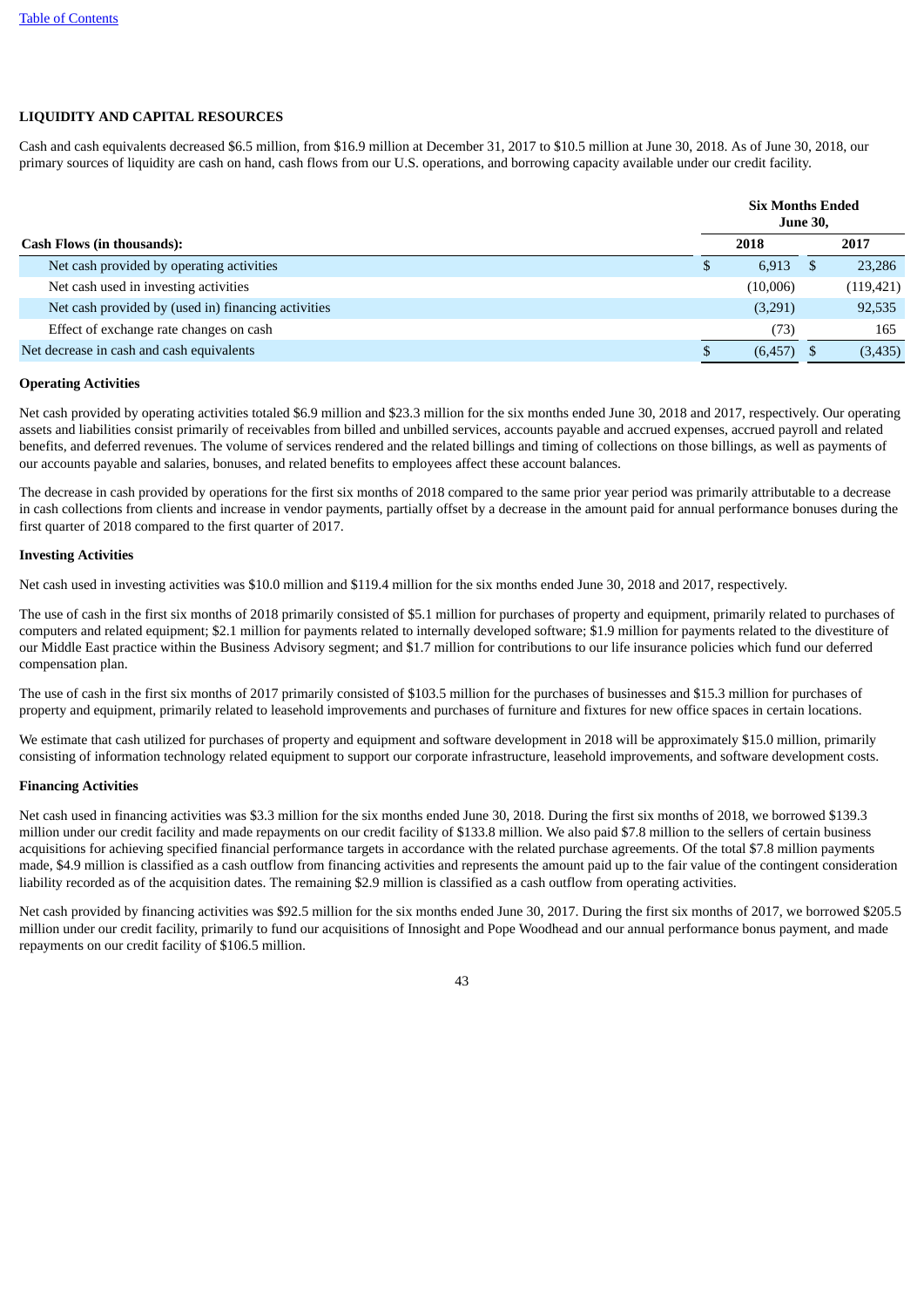## LIQUIDITY AND CAPITAL RESOURCES

Cash and cash equivalents decreased $6.5 million, from $16.9 million at December 31, 2017 to $10.5 million at June 30, 2018. As of June 30, 2018, our primary sources of liquidity are cash on hand, cash flows from our U.S. operations, and borrowing capacity available under our credit facility.

| | Six Months Ended June 30, | |
|---|---|---|
| **Cash Flows (in thousands):** | **2018** | **2017** |
| Net cash provided by operating activities | $ 6,913 | $ 23,286 |
| Net cash used in investing activities | (10,006) | (119,421) |
| Net cash provided by (used in) financing activities | (3,291) | 92,535 |
| Effect of exchange rate changes on cash | (73) | 165 |
| Net decrease in cash and cash equivalents | $ (6,457) | $ (3,435) |

### Operating Activities

Net cash provided by operating activities totaled $6.9 million and $23.3 million for the six months ended June 30, 2018 and 2017, respectively. Our operating assets and liabilities consist primarily of receivables from billed and unbilled services, accounts payable and accrued expenses, accrued payroll and related benefits, and deferred revenues. The volume of services rendered and the related billings and timing of collections on those billings, as well as payments of our accounts payable and salaries, bonuses, and related benefits to employees affect these account balances.

The decrease in cash provided by operations for the first six months of 2018 compared to the same prior year period was primarily attributable to a decrease in cash collections from clients and increase in vendor payments, partially offset by a decrease in the amount paid for annual performance bonuses during the first quarter of 2018 compared to the first quarter of 2017.

### Investing Activities

Net cash used in investing activities was $10.0 million and $119.4 million for the six months ended June 30, 2018 and 2017, respectively.

The use of cash in the first six months of 2018 primarily consisted of $5.1 million for purchases of property and equipment, primarily related to purchases of computers and related equipment; $2.1 million for payments related to internally developed software; $1.9 million for payments related to the divestiture of our Middle East practice within the Business Advisory segment; and $1.7 million for contributions to our life insurance policies which fund our deferred compensation plan.

The use of cash in the first six months of 2017 primarily consisted of $103.5 million for the purchases of businesses and $15.3 million for purchases of property and equipment, primarily related to leasehold improvements and purchases of furniture and fixtures for new office spaces in certain locations.

We estimate that cash utilized for purchases of property and equipment and software development in 2018 will be approximately $15.0 million, primarily consisting of information technology related equipment to support our corporate infrastructure, leasehold improvements, and software development costs.

### Financing Activities

Net cash used in financing activities was $3.3 million for the six months ended June 30, 2018. During the first six months of 2018, we borrowed $139.3 million under our credit facility and made repayments on our credit facility of $133.8 million. We also paid $7.8 million to the sellers of certain business acquisitions for achieving specified financial performance targets in accordance with the related purchase agreements. Of the total $7.8 million payments made, $4.9 million is classified as a cash outflow from financing activities and represents the amount paid up to the fair value of the contingent consideration liability recorded as of the acquisition dates. The remaining $2.9 million is classified as a cash outflow from operating activities.

Net cash provided by financing activities was $92.5 million for the six months ended June 30, 2017. During the first six months of 2017, we borrowed $205.5 million under our credit facility, primarily to fund our acquisitions of Innosight and Pope Woodhead and our annual performance bonus payment, and made repayments on our credit facility of $106.5 million.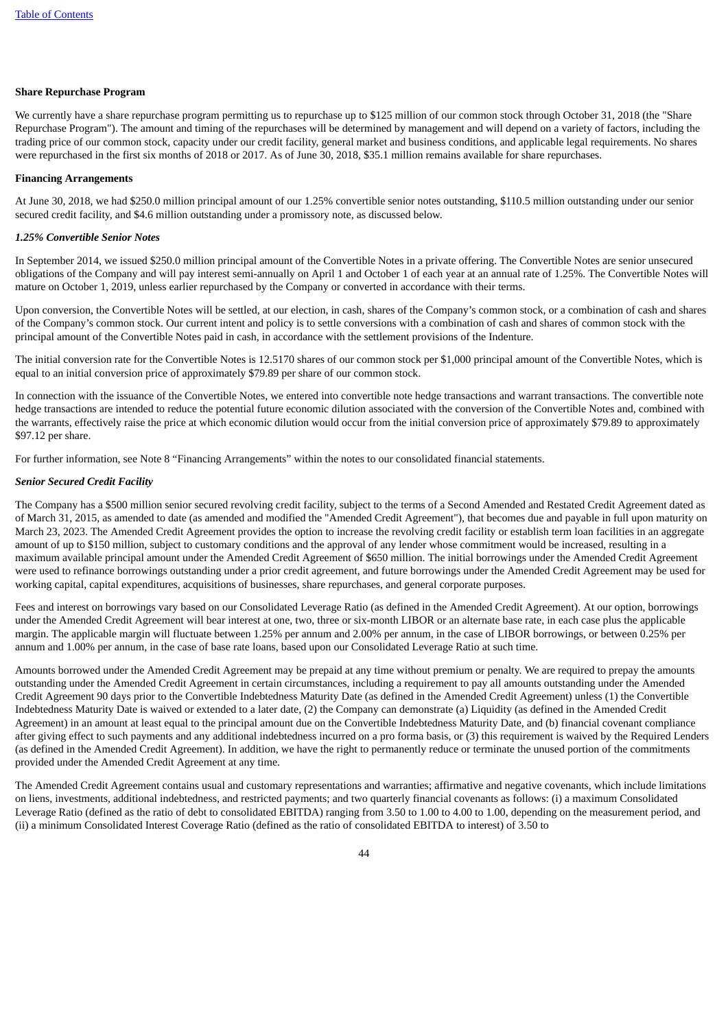**Share Repurchase Program**

We currently have a share repurchase program permitting us to repurchase up to $125 million of our common stock through October 31, 2018 (the "Share Repurchase Program"). The amount and timing of the repurchases will be determined by management and will depend on a variety of factors, including the trading price of our common stock, capacity under our credit facility, general market and business conditions, and applicable legal requirements. No shares were repurchased in the first six months of 2018 or 2017. As of June 30, 2018, $35.1 million remains available for share repurchases.

**Financing Arrangements**

At June 30, 2018, we had $250.0 million principal amount of our 1.25% convertible senior notes outstanding, $110.5 million outstanding under our senior secured credit facility, and $4.6 million outstanding under a promissory note, as discussed below.

***1.25% Convertible Senior Notes***

In September 2014, we issued $250.0 million principal amount of the Convertible Notes in a private offering. The Convertible Notes are senior unsecured obligations of the Company and will pay interest semi-annually on April 1 and October 1 of each year at an annual rate of 1.25%. The Convertible Notes will mature on October 1, 2019, unless earlier repurchased by the Company or converted in accordance with their terms.

Upon conversion, the Convertible Notes will be settled, at our election, in cash, shares of the Company's common stock, or a combination of cash and shares of the Company's common stock. Our current intent and policy is to settle conversions with a combination of cash and shares of common stock with the principal amount of the Convertible Notes paid in cash, in accordance with the settlement provisions of the Indenture.

The initial conversion rate for the Convertible Notes is 12.5170 shares of our common stock per $1,000 principal amount of the Convertible Notes, which is equal to an initial conversion price of approximately $79.89 per share of our common stock.

In connection with the issuance of the Convertible Notes, we entered into convertible note hedge transactions and warrant transactions. The convertible note hedge transactions are intended to reduce the potential future economic dilution associated with the conversion of the Convertible Notes and, combined with the warrants, effectively raise the price at which economic dilution would occur from the initial conversion price of approximately $79.89 to approximately $97.12 per share.

For further information, see Note 8 "Financing Arrangements" within the notes to our consolidated financial statements.

***Senior Secured Credit Facility***

The Company has a $500 million senior secured revolving credit facility, subject to the terms of a Second Amended and Restated Credit Agreement dated as of March 31, 2015, as amended to date (as amended and modified the "Amended Credit Agreement"), that becomes due and payable in full upon maturity on March 23, 2023. The Amended Credit Agreement provides the option to increase the revolving credit facility or establish term loan facilities in an aggregate amount of up to $150 million, subject to customary conditions and the approval of any lender whose commitment would be increased, resulting in a maximum available principal amount under the Amended Credit Agreement of $650 million. The initial borrowings under the Amended Credit Agreement were used to refinance borrowings outstanding under a prior credit agreement, and future borrowings under the Amended Credit Agreement may be used for working capital, capital expenditures, acquisitions of businesses, share repurchases, and general corporate purposes.

Fees and interest on borrowings vary based on our Consolidated Leverage Ratio (as defined in the Amended Credit Agreement). At our option, borrowings under the Amended Credit Agreement will bear interest at one, two, three or six-month LIBOR or an alternate base rate, in each case plus the applicable margin. The applicable margin will fluctuate between 1.25% per annum and 2.00% per annum, in the case of LIBOR borrowings, or between 0.25% per annum and 1.00% per annum, in the case of base rate loans, based upon our Consolidated Leverage Ratio at such time.

Amounts borrowed under the Amended Credit Agreement may be prepaid at any time without premium or penalty. We are required to prepay the amounts outstanding under the Amended Credit Agreement in certain circumstances, including a requirement to pay all amounts outstanding under the Amended Credit Agreement 90 days prior to the Convertible Indebtedness Maturity Date (as defined in the Amended Credit Agreement) unless (1) the Convertible Indebtedness Maturity Date is waived or extended to a later date, (2) the Company can demonstrate (a) Liquidity (as defined in the Amended Credit Agreement) in an amount at least equal to the principal amount due on the Convertible Indebtedness Maturity Date, and (b) financial covenant compliance after giving effect to such payments and any additional indebtedness incurred on a pro forma basis, or (3) this requirement is waived by the Required Lenders (as defined in the Amended Credit Agreement). In addition, we have the right to permanently reduce or terminate the unused portion of the commitments provided under the Amended Credit Agreement at any time.

The Amended Credit Agreement contains usual and customary representations and warranties; affirmative and negative covenants, which include limitations on liens, investments, additional indebtedness, and restricted payments; and two quarterly financial covenants as follows: (i) a maximum Consolidated Leverage Ratio (defined as the ratio of debt to consolidated EBITDA) ranging from 3.50 to 1.00 to 4.00 to 1.00, depending on the measurement period, and (ii) a minimum Consolidated Interest Coverage Ratio (defined as the ratio of consolidated EBITDA to interest) of 3.50 to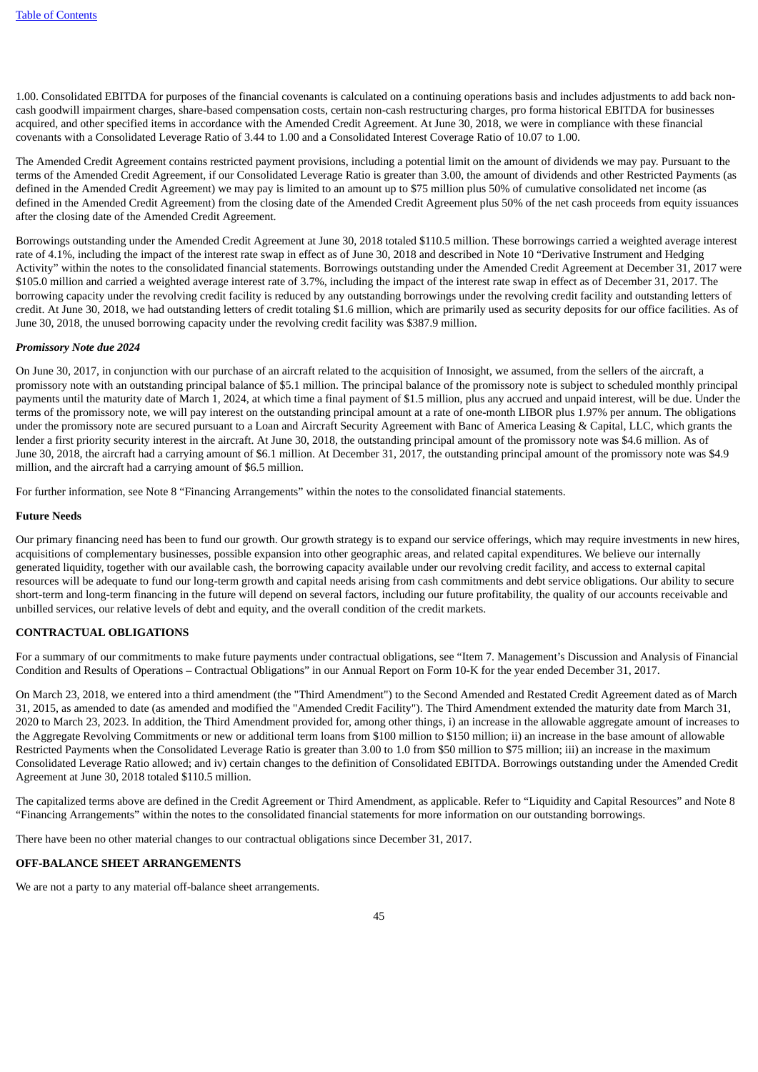1.00. Consolidated EBITDA for purposes of the financial covenants is calculated on a continuing operations basis and includes adjustments to add back non-cash goodwill impairment charges, share-based compensation costs, certain non-cash restructuring charges, pro forma historical EBITDA for businesses acquired, and other specified items in accordance with the Amended Credit Agreement. At June 30, 2018, we were in compliance with these financial covenants with a Consolidated Leverage Ratio of 3.44 to 1.00 and a Consolidated Interest Coverage Ratio of 10.07 to 1.00.

The Amended Credit Agreement contains restricted payment provisions, including a potential limit on the amount of dividends we may pay. Pursuant to the terms of the Amended Credit Agreement, if our Consolidated Leverage Ratio is greater than 3.00, the amount of dividends and other Restricted Payments (as defined in the Amended Credit Agreement) we may pay is limited to an amount up to $75 million plus 50% of cumulative consolidated net income (as defined in the Amended Credit Agreement) from the closing date of the Amended Credit Agreement plus 50% of the net cash proceeds from equity issuances after the closing date of the Amended Credit Agreement.

Borrowings outstanding under the Amended Credit Agreement at June 30, 2018 totaled $110.5 million. These borrowings carried a weighted average interest rate of 4.1%, including the impact of the interest rate swap in effect as of June 30, 2018 and described in Note 10 "Derivative Instrument and Hedging Activity" within the notes to the consolidated financial statements. Borrowings outstanding under the Amended Credit Agreement at December 31, 2017 were $105.0 million and carried a weighted average interest rate of 3.7%, including the impact of the interest rate swap in effect as of December 31, 2017. The borrowing capacity under the revolving credit facility is reduced by any outstanding borrowings under the revolving credit facility and outstanding letters of credit. At June 30, 2018, we had outstanding letters of credit totaling $1.6 million, which are primarily used as security deposits for our office facilities. As of June 30, 2018, the unused borrowing capacity under the revolving credit facility was $387.9 million.

***Promissory Note due 2024***

On June 30, 2017, in conjunction with our purchase of an aircraft related to the acquisition of Innosight, we assumed, from the sellers of the aircraft, a promissory note with an outstanding principal balance of $5.1 million. The principal balance of the promissory note is subject to scheduled monthly principal payments until the maturity date of March 1, 2024, at which time a final payment of $1.5 million, plus any accrued and unpaid interest, will be due. Under the terms of the promissory note, we will pay interest on the outstanding principal amount at a rate of one-month LIBOR plus 1.97% per annum. The obligations under the promissory note are secured pursuant to a Loan and Aircraft Security Agreement with Banc of America Leasing & Capital, LLC, which grants the lender a first priority security interest in the aircraft. At June 30, 2018, the outstanding principal amount of the promissory note was $4.6 million. As of June 30, 2018, the aircraft had a carrying amount of $6.1 million. At December 31, 2017, the outstanding principal amount of the promissory note was $4.9 million, and the aircraft had a carrying amount of $6.5 million.

For further information, see Note 8 "Financing Arrangements" within the notes to the consolidated financial statements.

**Future Needs**

Our primary financing need has been to fund our growth. Our growth strategy is to expand our service offerings, which may require investments in new hires, acquisitions of complementary businesses, possible expansion into other geographic areas, and related capital expenditures. We believe our internally generated liquidity, together with our available cash, the borrowing capacity available under our revolving credit facility, and access to external capital resources will be adequate to fund our long-term growth and capital needs arising from cash commitments and debt service obligations. Our ability to secure short-term and long-term financing in the future will depend on several factors, including our future profitability, the quality of our accounts receivable and unbilled services, our relative levels of debt and equity, and the overall condition of the credit markets.

**CONTRACTUAL OBLIGATIONS**

For a summary of our commitments to make future payments under contractual obligations, see "Item 7. Management's Discussion and Analysis of Financial Condition and Results of Operations – Contractual Obligations" in our Annual Report on Form 10-K for the year ended December 31, 2017.

On March 23, 2018, we entered into a third amendment (the "Third Amendment") to the Second Amended and Restated Credit Agreement dated as of March 31, 2015, as amended to date (as amended and modified the "Amended Credit Facility"). The Third Amendment extended the maturity date from March 31, 2020 to March 23, 2023. In addition, the Third Amendment provided for, among other things, i) an increase in the allowable aggregate amount of increases to the Aggregate Revolving Commitments or new or additional term loans from $100 million to $150 million; ii) an increase in the base amount of allowable Restricted Payments when the Consolidated Leverage Ratio is greater than 3.00 to 1.0 from $50 million to $75 million; iii) an increase in the maximum Consolidated Leverage Ratio allowed; and iv) certain changes to the definition of Consolidated EBITDA. Borrowings outstanding under the Amended Credit Agreement at June 30, 2018 totaled $110.5 million.

The capitalized terms above are defined in the Credit Agreement or Third Amendment, as applicable. Refer to "Liquidity and Capital Resources" and Note 8 "Financing Arrangements" within the notes to the consolidated financial statements for more information on our outstanding borrowings.

There have been no other material changes to our contractual obligations since December 31, 2017.

**OFF-BALANCE SHEET ARRANGEMENTS**

We are not a party to any material off-balance sheet arrangements.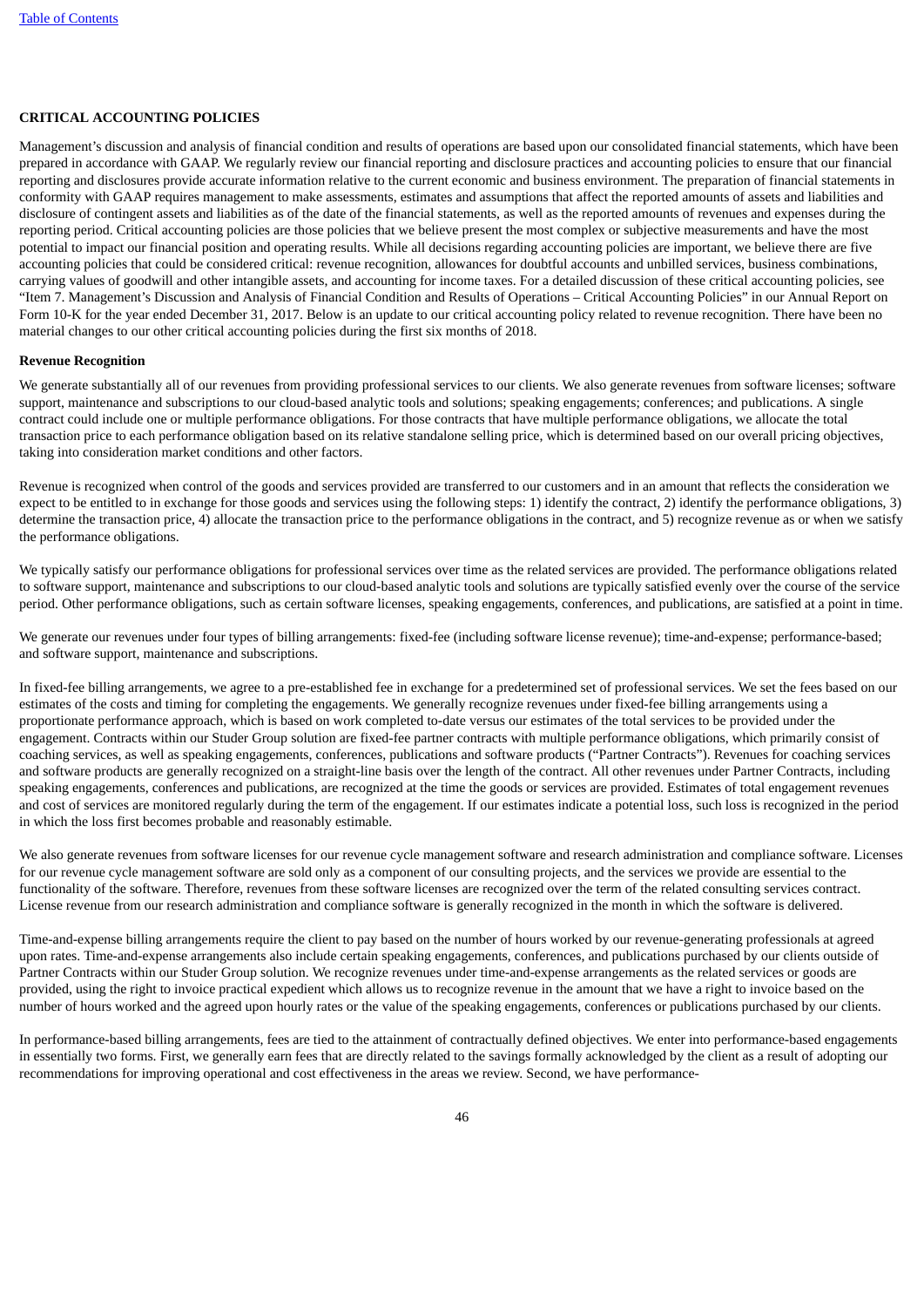## CRITICAL ACCOUNTING POLICIES

Management's discussion and analysis of financial condition and results of operations are based upon our consolidated financial statements, which have been prepared in accordance with GAAP. We regularly review our financial reporting and disclosure practices and accounting policies to ensure that our financial reporting and disclosures provide accurate information relative to the current economic and business environment. The preparation of financial statements in conformity with GAAP requires management to make assessments, estimates and assumptions that affect the reported amounts of assets and liabilities and disclosure of contingent assets and liabilities as of the date of the financial statements, as well as the reported amounts of revenues and expenses during the reporting period. Critical accounting policies are those policies that we believe present the most complex or subjective measurements and have the most potential to impact our financial position and operating results. While all decisions regarding accounting policies are important, we believe there are five accounting policies that could be considered critical: revenue recognition, allowances for doubtful accounts and unbilled services, business combinations, carrying values of goodwill and other intangible assets, and accounting for income taxes. For a detailed discussion of these critical accounting policies, see "Item 7. Management's Discussion and Analysis of Financial Condition and Results of Operations – Critical Accounting Policies" in our Annual Report on Form 10-K for the year ended December 31, 2017. Below is an update to our critical accounting policy related to revenue recognition. There have been no material changes to our other critical accounting policies during the first six months of 2018.

### Revenue Recognition

We generate substantially all of our revenues from providing professional services to our clients. We also generate revenues from software licenses; software support, maintenance and subscriptions to our cloud-based analytic tools and solutions; speaking engagements; conferences; and publications. A single contract could include one or multiple performance obligations. For those contracts that have multiple performance obligations, we allocate the total transaction price to each performance obligation based on its relative standalone selling price, which is determined based on our overall pricing objectives, taking into consideration market conditions and other factors.

Revenue is recognized when control of the goods and services provided are transferred to our customers and in an amount that reflects the consideration we expect to be entitled to in exchange for those goods and services using the following steps: 1) identify the contract, 2) identify the performance obligations, 3) determine the transaction price, 4) allocate the transaction price to the performance obligations in the contract, and 5) recognize revenue as or when we satisfy the performance obligations.

We typically satisfy our performance obligations for professional services over time as the related services are provided. The performance obligations related to software support, maintenance and subscriptions to our cloud-based analytic tools and solutions are typically satisfied evenly over the course of the service period. Other performance obligations, such as certain software licenses, speaking engagements, conferences, and publications, are satisfied at a point in time.

We generate our revenues under four types of billing arrangements: fixed-fee (including software license revenue); time-and-expense; performance-based; and software support, maintenance and subscriptions.

In fixed-fee billing arrangements, we agree to a pre-established fee in exchange for a predetermined set of professional services. We set the fees based on our estimates of the costs and timing for completing the engagements. We generally recognize revenues under fixed-fee billing arrangements using a proportionate performance approach, which is based on work completed to-date versus our estimates of the total services to be provided under the engagement. Contracts within our Studer Group solution are fixed-fee partner contracts with multiple performance obligations, which primarily consist of coaching services, as well as speaking engagements, conferences, publications and software products ("Partner Contracts"). Revenues for coaching services and software products are generally recognized on a straight-line basis over the length of the contract. All other revenues under Partner Contracts, including speaking engagements, conferences and publications, are recognized at the time the goods or services are provided. Estimates of total engagement revenues and cost of services are monitored regularly during the term of the engagement. If our estimates indicate a potential loss, such loss is recognized in the period in which the loss first becomes probable and reasonably estimable.

We also generate revenues from software licenses for our revenue cycle management software and research administration and compliance software. Licenses for our revenue cycle management software are sold only as a component of our consulting projects, and the services we provide are essential to the functionality of the software. Therefore, revenues from these software licenses are recognized over the term of the related consulting services contract. License revenue from our research administration and compliance software is generally recognized in the month in which the software is delivered.

Time-and-expense billing arrangements require the client to pay based on the number of hours worked by our revenue-generating professionals at agreed upon rates. Time-and-expense arrangements also include certain speaking engagements, conferences, and publications purchased by our clients outside of Partner Contracts within our Studer Group solution. We recognize revenues under time-and-expense arrangements as the related services or goods are provided, using the right to invoice practical expedient which allows us to recognize revenue in the amount that we have a right to invoice based on the number of hours worked and the agreed upon hourly rates or the value of the speaking engagements, conferences or publications purchased by our clients.

In performance-based billing arrangements, fees are tied to the attainment of contractually defined objectives. We enter into performance-based engagements in essentially two forms. First, we generally earn fees that are directly related to the savings formally acknowledged by the client as a result of adopting our recommendations for improving operational and cost effectiveness in the areas we review. Second, we have performance-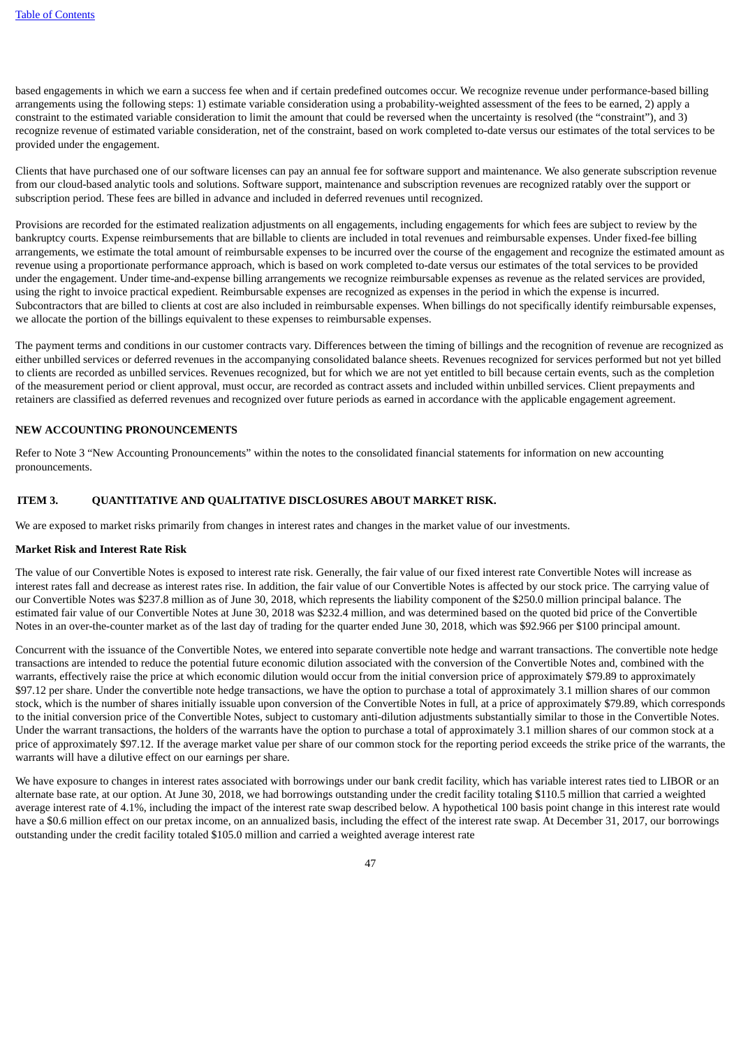based engagements in which we earn a success fee when and if certain predefined outcomes occur. We recognize revenue under performance-based billing arrangements using the following steps: 1) estimate variable consideration using a probability-weighted assessment of the fees to be earned, 2) apply a constraint to the estimated variable consideration to limit the amount that could be reversed when the uncertainty is resolved (the "constraint"), and 3) recognize revenue of estimated variable consideration, net of the constraint, based on work completed to-date versus our estimates of the total services to be provided under the engagement.

Clients that have purchased one of our software licenses can pay an annual fee for software support and maintenance. We also generate subscription revenue from our cloud-based analytic tools and solutions. Software support, maintenance and subscription revenues are recognized ratably over the support or subscription period. These fees are billed in advance and included in deferred revenues until recognized.

Provisions are recorded for the estimated realization adjustments on all engagements, including engagements for which fees are subject to review by the bankruptcy courts. Expense reimbursements that are billable to clients are included in total revenues and reimbursable expenses. Under fixed-fee billing arrangements, we estimate the total amount of reimbursable expenses to be incurred over the course of the engagement and recognize the estimated amount as revenue using a proportionate performance approach, which is based on work completed to-date versus our estimates of the total services to be provided under the engagement. Under time-and-expense billing arrangements we recognize reimbursable expenses as revenue as the related services are provided, using the right to invoice practical expedient. Reimbursable expenses are recognized as expenses in the period in which the expense is incurred. Subcontractors that are billed to clients at cost are also included in reimbursable expenses. When billings do not specifically identify reimbursable expenses, we allocate the portion of the billings equivalent to these expenses to reimbursable expenses.

The payment terms and conditions in our customer contracts vary. Differences between the timing of billings and the recognition of revenue are recognized as either unbilled services or deferred revenues in the accompanying consolidated balance sheets. Revenues recognized for services performed but not yet billed to clients are recorded as unbilled services. Revenues recognized, but for which we are not yet entitled to bill because certain events, such as the completion of the measurement period or client approval, must occur, are recorded as contract assets and included within unbilled services. Client prepayments and retainers are classified as deferred revenues and recognized over future periods as earned in accordance with the applicable engagement agreement.

**NEW ACCOUNTING PRONOUNCEMENTS**

Refer to Note 3 "New Accounting Pronouncements" within the notes to the consolidated financial statements for information on new accounting pronouncements.

## ITEM 3. QUANTITATIVE AND QUALITATIVE DISCLOSURES ABOUT MARKET RISK.

We are exposed to market risks primarily from changes in interest rates and changes in the market value of our investments.

**Market Risk and Interest Rate Risk**

The value of our Convertible Notes is exposed to interest rate risk. Generally, the fair value of our fixed interest rate Convertible Notes will increase as interest rates fall and decrease as interest rates rise. In addition, the fair value of our Convertible Notes is affected by our stock price. The carrying value of our Convertible Notes was $237.8 million as of June 30, 2018, which represents the liability component of the $250.0 million principal balance. The estimated fair value of our Convertible Notes at June 30, 2018 was $232.4 million, and was determined based on the quoted bid price of the Convertible Notes in an over-the-counter market as of the last day of trading for the quarter ended June 30, 2018, which was $92.966 per $100 principal amount.

Concurrent with the issuance of the Convertible Notes, we entered into separate convertible note hedge and warrant transactions. The convertible note hedge transactions are intended to reduce the potential future economic dilution associated with the conversion of the Convertible Notes and, combined with the warrants, effectively raise the price at which economic dilution would occur from the initial conversion price of approximately $79.89 to approximately $97.12 per share. Under the convertible note hedge transactions, we have the option to purchase a total of approximately 3.1 million shares of our common stock, which is the number of shares initially issuable upon conversion of the Convertible Notes in full, at a price of approximately $79.89, which corresponds to the initial conversion price of the Convertible Notes, subject to customary anti-dilution adjustments substantially similar to those in the Convertible Notes. Under the warrant transactions, the holders of the warrants have the option to purchase a total of approximately 3.1 million shares of our common stock at a price of approximately $97.12. If the average market value per share of our common stock for the reporting period exceeds the strike price of the warrants, the warrants will have a dilutive effect on our earnings per share.

We have exposure to changes in interest rates associated with borrowings under our bank credit facility, which has variable interest rates tied to LIBOR or an alternate base rate, at our option. At June 30, 2018, we had borrowings outstanding under the credit facility totaling $110.5 million that carried a weighted average interest rate of 4.1%, including the impact of the interest rate swap described below. A hypothetical 100 basis point change in this interest rate would have a $0.6 million effect on our pretax income, on an annualized basis, including the effect of the interest rate swap. At December 31, 2017, our borrowings outstanding under the credit facility totaled $105.0 million and carried a weighted average interest rate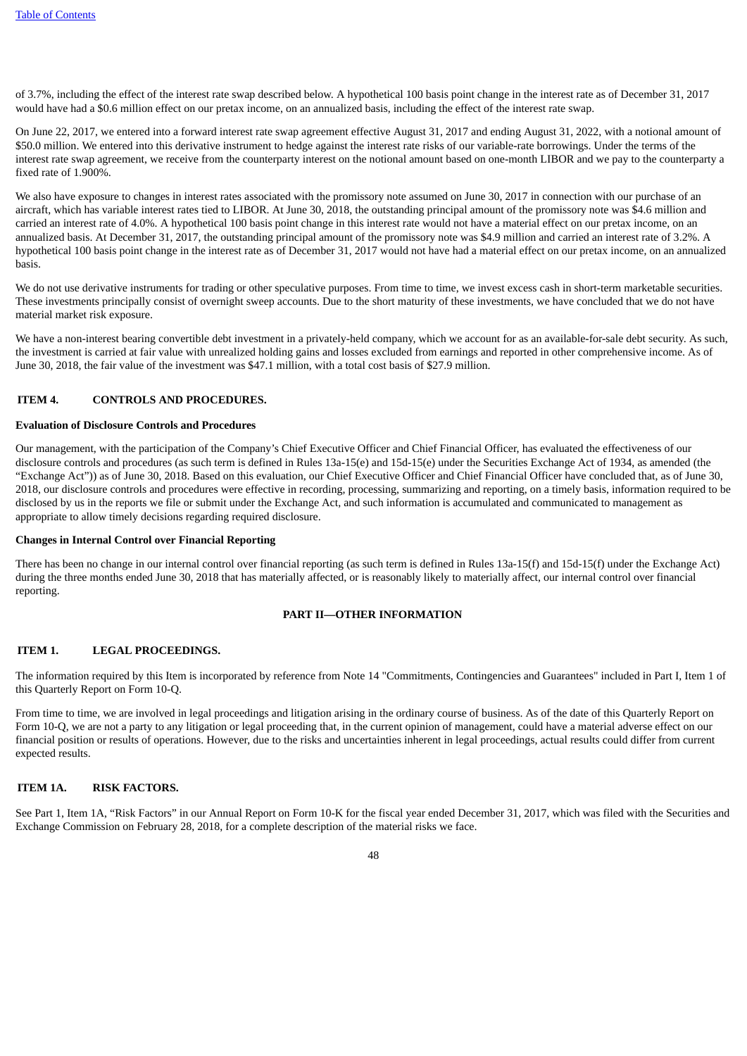of 3.7%, including the effect of the interest rate swap described below. A hypothetical 100 basis point change in the interest rate as of December 31, 2017 would have had a $0.6 million effect on our pretax income, on an annualized basis, including the effect of the interest rate swap.

On June 22, 2017, we entered into a forward interest rate swap agreement effective August 31, 2017 and ending August 31, 2022, with a notional amount of $50.0 million. We entered into this derivative instrument to hedge against the interest rate risks of our variable-rate borrowings. Under the terms of the interest rate swap agreement, we receive from the counterparty interest on the notional amount based on one-month LIBOR and we pay to the counterparty a fixed rate of 1.900%.

We also have exposure to changes in interest rates associated with the promissory note assumed on June 30, 2017 in connection with our purchase of an aircraft, which has variable interest rates tied to LIBOR. At June 30, 2018, the outstanding principal amount of the promissory note was $4.6 million and carried an interest rate of 4.0%. A hypothetical 100 basis point change in this interest rate would not have a material effect on our pretax income, on an annualized basis. At December 31, 2017, the outstanding principal amount of the promissory note was $4.9 million and carried an interest rate of 3.2%. A hypothetical 100 basis point change in the interest rate as of December 31, 2017 would not have had a material effect on our pretax income, on an annualized basis.

We do not use derivative instruments for trading or other speculative purposes. From time to time, we invest excess cash in short-term marketable securities. These investments principally consist of overnight sweep accounts. Due to the short maturity of these investments, we have concluded that we do not have material market risk exposure.

We have a non-interest bearing convertible debt investment in a privately-held company, which we account for as an available-for-sale debt security. As such, the investment is carried at fair value with unrealized holding gains and losses excluded from earnings and reported in other comprehensive income. As of June 30, 2018, the fair value of the investment was $47.1 million, with a total cost basis of $27.9 million.

## ITEM 4. CONTROLS AND PROCEDURES.

**Evaluation of Disclosure Controls and Procedures**

Our management, with the participation of the Company's Chief Executive Officer and Chief Financial Officer, has evaluated the effectiveness of our disclosure controls and procedures (as such term is defined in Rules 13a-15(e) and 15d-15(e) under the Securities Exchange Act of 1934, as amended (the "Exchange Act")) as of June 30, 2018. Based on this evaluation, our Chief Executive Officer and Chief Financial Officer have concluded that, as of June 30, 2018, our disclosure controls and procedures were effective in recording, processing, summarizing and reporting, on a timely basis, information required to be disclosed by us in the reports we file or submit under the Exchange Act, and such information is accumulated and communicated to management as appropriate to allow timely decisions regarding required disclosure.

**Changes in Internal Control over Financial Reporting**

There has been no change in our internal control over financial reporting (as such term is defined in Rules 13a-15(f) and 15d-15(f) under the Exchange Act) during the three months ended June 30, 2018 that has materially affected, or is reasonably likely to materially affect, our internal control over financial reporting.

# PART II—OTHER INFORMATION

## ITEM 1. LEGAL PROCEEDINGS.

The information required by this Item is incorporated by reference from Note 14 "Commitments, Contingencies and Guarantees" included in Part I, Item 1 of this Quarterly Report on Form 10-Q.

From time to time, we are involved in legal proceedings and litigation arising in the ordinary course of business. As of the date of this Quarterly Report on Form 10-Q, we are not a party to any litigation or legal proceeding that, in the current opinion of management, could have a material adverse effect on our financial position or results of operations. However, due to the risks and uncertainties inherent in legal proceedings, actual results could differ from current expected results.

## ITEM 1A. RISK FACTORS.

See Part 1, Item 1A, "Risk Factors" in our Annual Report on Form 10-K for the fiscal year ended December 31, 2017, which was filed with the Securities and Exchange Commission on February 28, 2018, for a complete description of the material risks we face.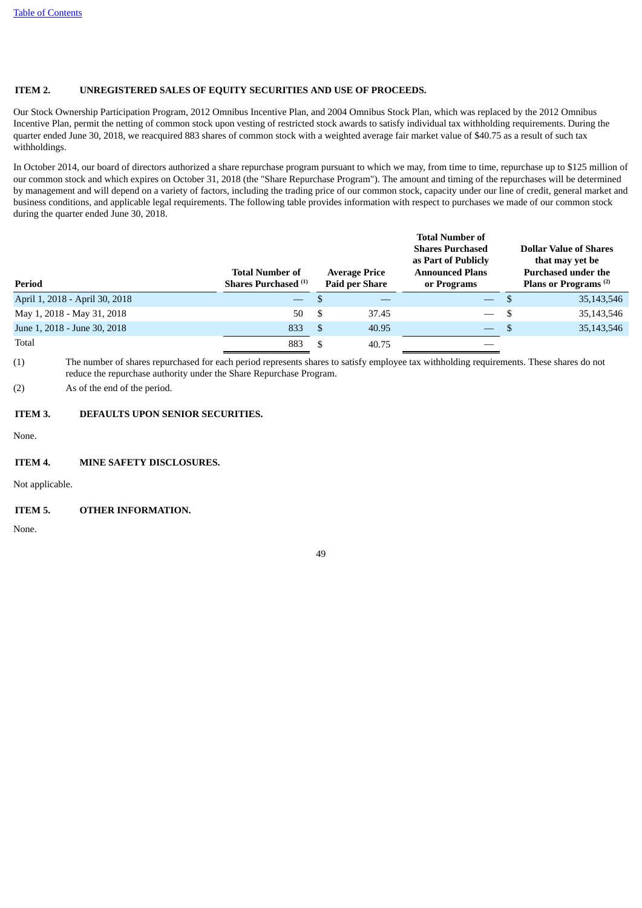## ITEM 2. UNREGISTERED SALES OF EQUITY SECURITIES AND USE OF PROCEEDS.

Our Stock Ownership Participation Program, 2012 Omnibus Incentive Plan, and 2004 Omnibus Stock Plan, which was replaced by the 2012 Omnibus Incentive Plan, permit the netting of common stock upon vesting of restricted stock awards to satisfy individual tax withholding requirements. During the quarter ended June 30, 2018, we reacquired 883 shares of common stock with a weighted average fair market value of $40.75 as a result of such tax withholdings.

In October 2014, our board of directors authorized a share repurchase program pursuant to which we may, from time to time, repurchase up to $125 million of our common stock and which expires on October 31, 2018 (the "Share Repurchase Program"). The amount and timing of the repurchases will be determined by management and will depend on a variety of factors, including the trading price of our common stock, capacity under our line of credit, general market and business conditions, and applicable legal requirements. The following table provides information with respect to purchases we made of our common stock during the quarter ended June 30, 2018.

| Period | Total Number of Shares Purchased [(1)] | Average Price Paid per Share | Total Number of Shares Purchased as Part of Publicly Announced Plans or Programs | Dollar Value of Shares that may yet be Purchased under the Plans or Programs [(2)] |
|---|---|---|---|---|
| April 1, 2018 - April 30, 2018 | — | $ — | — | $ 35,143,546 |
| May 1, 2018 - May 31, 2018 | 50 | $ 37.45 | — | $ 35,143,546 |
| June 1, 2018 - June 30, 2018 | 833 | $ 40.95 | — | $ 35,143,546 |
| Total | 883 | $ 40.75 | — | |

(1) The number of shares repurchased for each period represents shares to satisfy employee tax withholding requirements. These shares do not reduce the repurchase authority under the Share Repurchase Program.

(2) As of the end of the period.

## ITEM 3. DEFAULTS UPON SENIOR SECURITIES.

None.

## ITEM 4. MINE SAFETY DISCLOSURES.

Not applicable.

## ITEM 5. OTHER INFORMATION.

None.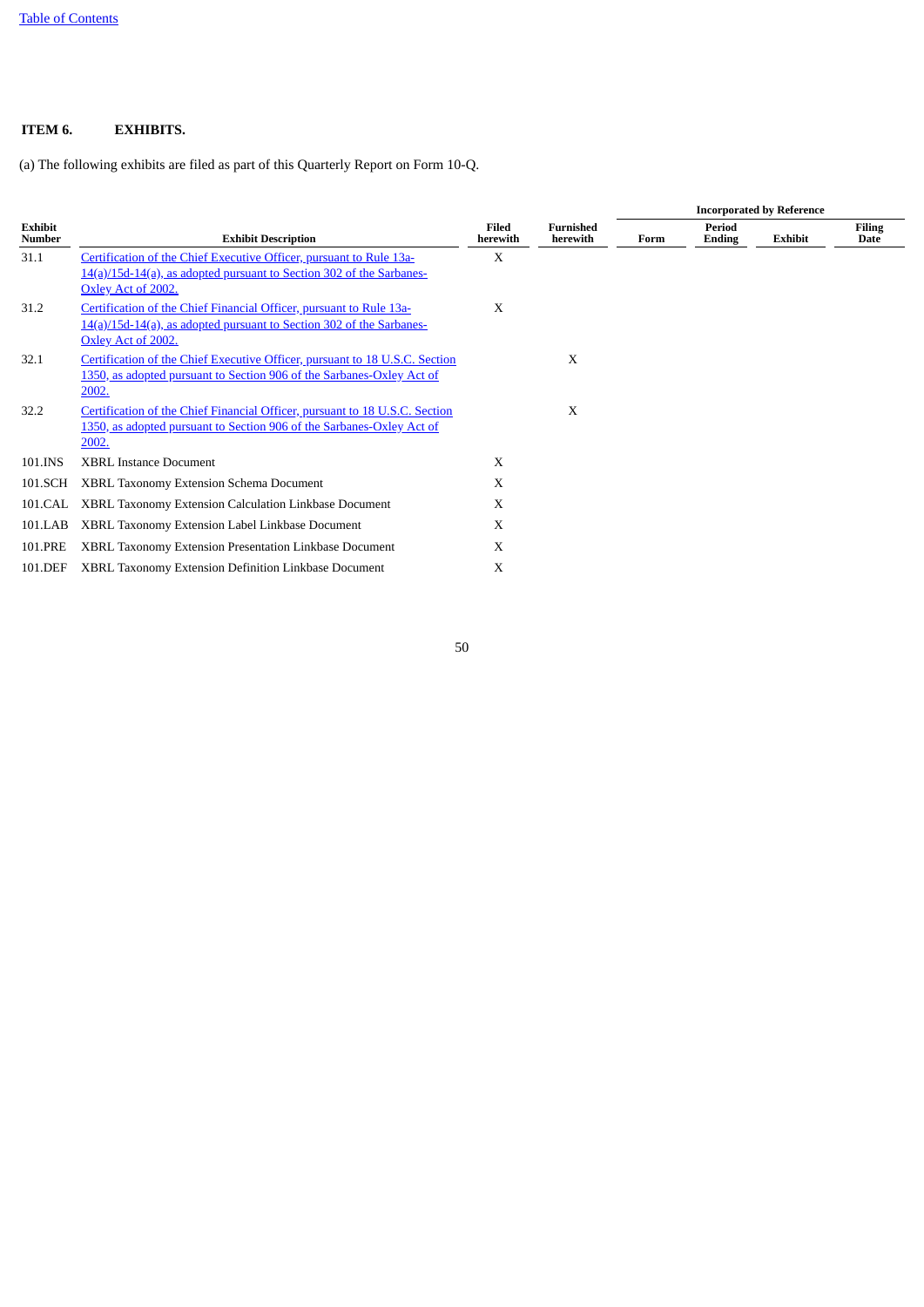### ITEM 6. EXHIBITS.

(a) The following exhibits are filed as part of this Quarterly Report on Form 10-Q.

| | | | | Incorporated by Reference | | | |
|---|---|---|---|---|---|---|---|
| Exhibit Number | Exhibit Description | Filed herewith | Furnished herewith | Form | Period Ending | Exhibit | Filing Date |
| 31.1 | Certification of the Chief Executive Officer, pursuant to Rule 13a-14(a)/15d-14(a), as adopted pursuant to Section 302 of the Sarbanes-Oxley Act of 2002. | X | | | | | |
| 31.2 | Certification of the Chief Financial Officer, pursuant to Rule 13a-14(a)/15d-14(a), as adopted pursuant to Section 302 of the Sarbanes-Oxley Act of 2002. | X | | | | | |
| 32.1 | Certification of the Chief Executive Officer, pursuant to 18 U.S.C. Section 1350, as adopted pursuant to Section 906 of the Sarbanes-Oxley Act of 2002. | | X | | | | |
| 32.2 | Certification of the Chief Financial Officer, pursuant to 18 U.S.C. Section 1350, as adopted pursuant to Section 906 of the Sarbanes-Oxley Act of 2002. | | X | | | | |
| 101.INS | XBRL Instance Document | X | | | | | |
| 101.SCH | XBRL Taxonomy Extension Schema Document | X | | | | | |
| 101.CAL | XBRL Taxonomy Extension Calculation Linkbase Document | X | | | | | |
| 101.LAB | XBRL Taxonomy Extension Label Linkbase Document | X | | | | | |
| 101.PRE | XBRL Taxonomy Extension Presentation Linkbase Document | X | | | | | |
| 101.DEF | XBRL Taxonomy Extension Definition Linkbase Document | X | | | | | |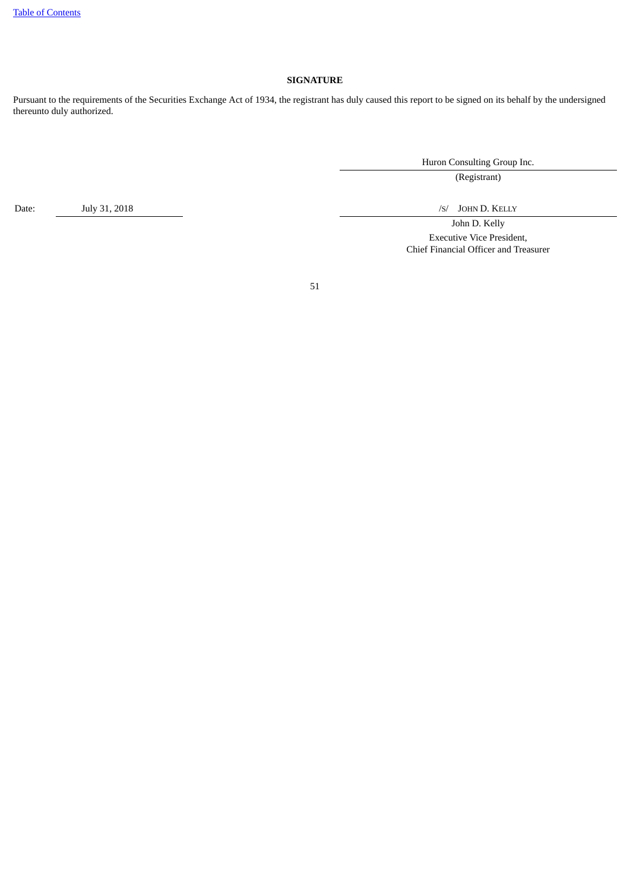## SIGNATURE

Pursuant to the requirements of the Securities Exchange Act of 1934, the registrant has duly caused this report to be signed on its behalf by the undersigned thereunto duly authorized.

Huron Consulting Group Inc.

(Registrant)

Date: July 31, 2018

/S/ JOHN D. KELLY

John D. Kelly

Executive Vice President,

Chief Financial Officer and Treasurer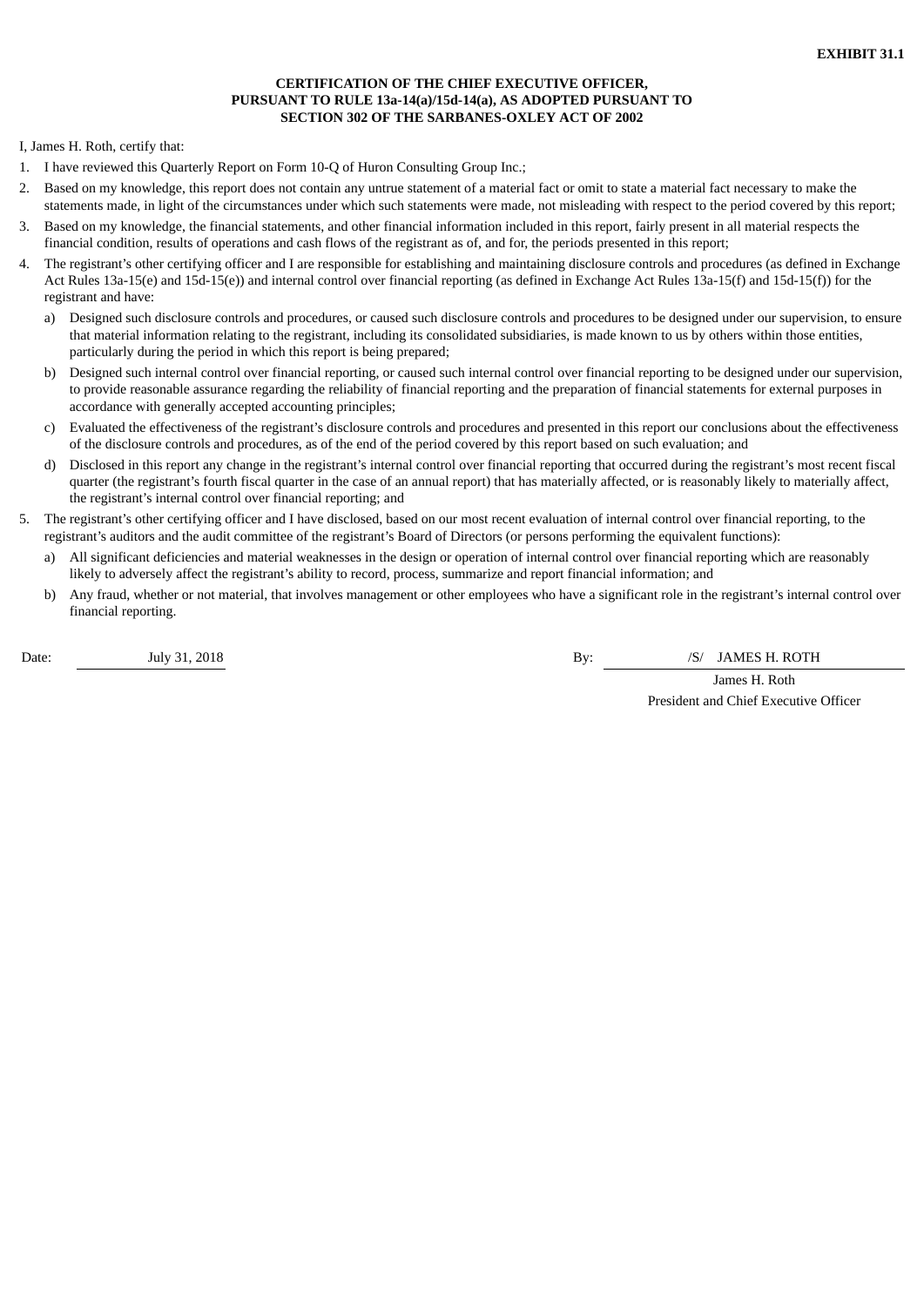**EXHIBIT 31.1**

**CERTIFICATION OF THE CHIEF EXECUTIVE OFFICER, PURSUANT TO RULE 13a-14(a)/15d-14(a), AS ADOPTED PURSUANT TO SECTION 302 OF THE SARBANES-OXLEY ACT OF 2002**

I, James H. Roth, certify that:

1. I have reviewed this Quarterly Report on Form 10-Q of Huron Consulting Group Inc.;
2. Based on my knowledge, this report does not contain any untrue statement of a material fact or omit to state a material fact necessary to make the statements made, in light of the circumstances under which such statements were made, not misleading with respect to the period covered by this report;
3. Based on my knowledge, the financial statements, and other financial information included in this report, fairly present in all material respects the financial condition, results of operations and cash flows of the registrant as of, and for, the periods presented in this report;
4. The registrant's other certifying officer and I are responsible for establishing and maintaining disclosure controls and procedures (as defined in Exchange Act Rules 13a-15(e) and 15d-15(e)) and internal control over financial reporting (as defined in Exchange Act Rules 13a-15(f) and 15d-15(f)) for the registrant and have:
   a) Designed such disclosure controls and procedures, or caused such disclosure controls and procedures to be designed under our supervision, to ensure that material information relating to the registrant, including its consolidated subsidiaries, is made known to us by others within those entities, particularly during the period in which this report is being prepared;
   b) Designed such internal control over financial reporting, or caused such internal control over financial reporting to be designed under our supervision, to provide reasonable assurance regarding the reliability of financial reporting and the preparation of financial statements for external purposes in accordance with generally accepted accounting principles;
   c) Evaluated the effectiveness of the registrant's disclosure controls and procedures and presented in this report our conclusions about the effectiveness of the disclosure controls and procedures, as of the end of the period covered by this report based on such evaluation; and
   d) Disclosed in this report any change in the registrant's internal control over financial reporting that occurred during the registrant's most recent fiscal quarter (the registrant's fourth fiscal quarter in the case of an annual report) that has materially affected, or is reasonably likely to materially affect, the registrant's internal control over financial reporting; and
5. The registrant's other certifying officer and I have disclosed, based on our most recent evaluation of internal control over financial reporting, to the registrant's auditors and the audit committee of the registrant's Board of Directors (or persons performing the equivalent functions):
   a) All significant deficiencies and material weaknesses in the design or operation of internal control over financial reporting which are reasonably likely to adversely affect the registrant's ability to record, process, summarize and report financial information; and
   b) Any fraud, whether or not material, that involves management or other employees who have a significant role in the registrant's internal control over financial reporting.

Date: July 31, 2018

By: /S/ JAMES H. ROTH

James H. Roth
President and Chief Executive Officer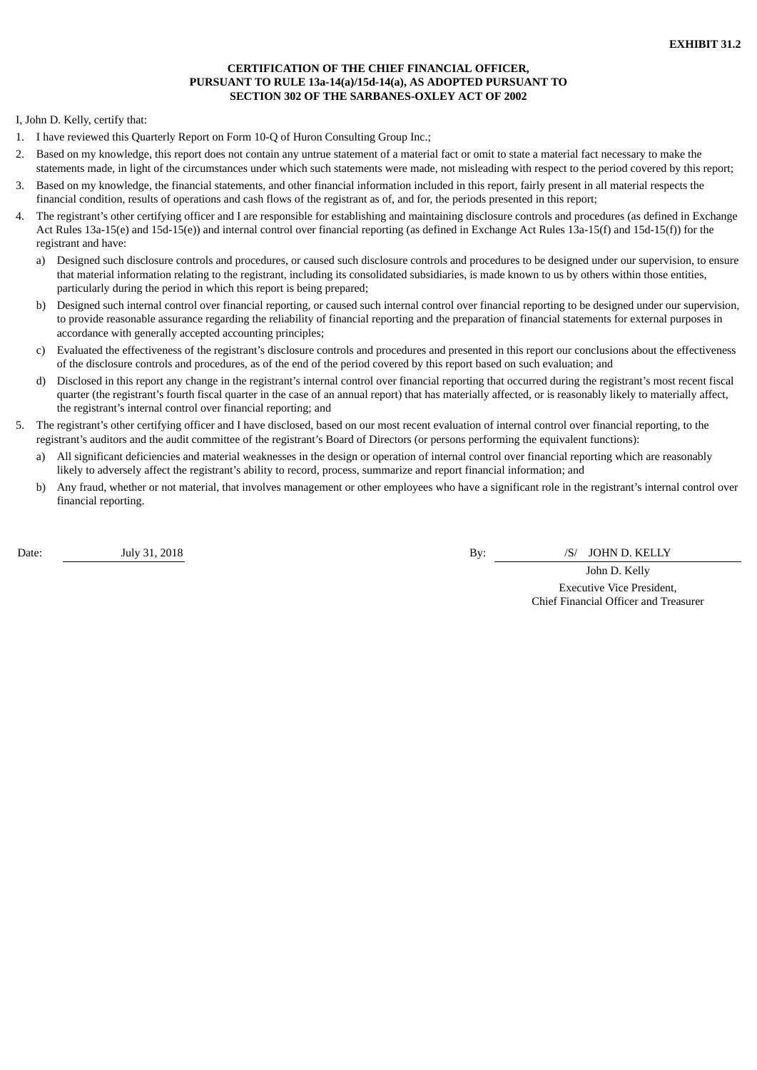**EXHIBIT 31.2**

**CERTIFICATION OF THE CHIEF FINANCIAL OFFICER,
PURSUANT TO RULE 13a-14(a)/15d-14(a), AS ADOPTED PURSUANT TO
SECTION 302 OF THE SARBANES-OXLEY ACT OF 2002**

I, John D. Kelly, certify that:

1. I have reviewed this Quarterly Report on Form 10-Q of Huron Consulting Group Inc.;
2. Based on my knowledge, this report does not contain any untrue statement of a material fact or omit to state a material fact necessary to make the statements made, in light of the circumstances under which such statements were made, not misleading with respect to the period covered by this report;
3. Based on my knowledge, the financial statements, and other financial information included in this report, fairly present in all material respects the financial condition, results of operations and cash flows of the registrant as of, and for, the periods presented in this report;
4. The registrant's other certifying officer and I are responsible for establishing and maintaining disclosure controls and procedures (as defined in Exchange Act Rules 13a-15(e) and 15d-15(e)) and internal control over financial reporting (as defined in Exchange Act Rules 13a-15(f) and 15d-15(f)) for the registrant and have:
   a) Designed such disclosure controls and procedures, or caused such disclosure controls and procedures to be designed under our supervision, to ensure that material information relating to the registrant, including its consolidated subsidiaries, is made known to us by others within those entities, particularly during the period in which this report is being prepared;
   b) Designed such internal control over financial reporting, or caused such internal control over financial reporting to be designed under our supervision, to provide reasonable assurance regarding the reliability of financial reporting and the preparation of financial statements for external purposes in accordance with generally accepted accounting principles;
   c) Evaluated the effectiveness of the registrant's disclosure controls and procedures and presented in this report our conclusions about the effectiveness of the disclosure controls and procedures, as of the end of the period covered by this report based on such evaluation; and
   d) Disclosed in this report any change in the registrant's internal control over financial reporting that occurred during the registrant's most recent fiscal quarter (the registrant's fourth fiscal quarter in the case of an annual report) that has materially affected, or is reasonably likely to materially affect, the registrant's internal control over financial reporting; and
5. The registrant's other certifying officer and I have disclosed, based on our most recent evaluation of internal control over financial reporting, to the registrant's auditors and the audit committee of the registrant's Board of Directors (or persons performing the equivalent functions):
   a) All significant deficiencies and material weaknesses in the design or operation of internal control over financial reporting which are reasonably likely to adversely affect the registrant's ability to record, process, summarize and report financial information; and
   b) Any fraud, whether or not material, that involves management or other employees who have a significant role in the registrant's internal control over financial reporting.

Date: July 31, 2018

By: /S/ JOHN D. KELLY

John D. Kelly
Executive Vice President,
Chief Financial Officer and Treasurer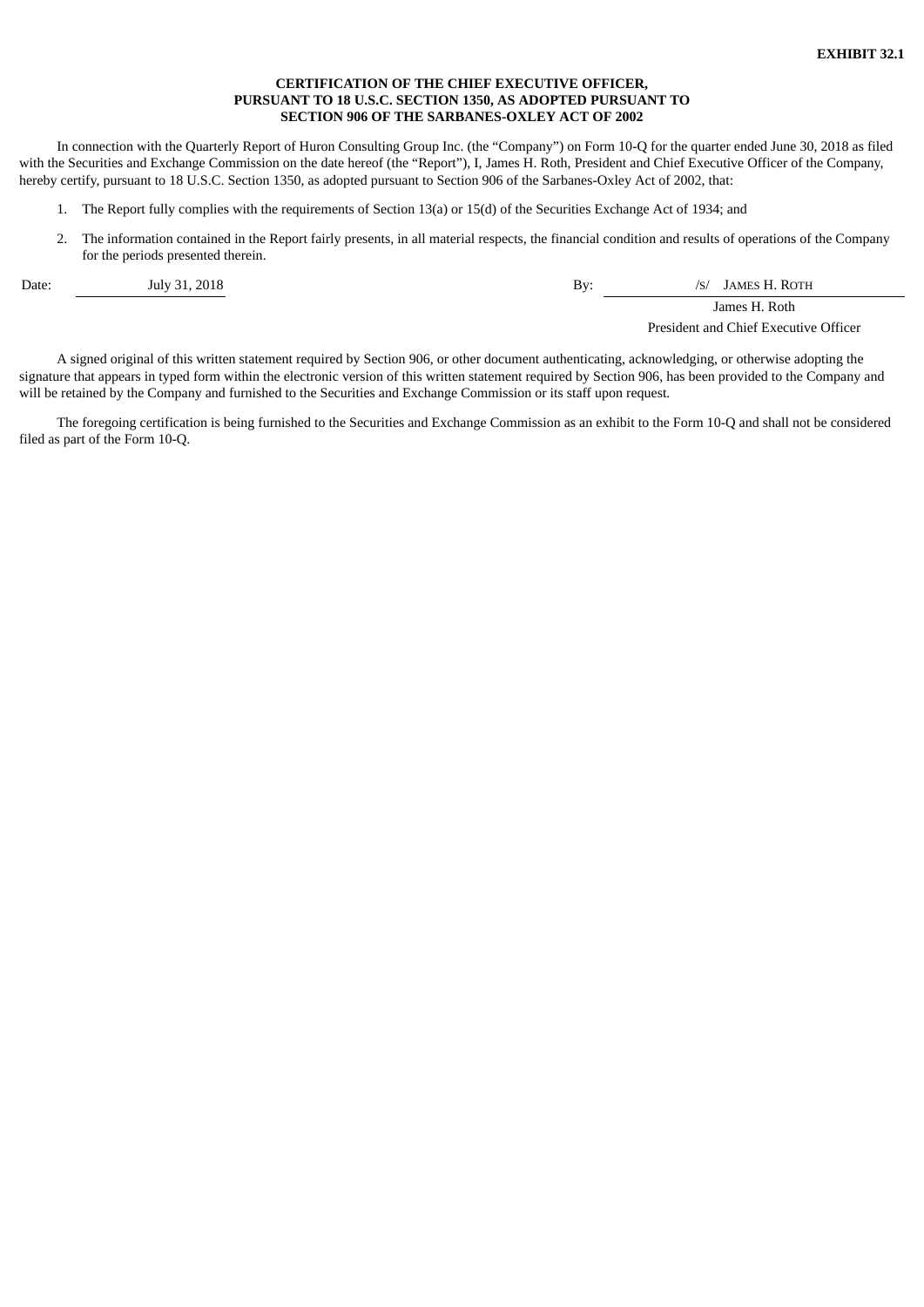**EXHIBIT 32.1**

**CERTIFICATION OF THE CHIEF EXECUTIVE OFFICER, PURSUANT TO 18 U.S.C. SECTION 1350, AS ADOPTED PURSUANT TO SECTION 906 OF THE SARBANES-OXLEY ACT OF 2002**

In connection with the Quarterly Report of Huron Consulting Group Inc. (the “Company”) on Form 10-Q for the quarter ended June 30, 2018 as filed with the Securities and Exchange Commission on the date hereof (the “Report”), I, James H. Roth, President and Chief Executive Officer of the Company, hereby certify, pursuant to 18 U.S.C. Section 1350, as adopted pursuant to Section 906 of the Sarbanes-Oxley Act of 2002, that:

1. The Report fully complies with the requirements of Section 13(a) or 15(d) of the Securities Exchange Act of 1934; and
2. The information contained in the Report fairly presents, in all material respects, the financial condition and results of operations of the Company for the periods presented therein.

| | | | |
|---|---|---|---|
| Date: | July 31, 2018 | By: | /S/ JAMES H. ROTH |
| | | | James H. Roth |
| | | | President and Chief Executive Officer |

A signed original of this written statement required by Section 906, or other document authenticating, acknowledging, or otherwise adopting the signature that appears in typed form within the electronic version of this written statement required by Section 906, has been provided to the Company and will be retained by the Company and furnished to the Securities and Exchange Commission or its staff upon request.

The foregoing certification is being furnished to the Securities and Exchange Commission as an exhibit to the Form 10-Q and shall not be considered filed as part of the Form 10-Q.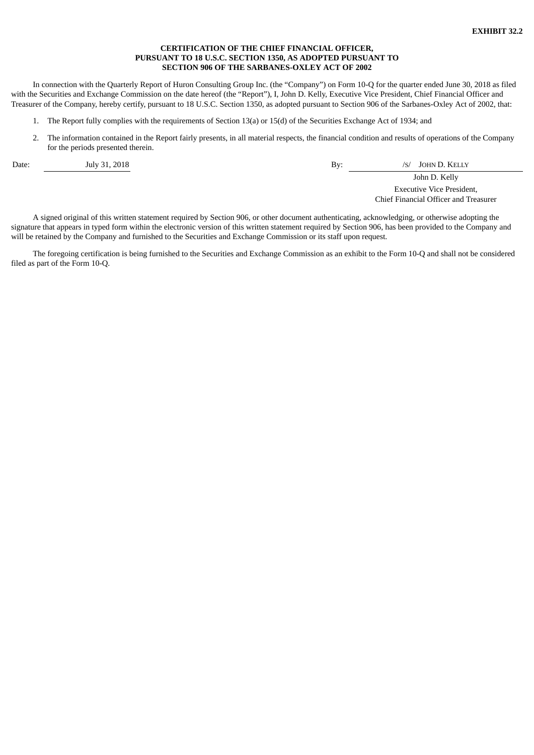**EXHIBIT 32.2**

**CERTIFICATION OF THE CHIEF FINANCIAL OFFICER,
PURSUANT TO 18 U.S.C. SECTION 1350, AS ADOPTED PURSUANT TO
SECTION 906 OF THE SARBANES-OXLEY ACT OF 2002**

In connection with the Quarterly Report of Huron Consulting Group Inc. (the "Company") on Form 10-Q for the quarter ended June 30, 2018 as filed with the Securities and Exchange Commission on the date hereof (the "Report"), I, John D. Kelly, Executive Vice President, Chief Financial Officer and Treasurer of the Company, hereby certify, pursuant to 18 U.S.C. Section 1350, as adopted pursuant to Section 906 of the Sarbanes-Oxley Act of 2002, that:

1. The Report fully complies with the requirements of Section 13(a) or 15(d) of the Securities Exchange Act of 1934; and
2. The information contained in the Report fairly presents, in all material respects, the financial condition and results of operations of the Company for the periods presented therein.

| | | | |
|---|---|---|---|
| Date: | July 31, 2018 | By: | /S/ JOHN D. KELLY |
| | | | John D. Kelly |
| | | | Executive Vice President, Chief Financial Officer and Treasurer |

A signed original of this written statement required by Section 906, or other document authenticating, acknowledging, or otherwise adopting the signature that appears in typed form within the electronic version of this written statement required by Section 906, has been provided to the Company and will be retained by the Company and furnished to the Securities and Exchange Commission or its staff upon request.

The foregoing certification is being furnished to the Securities and Exchange Commission as an exhibit to the Form 10-Q and shall not be considered filed as part of the Form 10-Q.